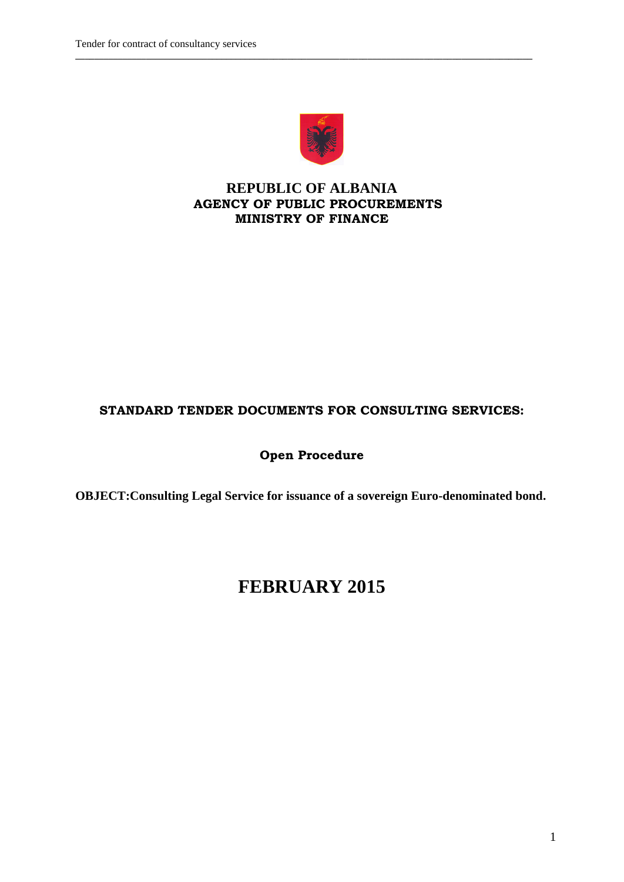**REPUBLIC OF ALBANIA**
**AGENCY OF PUBLIC PROCUREMENTS**
**MINISTRY OF FINANCE**

**STANDARD TENDER DOCUMENTS FOR CONSULTING SERVICES:**

**Open Procedure**

**OBJECT:Consulting Legal Service for issuance of a sovereign Euro-denominated bond.**

# FEBRUARY 2015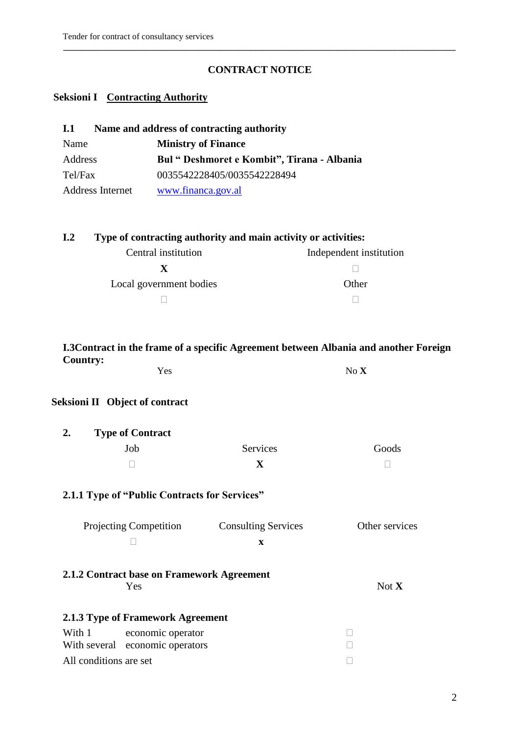# CONTRACT NOTICE

## Seksioni I Contracting Authority

### I.1 Name and address of contracting authority

| | |
|---|---|
| Name | **Ministry of Finance** |
| Address | **Bul " Deshmoret e Kombit", Tirana - Albania** |
| Tel/Fax | 0035542228405/0035542228494 |
| Address Internet | www.financa.gov.al |

### I.2 Type of contracting authority and main activity or activities:

| | |
|---|---|
| Central institution | Independent institution |
| **X** | ☐ |
| Local government bodies | Other |
| ☐ | ☐ |

### I.3 Contract in the frame of a specific Agreement between Albania and another Foreign Country:

Yes No **X**

## Seksioni II Object of contract

### 2. Type of Contract

| Job | Services | Goods |
|---|---|---|
| ☐ | **X** | ☐ |

### 2.1.1 Type of "Public Contracts for Services"

| Projecting Competition | Consulting Services | Other services |
|---|---|---|
| ☐ | **x** | |

### 2.1.2 Contract base on Framework Agreement

Yes Not **X**

### 2.1.3 Type of Framework Agreement

| | |
|---|---|
| With 1 economic operator | ☐ |
| With several economic operators | ☐ |
| All conditions are set | ☐ |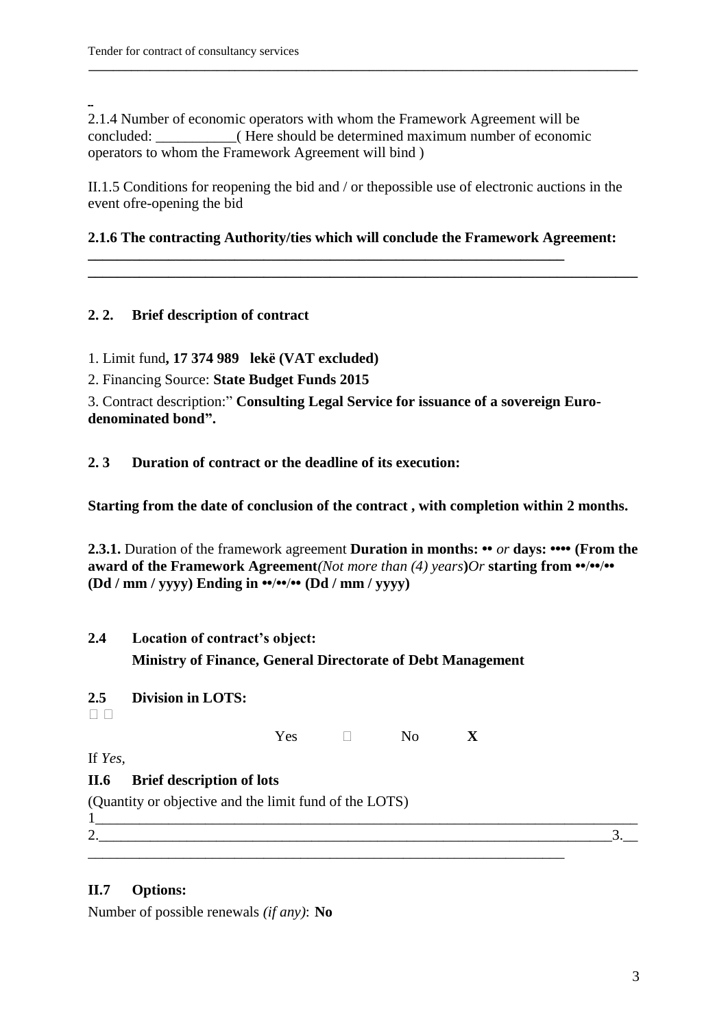2.1.4 Number of economic operators with whom the Framework Agreement will be concluded: ___________( Here should be determined maximum number of economic operators to whom the Framework Agreement will bind )

II.1.5 Conditions for reopening the bid and / or thepossible use of electronic auctions in the event ofre-opening the bid

**2.1.6 The contracting Authority/ties which will conclude the Framework Agreement:**

**2. 2. Brief description of contract**

1. Limit fund**, 17 374 989 lekë (VAT excluded)**

2. Financing Source: **State Budget Funds 2015**

3. Contract description:" **Consulting Legal Service for issuance of a sovereign Euro-denominated bond".**

**2. 3 Duration of contract or the deadline of its execution:**

**Starting from the date of conclusion of the contract , with completion within 2 months.**

**2.3.1.** Duration of the framework agreement **Duration in months: ••** *or* **days: •••• (From the award of the Framework Agreement***(Not more than (4) years***)***Or* **starting from ••/••/•• (Dd / mm / yyyy) Ending in ••/••/•• (Dd / mm / yyyy)**

**2.4 Location of contract's object:**

**Ministry of Finance, General Directorate of Debt Management**

**2.5 Division in LOTS:**

Yes ☐ No **X**

If *Yes,*

**II.6 Brief description of lots**

(Quantity or objective and the limit fund of the LOTS)

1.____________________________________________________________________________

2.____________________________________________________________________________3.__

**II.7 Options:**

Number of possible renewals *(if any)*: **No**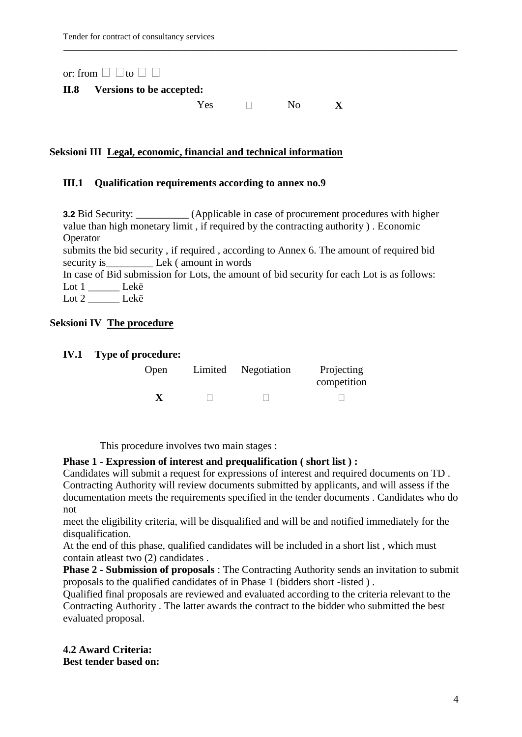or: from □ □ to □ □

**II.8 Versions to be accepted:**

| Yes | | No | |
|---|---|---|---|
| | □ | | **X** |

## Seksioni III Legal, economic, financial and technical information

### III.1 Qualification requirements according to annex no.9

**3.2** Bid Security: __________ (Applicable in case of procurement procedures with higher value than high monetary limit , if required by the contracting authority ) . Economic Operator
submits the bid security , if required , according to Annex 6. The amount of required bid security is_________ Lek ( amount in words
In case of Bid submission for Lots, the amount of bid security for each Lot is as follows:
Lot 1 ______ Lekë
Lot 2 ______ Lekë

## Seksioni IV The procedure

### IV.1 Type of procedure:

| Open | Limited | Negotiation | Projecting competition |
|---|---|---|---|
| **X** | □ | □ | □ |

This procedure involves two main stages :

**Phase 1 - Expression of interest and prequalification ( short list ) :**
Candidates will submit a request for expressions of interest and required documents on TD . Contracting Authority will review documents submitted by applicants, and will assess if the documentation meets the requirements specified in the tender documents . Candidates who do not
meet the eligibility criteria, will be disqualified and will be and notified immediately for the disqualification.
At the end of this phase, qualified candidates will be included in a short list , which must contain atleast two (2) candidates .

**Phase 2 - Submission of proposals** : The Contracting Authority sends an invitation to submit proposals to the qualified candidates of in Phase 1 (bidders short -listed ) .
Qualified final proposals are reviewed and evaluated according to the criteria relevant to the Contracting Authority . The latter awards the contract to the bidder who submitted the best evaluated proposal.

**4.2 Award Criteria:**
**Best tender based on:**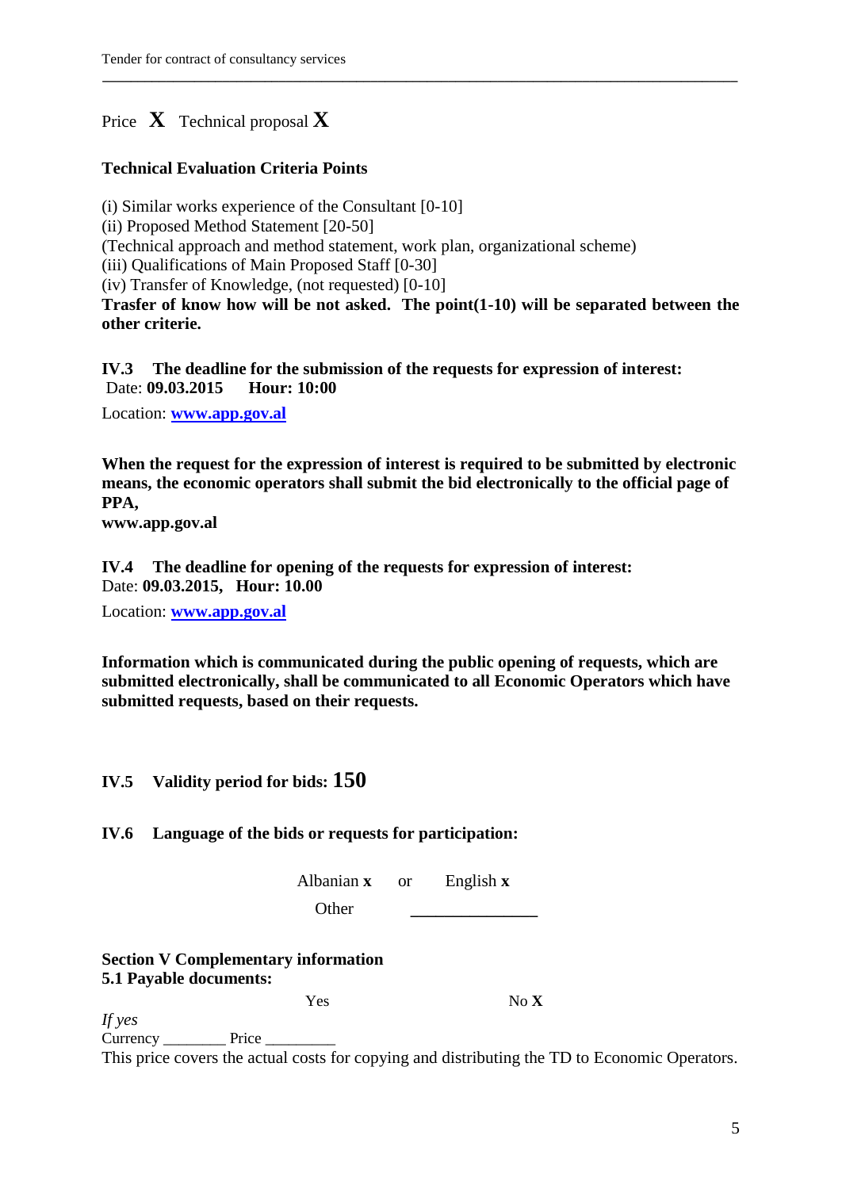Price **X** Technical proposal **X**

**Technical Evaluation Criteria Points**

(i) Similar works experience of the Consultant [0-10]
(ii) Proposed Method Statement [20-50]
(Technical approach and method statement, work plan, organizational scheme)
(iii) Qualifications of Main Proposed Staff [0-30]
(iv) Transfer of Knowledge, (not requested) [0-10]
**Trasfer of know how will be not asked. The point(1-10) will be separated between the other criterie.**

**IV.3 The deadline for the submission of the requests for expression of interest:**
Date: **09.03.2015** **Hour: 10:00**

Location: **www.app.gov.al**

**When the request for the expression of interest is required to be submitted by electronic means, the economic operators shall submit the bid electronically to the official page of PPA,**
**www.app.gov.al**

**IV.4 The deadline for opening of the requests for expression of interest:**
Date: **09.03.2015, Hour: 10.00**

Location: **www.app.gov.al**

**Information which is communicated during the public opening of requests, which are submitted electronically, shall be communicated to all Economic Operators which have submitted requests, based on their requests.**

**IV.5 Validity period for bids: 150**

**IV.6 Language of the bids or requests for participation:**

Albanian **x** or English **x**

Other _______________

**Section V Complementary information**
**5.1 Payable documents:**

Yes No **X**

*If yes*
Currency ________ Price _________
This price covers the actual costs for copying and distributing the TD to Economic Operators.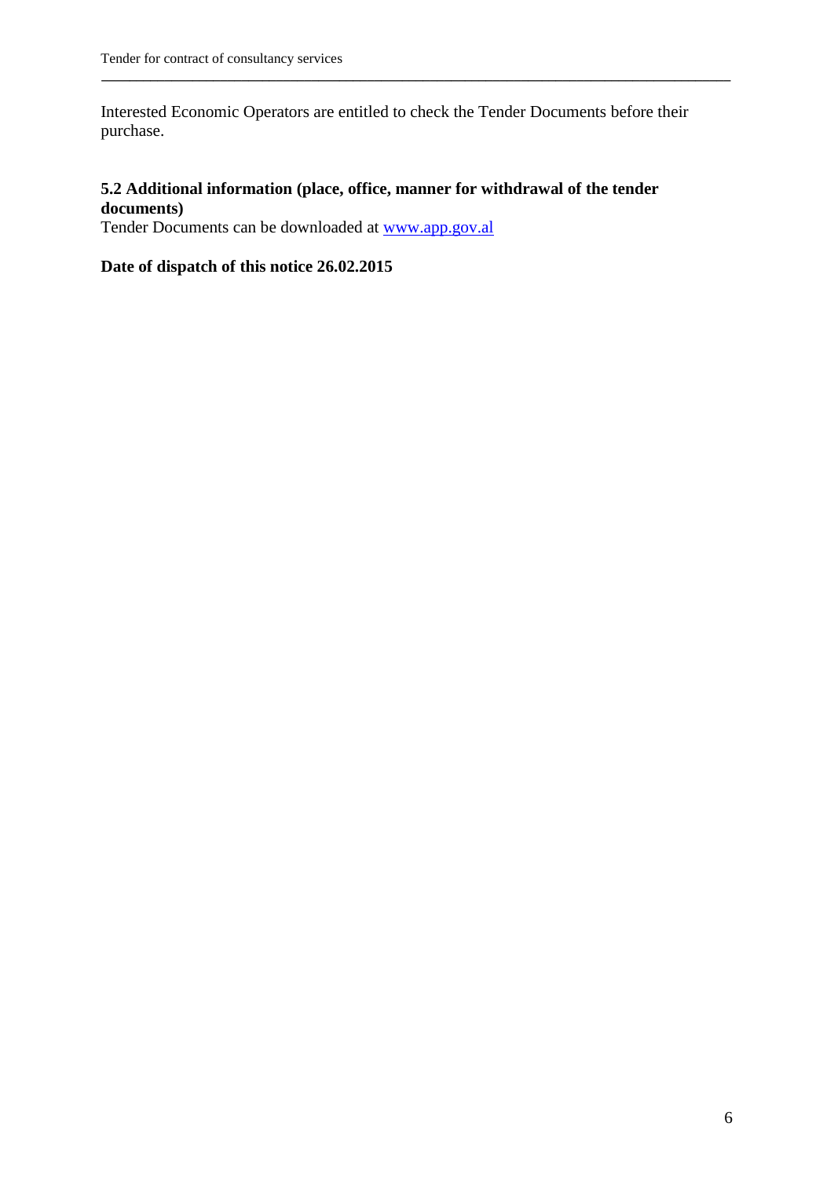Interested Economic Operators are entitled to check the Tender Documents before their purchase.

**5.2 Additional information (place, office, manner for withdrawal of the tender documents)**
Tender Documents can be downloaded at [www.app.gov.al](http://www.app.gov.al)

**Date of dispatch of this notice 26.02.2015**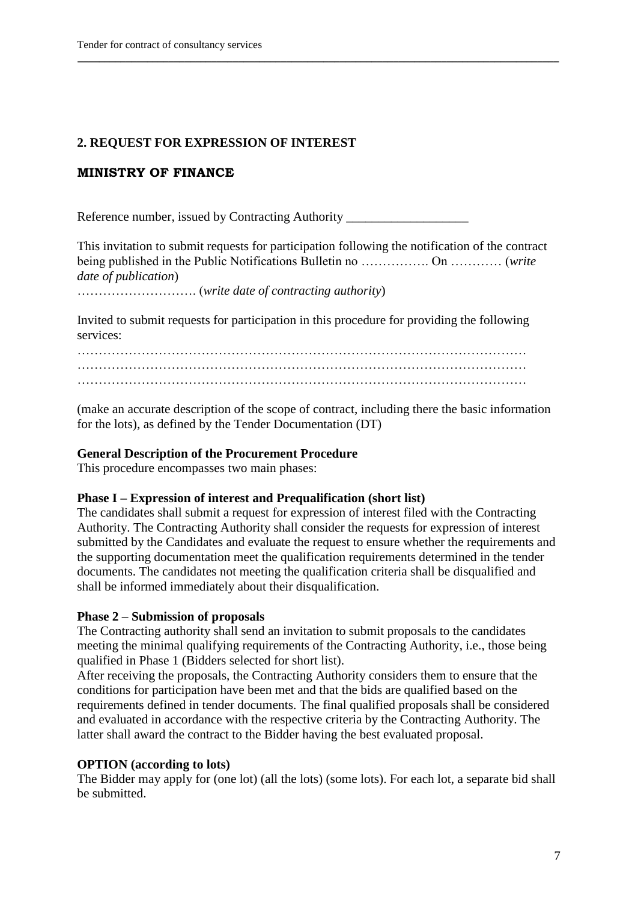## 2. REQUEST FOR EXPRESSION OF INTEREST

## MINISTRY OF FINANCE

Reference number, issued by Contracting Authority ___________________

This invitation to submit requests for participation following the notification of the contract being published in the Public Notifications Bulletin no ……………. On ………… (*write date of publication*)
………………………. (*write date of contracting authority*)

Invited to submit requests for participation in this procedure for providing the following services:

…………………………………………………………………………………………
…………………………………………………………………………………………
…………………………………………………………………………………………

(make an accurate description of the scope of contract, including there the basic information for the lots), as defined by the Tender Documentation (DT)

**General Description of the Procurement Procedure**
This procedure encompasses two main phases:

**Phase I – Expression of interest and Prequalification (short list)**
The candidates shall submit a request for expression of interest filed with the Contracting Authority. The Contracting Authority shall consider the requests for expression of interest submitted by the Candidates and evaluate the request to ensure whether the requirements and the supporting documentation meet the qualification requirements determined in the tender documents. The candidates not meeting the qualification criteria shall be disqualified and shall be informed immediately about their disqualification.

**Phase 2 – Submission of proposals**
The Contracting authority shall send an invitation to submit proposals to the candidates meeting the minimal qualifying requirements of the Contracting Authority, i.e., those being qualified in Phase 1 (Bidders selected for short list).
After receiving the proposals, the Contracting Authority considers them to ensure that the conditions for participation have been met and that the bids are qualified based on the requirements defined in tender documents. The final qualified proposals shall be considered and evaluated in accordance with the respective criteria by the Contracting Authority. The latter shall award the contract to the Bidder having the best evaluated proposal.

**OPTION (according to lots)**
The Bidder may apply for (one lot) (all the lots) (some lots). For each lot, a separate bid shall be submitted.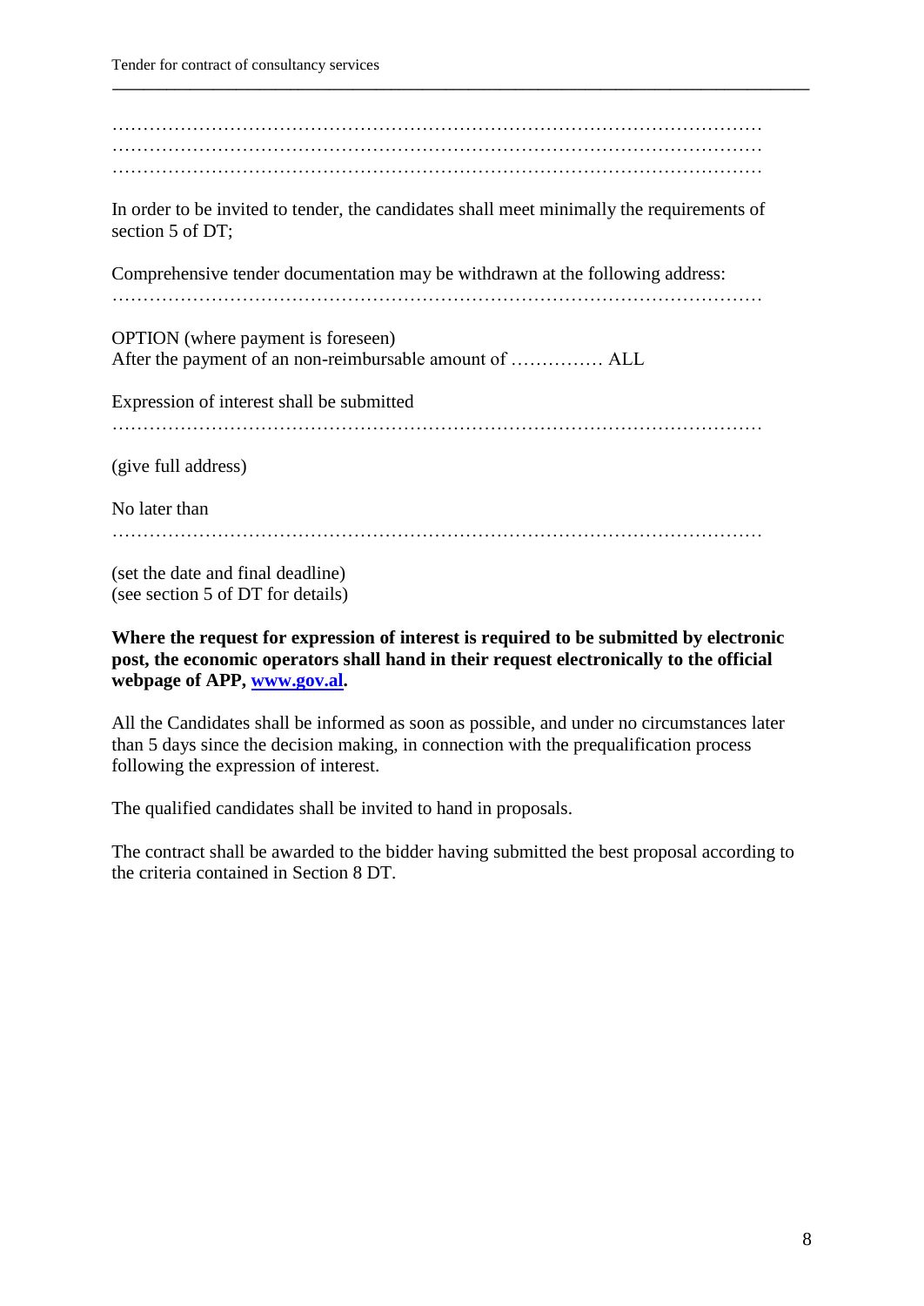………………………………………………………………………………………………
………………………………………………………………………………………………
………………………………………………………………………………………………

In order to be invited to tender, the candidates shall meet minimally the requirements of section 5 of DT;

Comprehensive tender documentation may be withdrawn at the following address:
………………………………………………………………………………………………

OPTION (where payment is foreseen)
After the payment of an non-reimbursable amount of …………… ALL

Expression of interest shall be submitted
………………………………………………………………………………………………

(give full address)

No later than
………………………………………………………………………………………………

(set the date and final deadline)
(see section 5 of DT for details)

**Where the request for expression of interest is required to be submitted by electronic post, the economic operators shall hand in their request electronically to the official webpage of APP, [www.gov.al](http://www.gov.al).**

All the Candidates shall be informed as soon as possible, and under no circumstances later than 5 days since the decision making, in connection with the prequalification process following the expression of interest.

The qualified candidates shall be invited to hand in proposals.

The contract shall be awarded to the bidder having submitted the best proposal according to the criteria contained in Section 8 DT.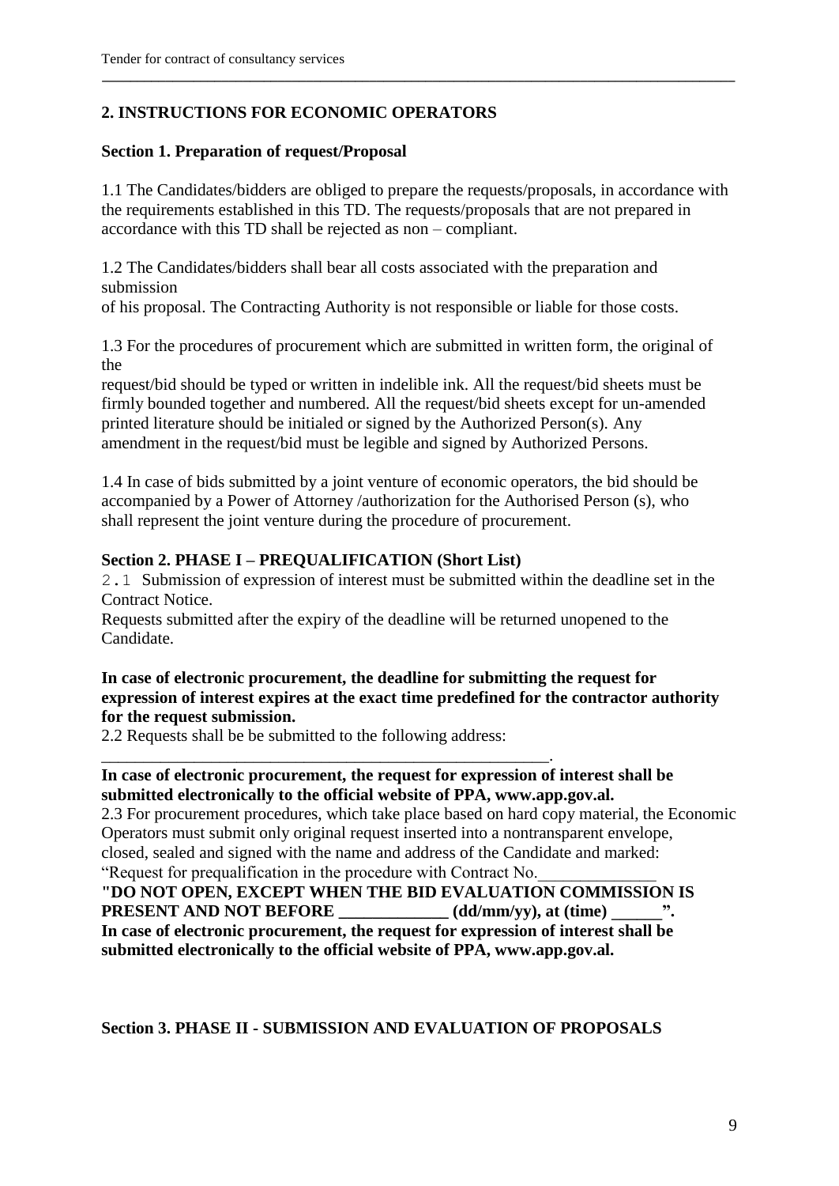## 2. INSTRUCTIONS FOR ECONOMIC OPERATORS

### Section 1. Preparation of request/Proposal

1.1 The Candidates/bidders are obliged to prepare the requests/proposals, in accordance with the requirements established in this TD. The requests/proposals that are not prepared in accordance with this TD shall be rejected as non – compliant.

1.2 The Candidates/bidders shall bear all costs associated with the preparation and submission of his proposal. The Contracting Authority is not responsible or liable for those costs.

1.3 For the procedures of procurement which are submitted in written form, the original of the request/bid should be typed or written in indelible ink. All the request/bid sheets must be firmly bounded together and numbered. All the request/bid sheets except for un-amended printed literature should be initialed or signed by the Authorized Person(s). Any amendment in the request/bid must be legible and signed by Authorized Persons.

1.4 In case of bids submitted by a joint venture of economic operators, the bid should be accompanied by a Power of Attorney /authorization for the Authorised Person (s), who shall represent the joint venture during the procedure of procurement.

### Section 2. PHASE I – PREQUALIFICATION (Short List)

2.1 Submission of expression of interest must be submitted within the deadline set in the Contract Notice.

Requests submitted after the expiry of the deadline will be returned unopened to the Candidate.

**In case of electronic procurement, the deadline for submitting the request for expression of interest expires at the exact time predefined for the contractor authority for the request submission.**

2.2 Requests shall be be submitted to the following address: _______________________________________________________.

**In case of electronic procurement, the request for expression of interest shall be submitted electronically to the official website of PPA, www.app.gov.al.**

2.3 For procurement procedures, which take place based on hard copy material, the Economic Operators must submit only original request inserted into a nontransparent envelope, closed, sealed and signed with the name and address of the Candidate and marked: "Request for prequalification in the procedure with Contract No.______________

**"DO NOT OPEN, EXCEPT WHEN THE BID EVALUATION COMMISSION IS PRESENT AND NOT BEFORE _____________ (dd/mm/yy), at (time) ______".**

**In case of electronic procurement, the request for expression of interest shall be submitted electronically to the official website of PPA, www.app.gov.al.**

### Section 3. PHASE II - SUBMISSION AND EVALUATION OF PROPOSALS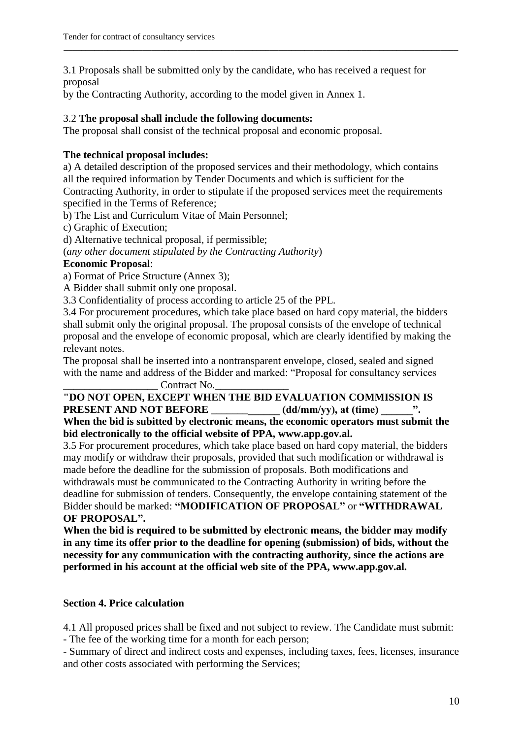3.1 Proposals shall be submitted only by the candidate, who has received a request for proposal
by the Contracting Authority, according to the model given in Annex 1.

3.2 **The proposal shall include the following documents:**
The proposal shall consist of the technical proposal and economic proposal.

**The technical proposal includes:**
a) A detailed description of the proposed services and their methodology, which contains all the required information by Tender Documents and which is sufficient for the Contracting Authority, in order to stipulate if the proposed services meet the requirements specified in the Terms of Reference;
b) The List and Curriculum Vitae of Main Personnel;
c) Graphic of Execution;
d) Alternative technical proposal, if permissible;
(*any other document stipulated by the Contracting Authority*)

**Economic Proposal**:
a) Format of Price Structure (Annex 3);
A Bidder shall submit only one proposal.
3.3 Confidentiality of process according to article 25 of the PPL.
3.4 For procurement procedures, which take place based on hard copy material, the bidders shall submit only the original proposal. The proposal consists of the envelope of technical proposal and the envelope of economic proposal, which are clearly identified by making the relevant notes.
The proposal shall be inserted into a nontransparent envelope, closed, sealed and signed with the name and address of the Bidder and marked: "Proposal for consultancy services __________________ Contract No.______________
**"DO NOT OPEN, EXCEPT WHEN THE BID EVALUATION COMMISSION IS PRESENT AND NOT BEFORE _______ ______ (dd/mm/yy), at (time) ______".**
**When the bid is subitted by electronic means, the economic operators must submit the bid electronically to the official website of PPA, www.app.gov.al.**
3.5 For procurement procedures, which take place based on hard copy material, the bidders may modify or withdraw their proposals, provided that such modification or withdrawal is made before the deadline for the submission of proposals. Both modifications and withdrawals must be communicated to the Contracting Authority in writing before the deadline for submission of tenders. Consequently, the envelope containing statement of the Bidder should be marked: **"MODIFICATION OF PROPOSAL"** or **"WITHDRAWAL OF PROPOSAL".**
**When the bid is required to be submitted by electronic means, the bidder may modify in any time its offer prior to the deadline for opening (submission) of bids, without the necessity for any communication with the contracting authority, since the actions are performed in his account at the official web site of the PPA, www.app.gov.al.**

## Section 4. Price calculation

4.1 All proposed prices shall be fixed and not subject to review. The Candidate must submit:
- The fee of the working time for a month for each person;
- Summary of direct and indirect costs and expenses, including taxes, fees, licenses, insurance and other costs associated with performing the Services;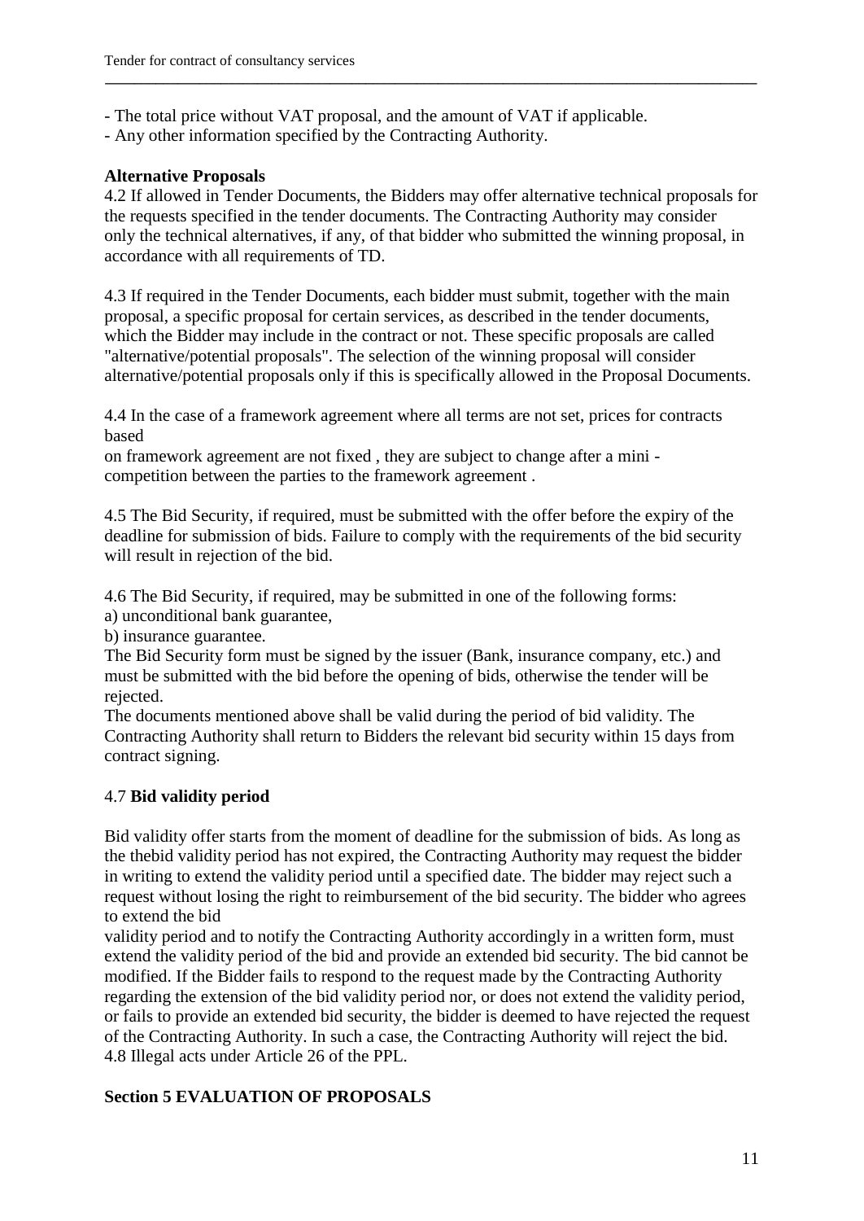- The total price without VAT proposal, and the amount of VAT if applicable.
- Any other information specified by the Contracting Authority.

**Alternative Proposals**

4.2 If allowed in Tender Documents, the Bidders may offer alternative technical proposals for the requests specified in the tender documents. The Contracting Authority may consider only the technical alternatives, if any, of that bidder who submitted the winning proposal, in accordance with all requirements of TD.

4.3 If required in the Tender Documents, each bidder must submit, together with the main proposal, a specific proposal for certain services, as described in the tender documents, which the Bidder may include in the contract or not. These specific proposals are called "alternative/potential proposals". The selection of the winning proposal will consider alternative/potential proposals only if this is specifically allowed in the Proposal Documents.

4.4 In the case of a framework agreement where all terms are not set, prices for contracts based on framework agreement are not fixed , they are subject to change after a mini - competition between the parties to the framework agreement .

4.5 The Bid Security, if required, must be submitted with the offer before the expiry of the deadline for submission of bids. Failure to comply with the requirements of the bid security will result in rejection of the bid.

4.6 The Bid Security, if required, may be submitted in one of the following forms:
a) unconditional bank guarantee,
b) insurance guarantee.

The Bid Security form must be signed by the issuer (Bank, insurance company, etc.) and must be submitted with the bid before the opening of bids, otherwise the tender will be rejected.

The documents mentioned above shall be valid during the period of bid validity. The Contracting Authority shall return to Bidders the relevant bid security within 15 days from contract signing.

4.7 **Bid validity period**

Bid validity offer starts from the moment of deadline for the submission of bids. As long as the thebid validity period has not expired, the Contracting Authority may request the bidder in writing to extend the validity period until a specified date. The bidder may reject such a request without losing the right to reimbursement of the bid security. The bidder who agrees to extend the bid validity period and to notify the Contracting Authority accordingly in a written form, must extend the validity period of the bid and provide an extended bid security. The bid cannot be modified. If the Bidder fails to respond to the request made by the Contracting Authority regarding the extension of the bid validity period nor, or does not extend the validity period, or fails to provide an extended bid security, the bidder is deemed to have rejected the request of the Contracting Authority. In such a case, the Contracting Authority will reject the bid.

4.8 Illegal acts under Article 26 of the PPL.

## Section 5 EVALUATION OF PROPOSALS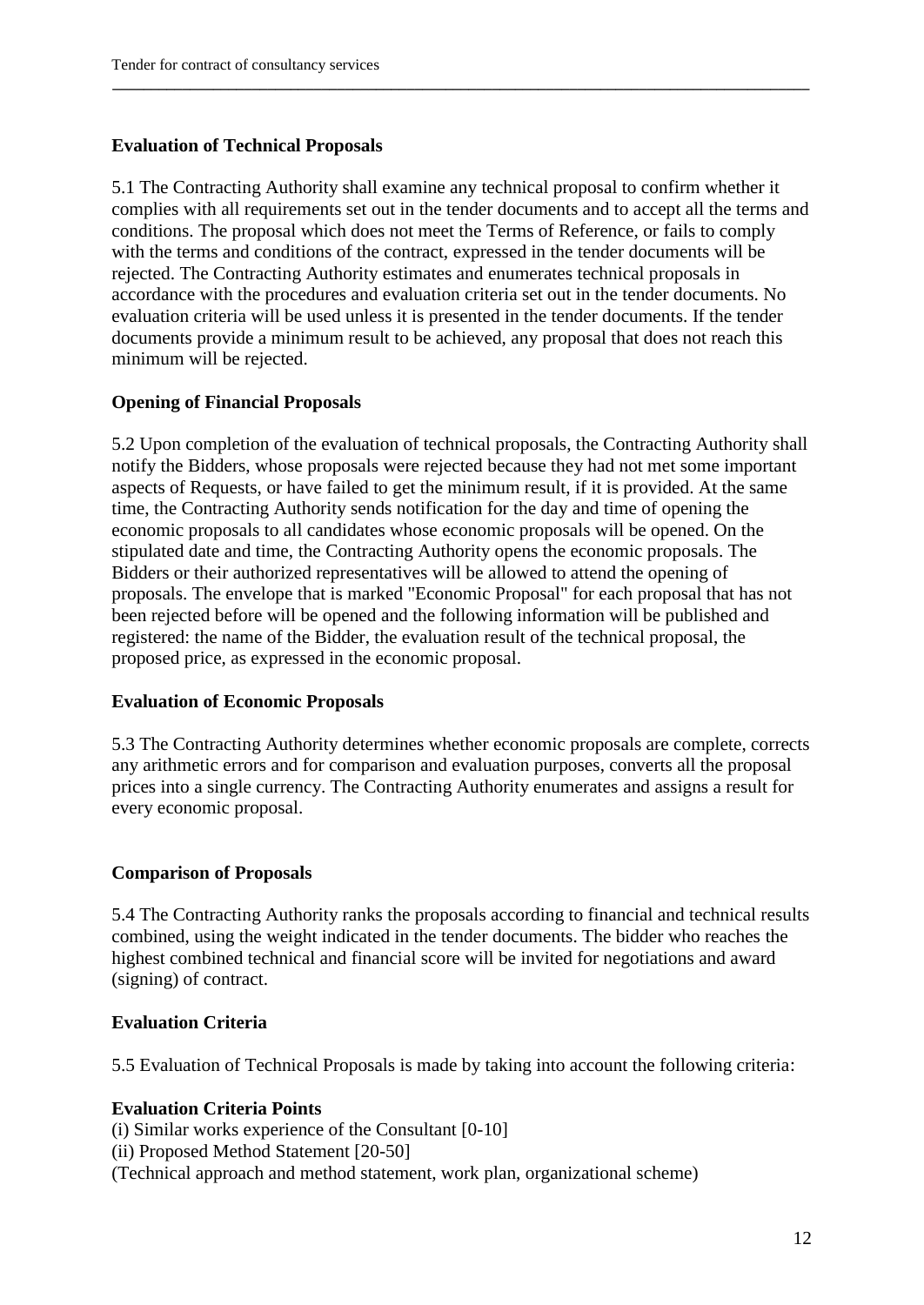**Evaluation of Technical Proposals**

5.1 The Contracting Authority shall examine any technical proposal to confirm whether it complies with all requirements set out in the tender documents and to accept all the terms and conditions. The proposal which does not meet the Terms of Reference, or fails to comply with the terms and conditions of the contract, expressed in the tender documents will be rejected. The Contracting Authority estimates and enumerates technical proposals in accordance with the procedures and evaluation criteria set out in the tender documents. No evaluation criteria will be used unless it is presented in the tender documents. If the tender documents provide a minimum result to be achieved, any proposal that does not reach this minimum will be rejected.

**Opening of Financial Proposals**

5.2 Upon completion of the evaluation of technical proposals, the Contracting Authority shall notify the Bidders, whose proposals were rejected because they had not met some important aspects of Requests, or have failed to get the minimum result, if it is provided. At the same time, the Contracting Authority sends notification for the day and time of opening the economic proposals to all candidates whose economic proposals will be opened. On the stipulated date and time, the Contracting Authority opens the economic proposals. The Bidders or their authorized representatives will be allowed to attend the opening of proposals. The envelope that is marked "Economic Proposal" for each proposal that has not been rejected before will be opened and the following information will be published and registered: the name of the Bidder, the evaluation result of the technical proposal, the proposed price, as expressed in the economic proposal.

**Evaluation of Economic Proposals**

5.3 The Contracting Authority determines whether economic proposals are complete, corrects any arithmetic errors and for comparison and evaluation purposes, converts all the proposal prices into a single currency. The Contracting Authority enumerates and assigns a result for every economic proposal.

**Comparison of Proposals**

5.4 The Contracting Authority ranks the proposals according to financial and technical results combined, using the weight indicated in the tender documents. The bidder who reaches the highest combined technical and financial score will be invited for negotiations and award (signing) of contract.

**Evaluation Criteria**

5.5 Evaluation of Technical Proposals is made by taking into account the following criteria:

**Evaluation Criteria Points**

(i) Similar works experience of the Consultant [0-10]
(ii) Proposed Method Statement [20-50]
(Technical approach and method statement, work plan, organizational scheme)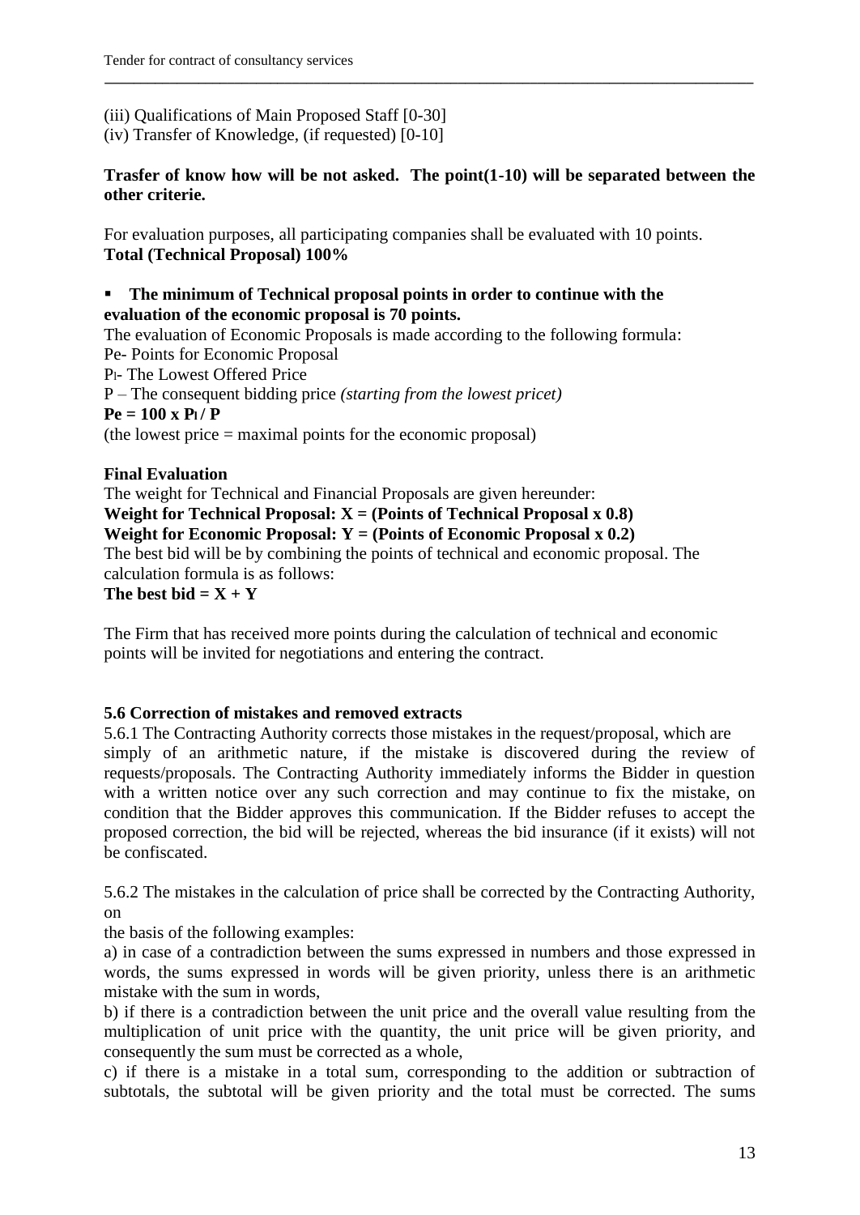(iii) Qualifications of Main Proposed Staff [0-30]
(iv) Transfer of Knowledge, (if requested) [0-10]

**Trasfer of know how will be not asked. The point(1-10) will be separated between the other criterie.**

For evaluation purposes, all participating companies shall be evaluated with 10 points.
**Total (Technical Proposal) 100%**

- **The minimum of Technical proposal points in order to continue with the evaluation of the economic proposal is 70 points.**

The evaluation of Economic Proposals is made according to the following formula:
Pe- Points for Economic Proposal
$P_l$- The Lowest Offered Price
P – The consequent bidding price *(starting from the lowest pricet)*
**$Pe = 100 \times P_l / P$**
(the lowest price = maximal points for the economic proposal)

**Final Evaluation**
The weight for Technical and Financial Proposals are given hereunder:
**Weight for Technical Proposal: X = (Points of Technical Proposal x 0.8)**
**Weight for Economic Proposal: Y = (Points of Economic Proposal x 0.2)**
The best bid will be by combining the points of technical and economic proposal. The calculation formula is as follows:
**The best bid = X + Y**

The Firm that has received more points during the calculation of technical and economic points will be invited for negotiations and entering the contract.

**5.6 Correction of mistakes and removed extracts**
5.6.1 The Contracting Authority corrects those mistakes in the request/proposal, which are simply of an arithmetic nature, if the mistake is discovered during the review of requests/proposals. The Contracting Authority immediately informs the Bidder in question with a written notice over any such correction and may continue to fix the mistake, on condition that the Bidder approves this communication. If the Bidder refuses to accept the proposed correction, the bid will be rejected, whereas the bid insurance (if it exists) will not be confiscated.

5.6.2 The mistakes in the calculation of price shall be corrected by the Contracting Authority, on
the basis of the following examples:
a) in case of a contradiction between the sums expressed in numbers and those expressed in words, the sums expressed in words will be given priority, unless there is an arithmetic mistake with the sum in words,
b) if there is a contradiction between the unit price and the overall value resulting from the multiplication of unit price with the quantity, the unit price will be given priority, and consequently the sum must be corrected as a whole,
c) if there is a mistake in a total sum, corresponding to the addition or subtraction of subtotals, the subtotal will be given priority and the total must be corrected. The sums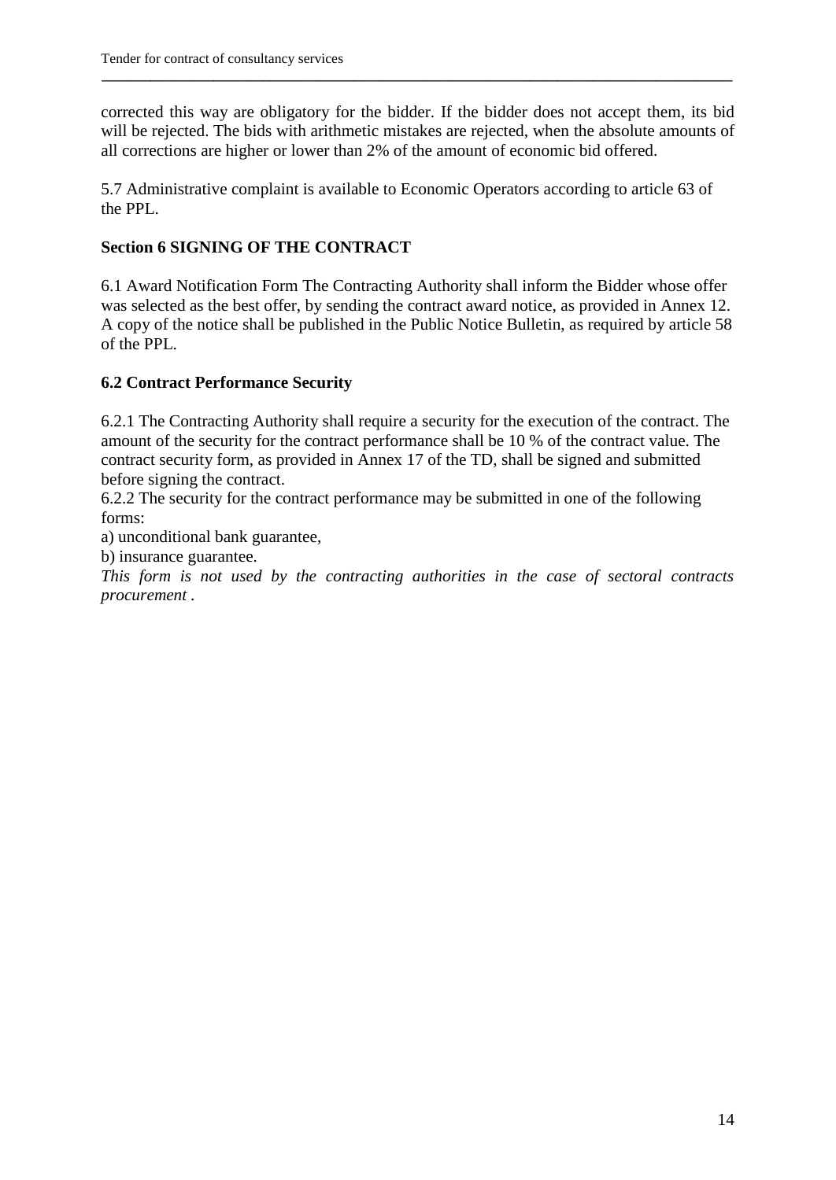corrected this way are obligatory for the bidder. If the bidder does not accept them, its bid will be rejected. The bids with arithmetic mistakes are rejected, when the absolute amounts of all corrections are higher or lower than 2% of the amount of economic bid offered.

5.7 Administrative complaint is available to Economic Operators according to article 63 of the PPL.

## Section 6 SIGNING OF THE CONTRACT

6.1 Award Notification Form The Contracting Authority shall inform the Bidder whose offer was selected as the best offer, by sending the contract award notice, as provided in Annex 12. A copy of the notice shall be published in the Public Notice Bulletin, as required by article 58 of the PPL.

### 6.2 Contract Performance Security

6.2.1 The Contracting Authority shall require a security for the execution of the contract. The amount of the security for the contract performance shall be 10 % of the contract value. The contract security form, as provided in Annex 17 of the TD, shall be signed and submitted before signing the contract.

6.2.2 The security for the contract performance may be submitted in one of the following forms:

a) unconditional bank guarantee,

b) insurance guarantee.

*This form is not used by the contracting authorities in the case of sectoral contracts procurement .*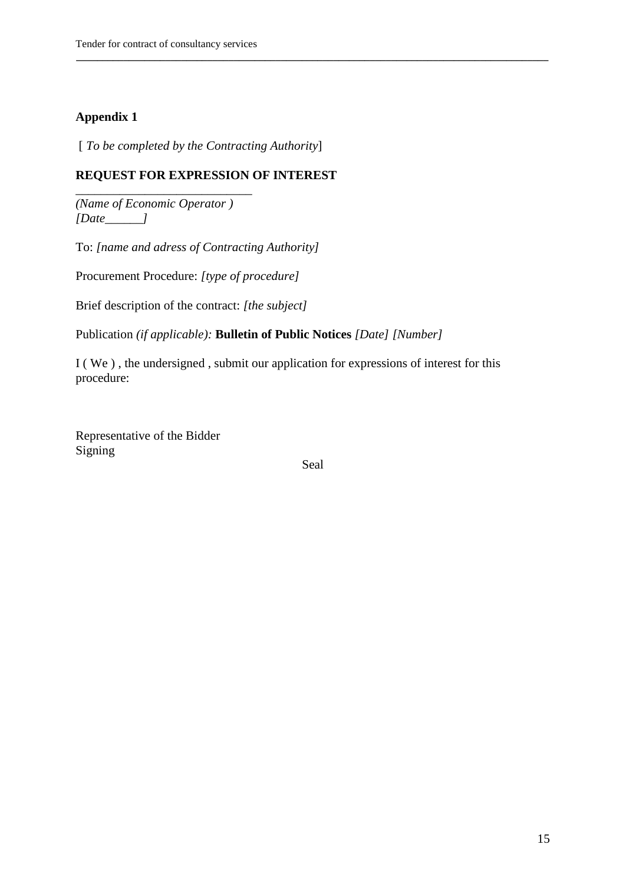**Appendix 1**

[ *To be completed by the Contracting Authority*]

**REQUEST FOR EXPRESSION OF INTEREST**

___________________________

*(Name of Economic Operator )*
*[Date______]*

To: *[name and adress of Contracting Authority]*

Procurement Procedure: *[type of procedure]*

Brief description of the contract: *[the subject]*

Publication *(if applicable):* **Bulletin of Public Notices** *[Date] [Number]*

I ( We ) , the undersigned , submit our application for expressions of interest for this procedure:

Representative of the Bidder
Signing

Seal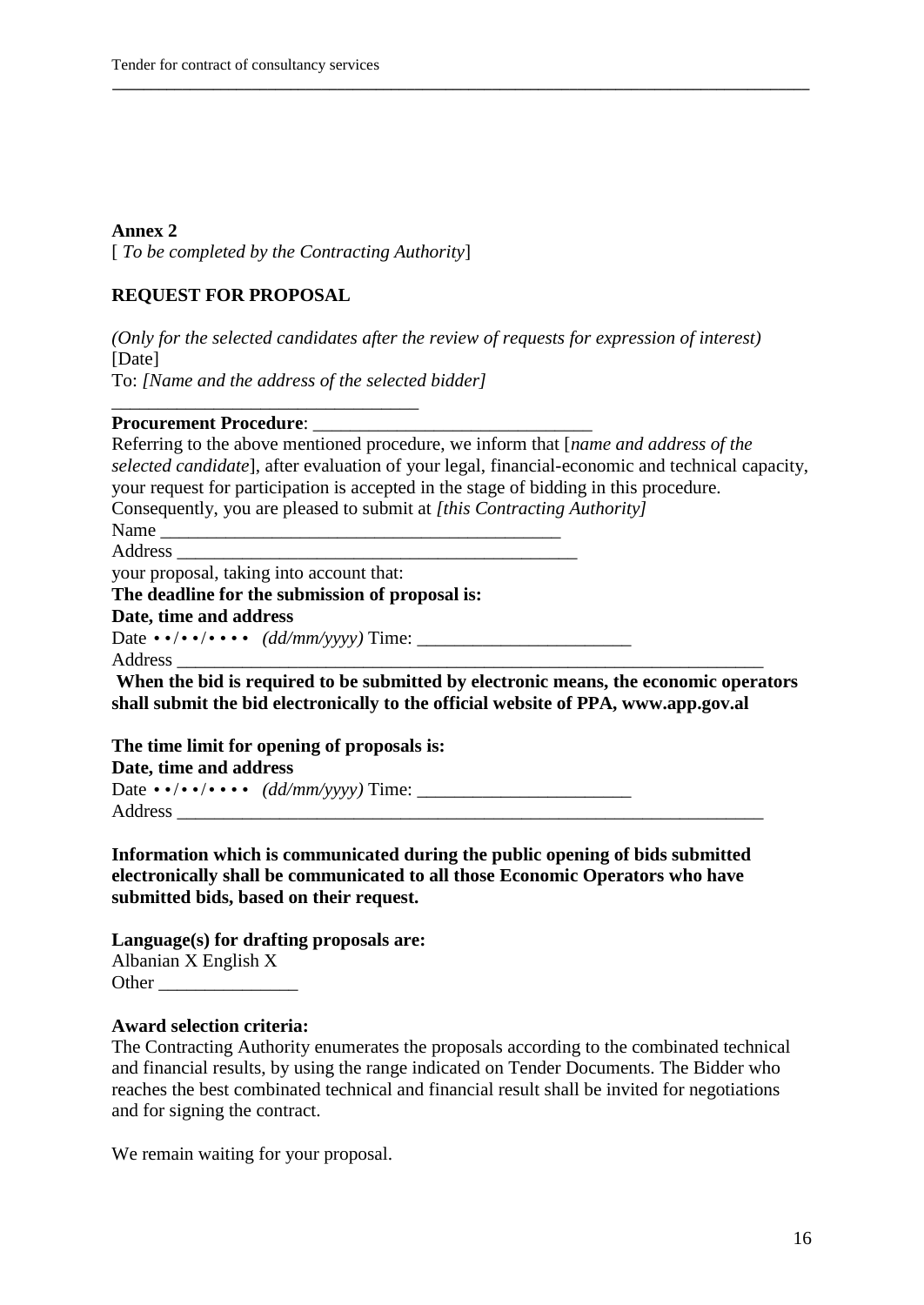**Annex 2**
[ *To be completed by the Contracting Authority*]

**REQUEST FOR PROPOSAL**

*(Only for the selected candidates after the review of requests for expression of interest)*
[Date]
To: *[Name and the address of the selected bidder]*
_________________________________

**Procurement Procedure**: _____________________________
Referring to the above mentioned procedure, we inform that [*name and address of the selected candidate*], after evaluation of your legal, financial-economic and technical capacity, your request for participation is accepted in the stage of bidding in this procedure.
Consequently, you are pleased to submit at *[this Contracting Authority]*
Name ____________________________________________
Address ___________________________________________
your proposal, taking into account that:
**The deadline for the submission of proposal is:**
**Date, time and address**
Date ••/••/•••• *(dd/mm/yyyy)* Time: ______________________
Address _________________________________________________________________
**When the bid is required to be submitted by electronic means, the economic operators shall submit the bid electronically to the official website of PPA, www.app.gov.al**

**The time limit for opening of proposals is:**
**Date, time and address**
Date ••/••/•••• *(dd/mm/yyyy)* Time: ______________________
Address _________________________________________________________________

**Information which is communicated during the public opening of bids submitted electronically shall be communicated to all those Economic Operators who have submitted bids, based on their request.**

**Language(s) for drafting proposals are:**
Albanian X English X
Other _______________

**Award selection criteria:**
The Contracting Authority enumerates the proposals according to the combinated technical and financial results, by using the range indicated on Tender Documents. The Bidder who reaches the best combinated technical and financial result shall be invited for negotiations and for signing the contract.

We remain waiting for your proposal.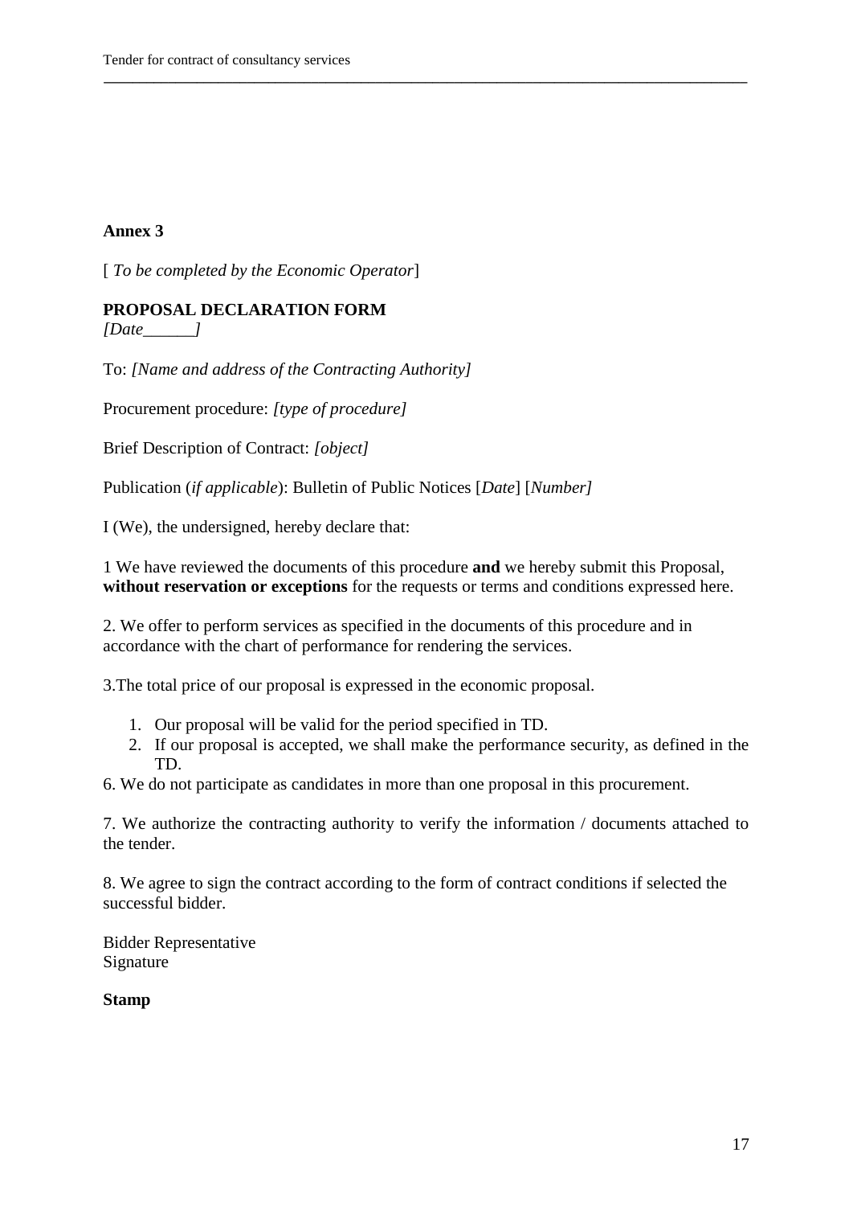**Annex 3**

[ *To be completed by the Economic Operator*]

**PROPOSAL DECLARATION FORM**
*[Date______]*

To: *[Name and address of the Contracting Authority]*

Procurement procedure: *[type of procedure]*

Brief Description of Contract: *[object]*

Publication (*if applicable*): Bulletin of Public Notices [*Date*] [*Number]*

I (We), the undersigned, hereby declare that:

1 We have reviewed the documents of this procedure **and** we hereby submit this Proposal, **without reservation or exceptions** for the requests or terms and conditions expressed here.

2. We offer to perform services as specified in the documents of this procedure and in accordance with the chart of performance for rendering the services.

3.The total price of our proposal is expressed in the economic proposal.

1. Our proposal will be valid for the period specified in TD.
2. If our proposal is accepted, we shall make the performance security, as defined in the TD.

6. We do not participate as candidates in more than one proposal in this procurement.

7. We authorize the contracting authority to verify the information / documents attached to the tender.

8. We agree to sign the contract according to the form of contract conditions if selected the successful bidder.

Bidder Representative
Signature

**Stamp**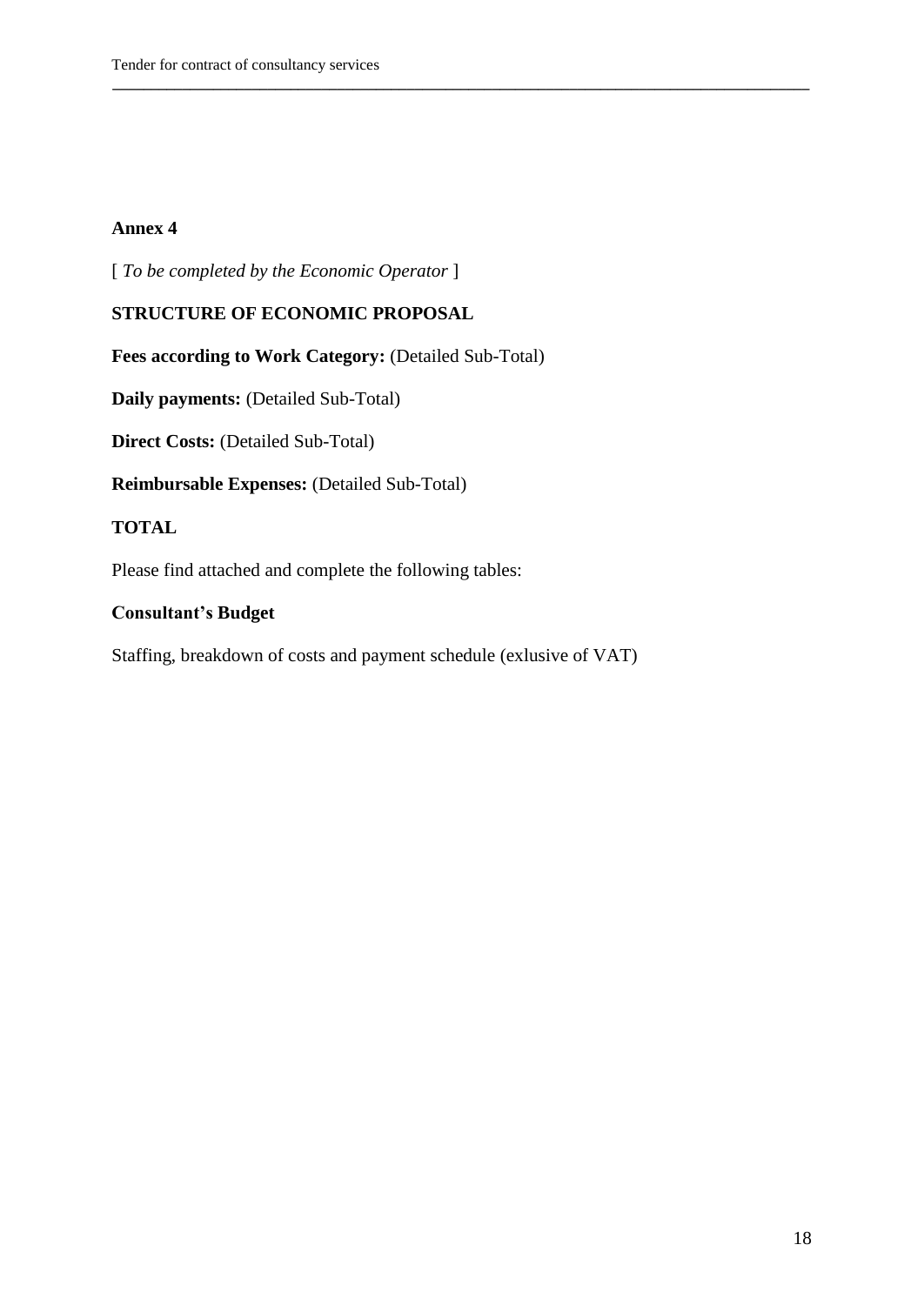**Annex 4**

[ *To be completed by the Economic Operator* ]

**STRUCTURE OF ECONOMIC PROPOSAL**

**Fees according to Work Category:** (Detailed Sub-Total)

**Daily payments:** (Detailed Sub-Total)

**Direct Costs:** (Detailed Sub-Total)

**Reimbursable Expenses:** (Detailed Sub-Total)

**TOTAL**

Please find attached and complete the following tables:

**Consultant's Budget**

Staffing, breakdown of costs and payment schedule (exlusive of VAT)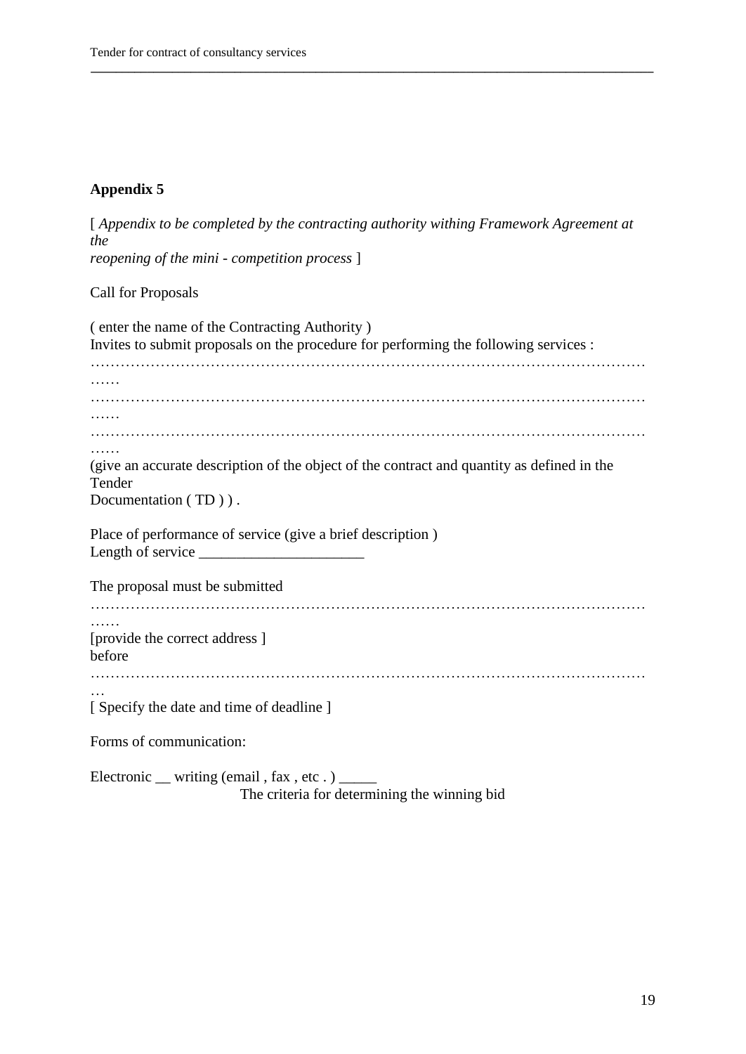**Appendix 5**

[ *Appendix to be completed by the contracting authority withing Framework Agreement at the reopening of the mini - competition process* ]

Call for Proposals

( enter the name of the Contracting Authority )
Invites to submit proposals on the procedure for performing the following services :
…………………………………………………………………………………………………………
…………………………………………………………………………………………………………
…………………………………………………………………………………………………………
(give an accurate description of the object of the contract and quantity as defined in the Tender Documentation ( TD ) ) .

Place of performance of service (give a brief description )
Length of service _____________________

The proposal must be submitted
…………………………………………………………………………………………………………
[provide the correct address ]
before
…………………………………………………………………………………………………………
[ Specify the date and time of deadline ]

Forms of communication:

Electronic __ writing (email , fax , etc . ) _____

The criteria for determining the winning bid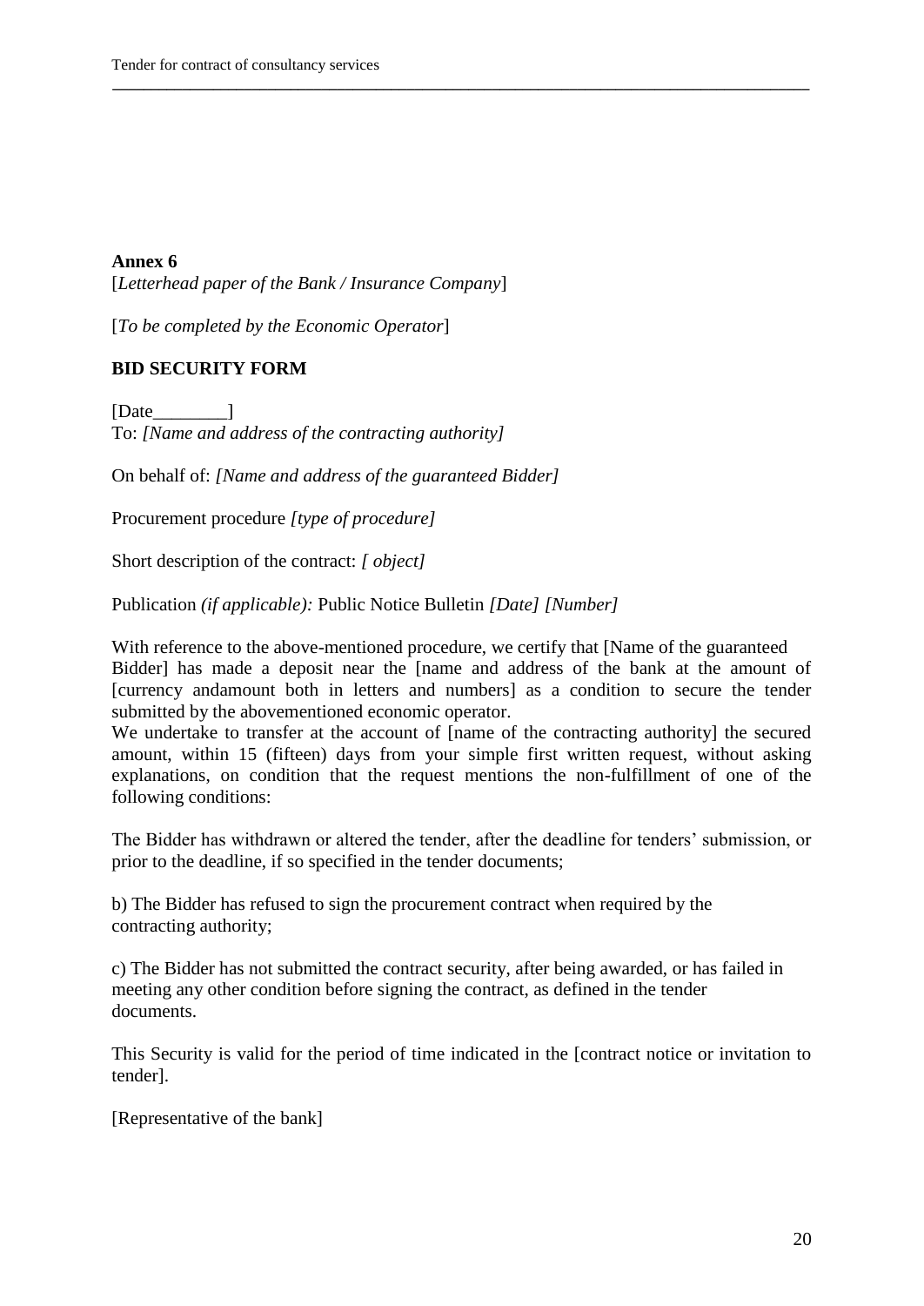**Annex 6**

[*Letterhead paper of the Bank / Insurance Company*]

[*To be completed by the Economic Operator*]

**BID SECURITY FORM**

[Date________]

To: *[Name and address of the contracting authority]*

On behalf of: *[Name and address of the guaranteed Bidder]*

Procurement procedure *[type of procedure]*

Short description of the contract: *[ object]*

Publication *(if applicable):* Public Notice Bulletin *[Date] [Number]*

With reference to the above-mentioned procedure, we certify that [Name of the guaranteed Bidder] has made a deposit near the [name and address of the bank at the amount of [currency andamount both in letters and numbers] as a condition to secure the tender submitted by the abovementioned economic operator.

We undertake to transfer at the account of [name of the contracting authority] the secured amount, within 15 (fifteen) days from your simple first written request, without asking explanations, on condition that the request mentions the non-fulfillment of one of the following conditions:

The Bidder has withdrawn or altered the tender, after the deadline for tenders' submission, or prior to the deadline, if so specified in the tender documents;

b) The Bidder has refused to sign the procurement contract when required by the contracting authority;

c) The Bidder has not submitted the contract security, after being awarded, or has failed in meeting any other condition before signing the contract, as defined in the tender documents.

This Security is valid for the period of time indicated in the [contract notice or invitation to tender].

[Representative of the bank]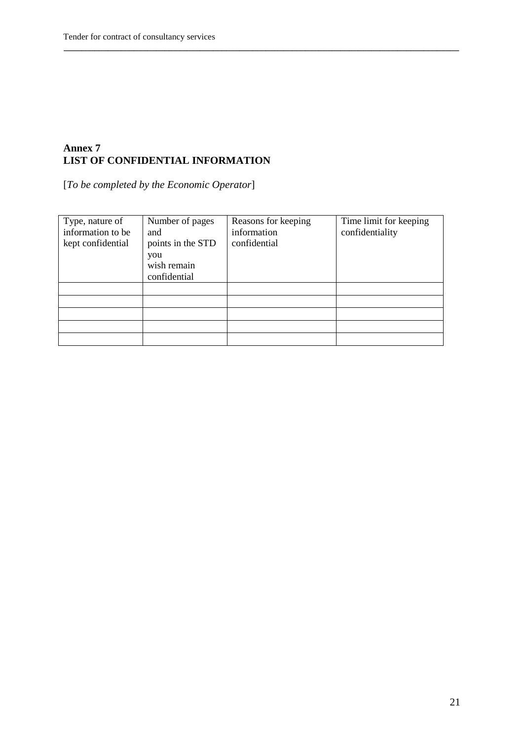**Annex 7**
**LIST OF CONFIDENTIAL INFORMATION**

[*To be completed by the Economic Operator*]

| Type, nature of information to be kept confidential | Number of pages and points in the STD you wish remain confidential | Reasons for keeping information confidential | Time limit for keeping confidentiality |
|---|---|---|---|
| | | | |
| | | | |
| | | | |
| | | | |
| | | | |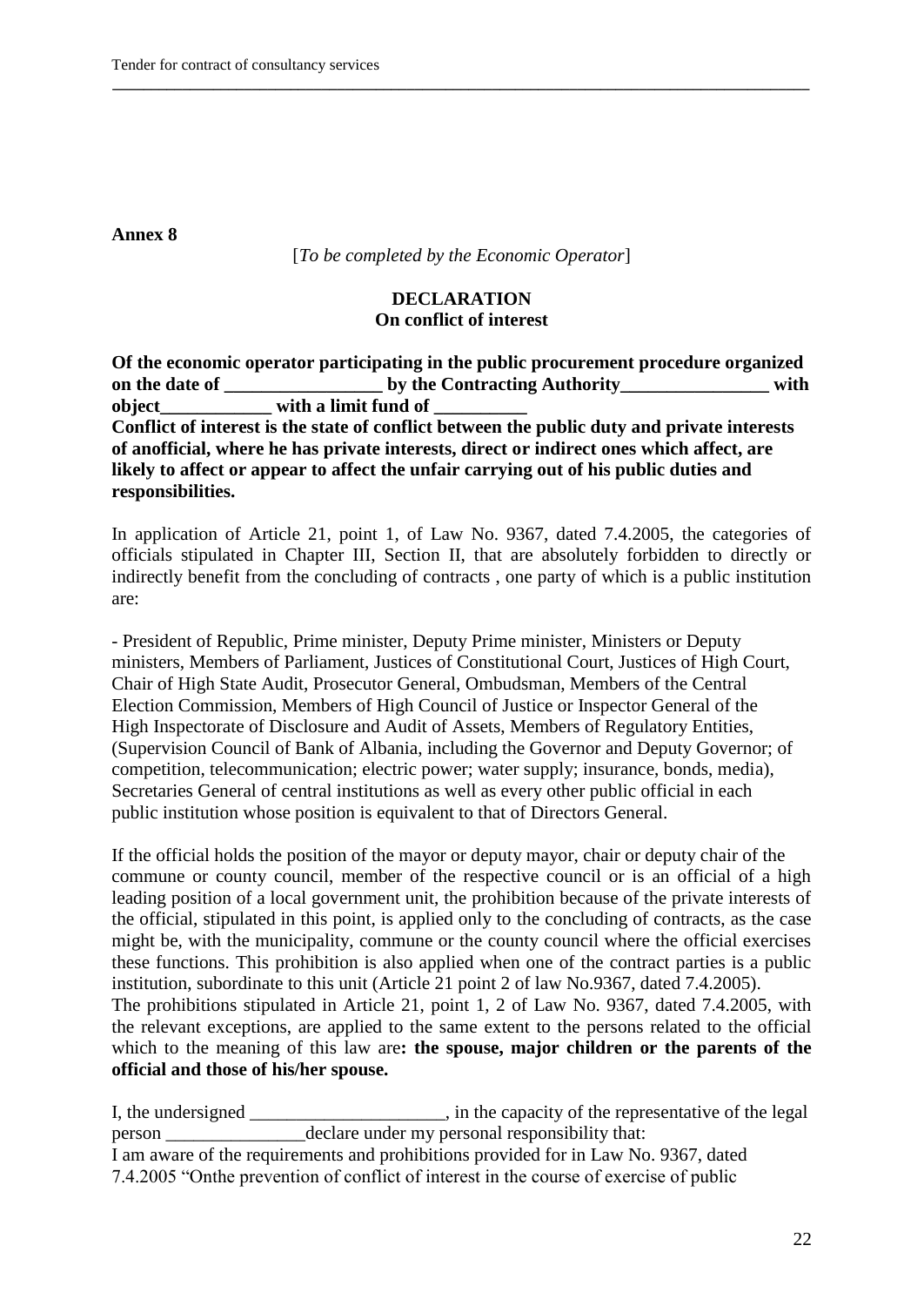**Annex 8**

[*To be completed by the Economic Operator*]

**DECLARATION**
**On conflict of interest**

**Of the economic operator participating in the public procurement procedure organized on the date of _________________ by the Contracting Authority________________ with object____________ with a limit fund of __________**
**Conflict of interest is the state of conflict between the public duty and private interests of anofficial, where he has private interests, direct or indirect ones which affect, are likely to affect or appear to affect the unfair carrying out of his public duties and responsibilities.**

In application of Article 21, point 1, of Law No. 9367, dated 7.4.2005, the categories of officials stipulated in Chapter III, Section II, that are absolutely forbidden to directly or indirectly benefit from the concluding of contracts , one party of which is a public institution are:

- President of Republic, Prime minister, Deputy Prime minister, Ministers or Deputy ministers, Members of Parliament, Justices of Constitutional Court, Justices of High Court, Chair of High State Audit, Prosecutor General, Ombudsman, Members of the Central Election Commission, Members of High Council of Justice or Inspector General of the High Inspectorate of Disclosure and Audit of Assets, Members of Regulatory Entities, (Supervision Council of Bank of Albania, including the Governor and Deputy Governor; of competition, telecommunication; electric power; water supply; insurance, bonds, media), Secretaries General of central institutions as well as every other public official in each public institution whose position is equivalent to that of Directors General.

If the official holds the position of the mayor or deputy mayor, chair or deputy chair of the commune or county council, member of the respective council or is an official of a high leading position of a local government unit, the prohibition because of the private interests of the official, stipulated in this point, is applied only to the concluding of contracts, as the case might be, with the municipality, commune or the county council where the official exercises these functions. This prohibition is also applied when one of the contract parties is a public institution, subordinate to this unit (Article 21 point 2 of law No.9367, dated 7.4.2005).
The prohibitions stipulated in Article 21, point 1, 2 of Law No. 9367, dated 7.4.2005, with the relevant exceptions, are applied to the same extent to the persons related to the official which to the meaning of this law are**: the spouse, major children or the parents of the official and those of his/her spouse.**

I, the undersigned _____________________, in the capacity of the representative of the legal person _______________declare under my personal responsibility that:
I am aware of the requirements and prohibitions provided for in Law No. 9367, dated 7.4.2005 "Onthe prevention of conflict of interest in the course of exercise of public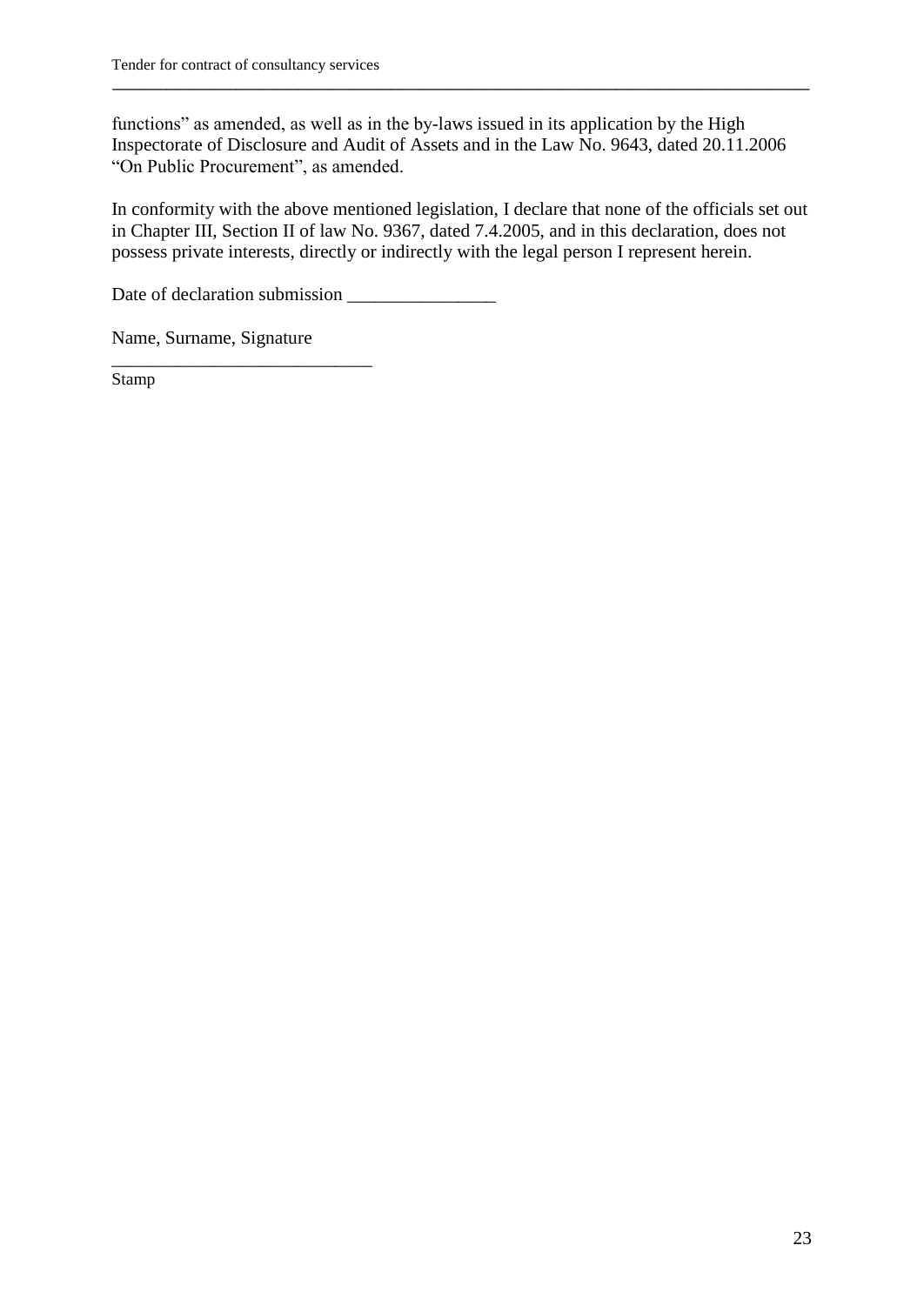functions" as amended, as well as in the by-laws issued in its application by the High Inspectorate of Disclosure and Audit of Assets and in the Law No. 9643, dated 20.11.2006 "On Public Procurement", as amended.

In conformity with the above mentioned legislation, I declare that none of the officials set out in Chapter III, Section II of law No. 9367, dated 7.4.2005, and in this declaration, does not possess private interests, directly or indirectly with the legal person I represent herein.

Date of declaration submission ________________

Name, Surname, Signature
____________________________

Stamp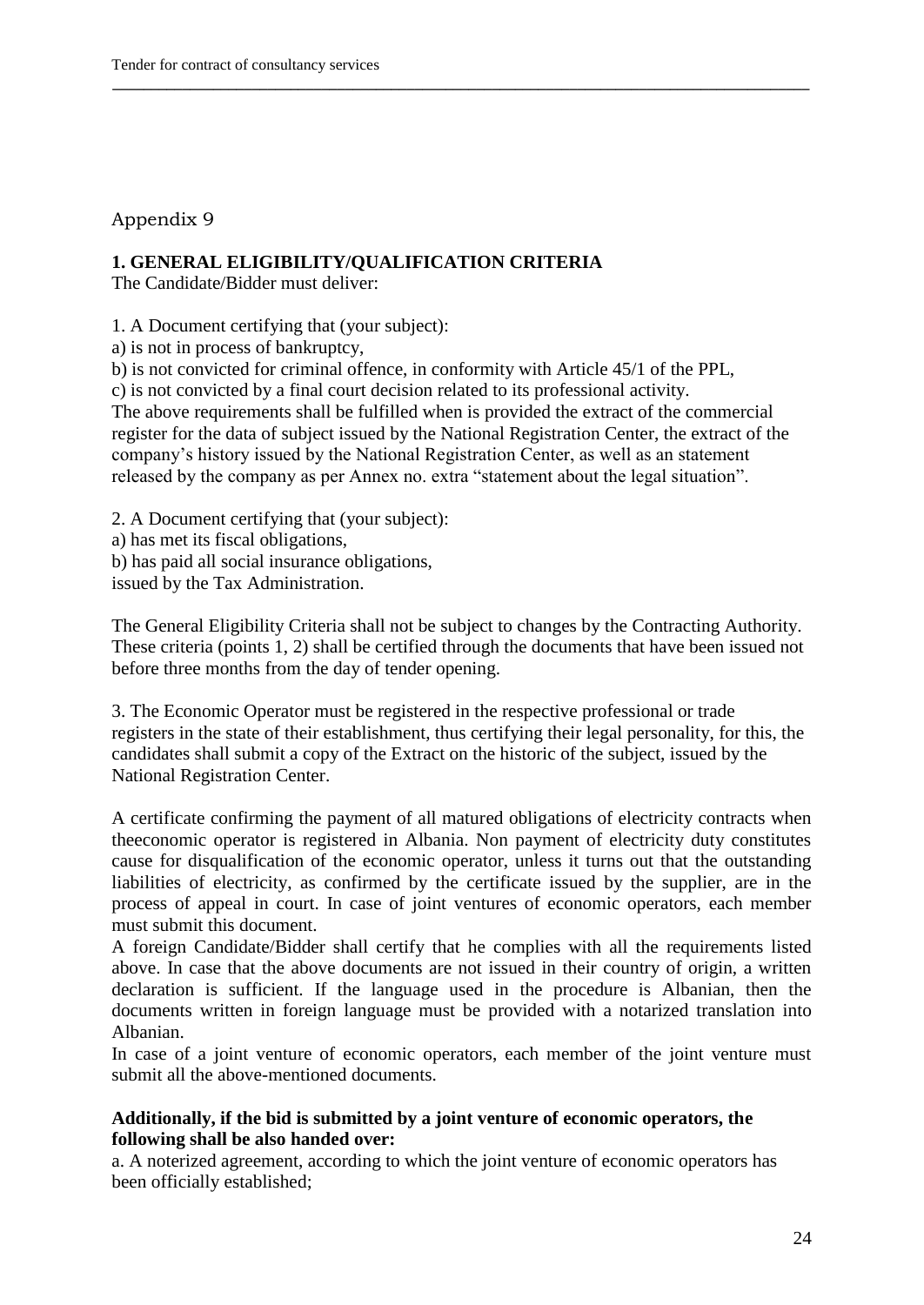Appendix 9

**1. GENERAL ELIGIBILITY/QUALIFICATION CRITERIA**

The Candidate/Bidder must deliver:

1. A Document certifying that (your subject):

a) is not in process of bankruptcy,

b) is not convicted for criminal offence, in conformity with Article 45/1 of the PPL,

c) is not convicted by a final court decision related to its professional activity.

The above requirements shall be fulfilled when is provided the extract of the commercial register for the data of subject issued by the National Registration Center, the extract of the company's history issued by the National Registration Center, as well as an statement released by the company as per Annex no. extra "statement about the legal situation".

2. A Document certifying that (your subject):

a) has met its fiscal obligations,

b) has paid all social insurance obligations,

issued by the Tax Administration.

The General Eligibility Criteria shall not be subject to changes by the Contracting Authority. These criteria (points 1, 2) shall be certified through the documents that have been issued not before three months from the day of tender opening.

3. The Economic Operator must be registered in the respective professional or trade registers in the state of their establishment, thus certifying their legal personality, for this, the candidates shall submit a copy of the Extract on the historic of the subject, issued by the National Registration Center.

A certificate confirming the payment of all matured obligations of electricity contracts when theeconomic operator is registered in Albania. Non payment of electricity duty constitutes cause for disqualification of the economic operator, unless it turns out that the outstanding liabilities of electricity, as confirmed by the certificate issued by the supplier, are in the process of appeal in court. In case of joint ventures of economic operators, each member must submit this document.

A foreign Candidate/Bidder shall certify that he complies with all the requirements listed above. In case that the above documents are not issued in their country of origin, a written declaration is sufficient. If the language used in the procedure is Albanian, then the documents written in foreign language must be provided with a notarized translation into Albanian.

In case of a joint venture of economic operators, each member of the joint venture must submit all the above-mentioned documents.

**Additionally, if the bid is submitted by a joint venture of economic operators, the following shall be also handed over:**

a. A noterized agreement, according to which the joint venture of economic operators has been officially established;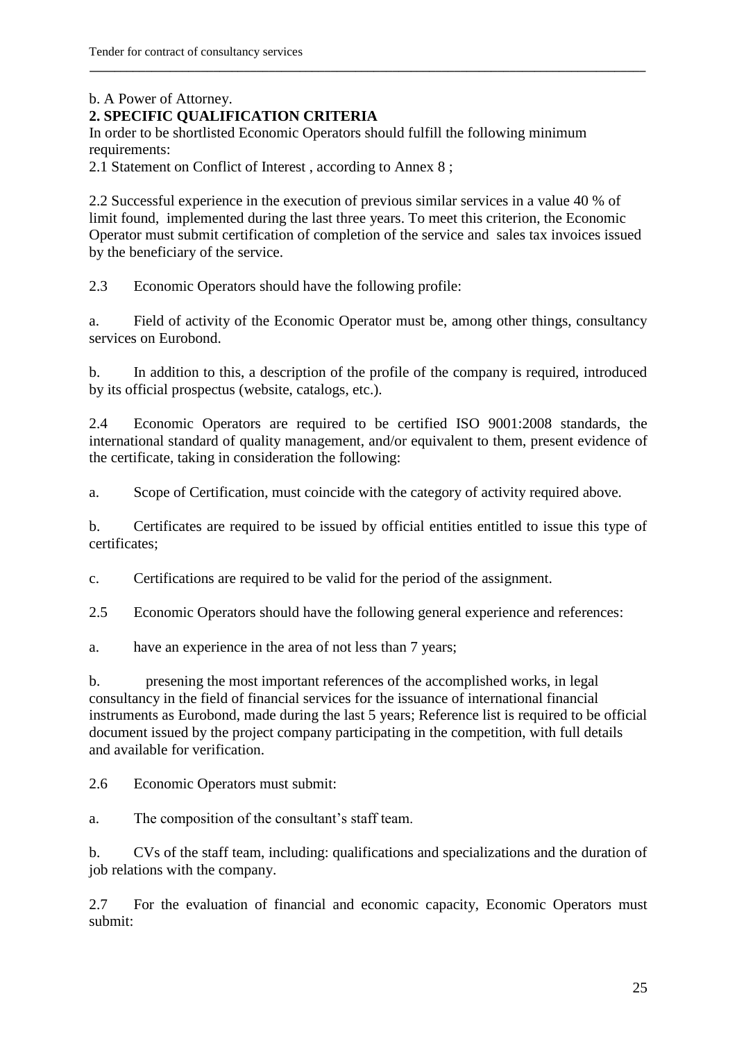b. A Power of Attorney.

## 2. SPECIFIC QUALIFICATION CRITERIA

In order to be shortlisted Economic Operators should fulfill the following minimum requirements:

2.1 Statement on Conflict of Interest , according to Annex 8 ;

2.2 Successful experience in the execution of previous similar services in a value 40 % of limit found, implemented during the last three years. To meet this criterion, the Economic Operator must submit certification of completion of the service and sales tax invoices issued by the beneficiary of the service.

2.3 Economic Operators should have the following profile:

a. Field of activity of the Economic Operator must be, among other things, consultancy services on Eurobond.

b. In addition to this, a description of the profile of the company is required, introduced by its official prospectus (website, catalogs, etc.).

2.4 Economic Operators are required to be certified ISO 9001:2008 standards, the international standard of quality management, and/or equivalent to them, present evidence of the certificate, taking in consideration the following:

a. Scope of Certification, must coincide with the category of activity required above.

b. Certificates are required to be issued by official entities entitled to issue this type of certificates;

c. Certifications are required to be valid for the period of the assignment.

2.5 Economic Operators should have the following general experience and references:

a. have an experience in the area of not less than 7 years;

b. presening the most important references of the accomplished works, in legal consultancy in the field of financial services for the issuance of international financial instruments as Eurobond, made during the last 5 years; Reference list is required to be official document issued by the project company participating in the competition, with full details and available for verification.

2.6 Economic Operators must submit:

a. The composition of the consultant's staff team.

b. CVs of the staff team, including: qualifications and specializations and the duration of job relations with the company.

2.7 For the evaluation of financial and economic capacity, Economic Operators must submit: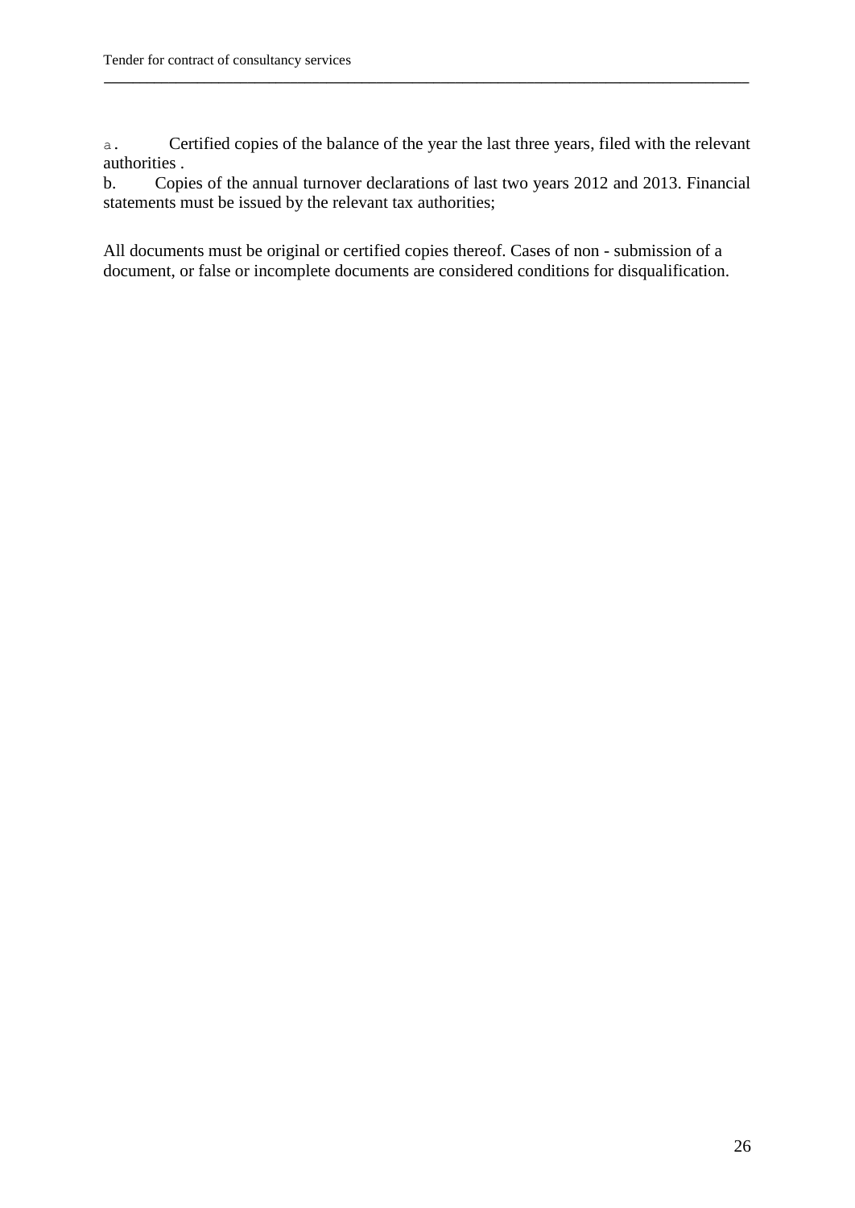a. Certified copies of the balance of the year the last three years, filed with the relevant authorities .

b. Copies of the annual turnover declarations of last two years 2012 and 2013. Financial statements must be issued by the relevant tax authorities;

All documents must be original or certified copies thereof. Cases of non - submission of a document, or false or incomplete documents are considered conditions for disqualification.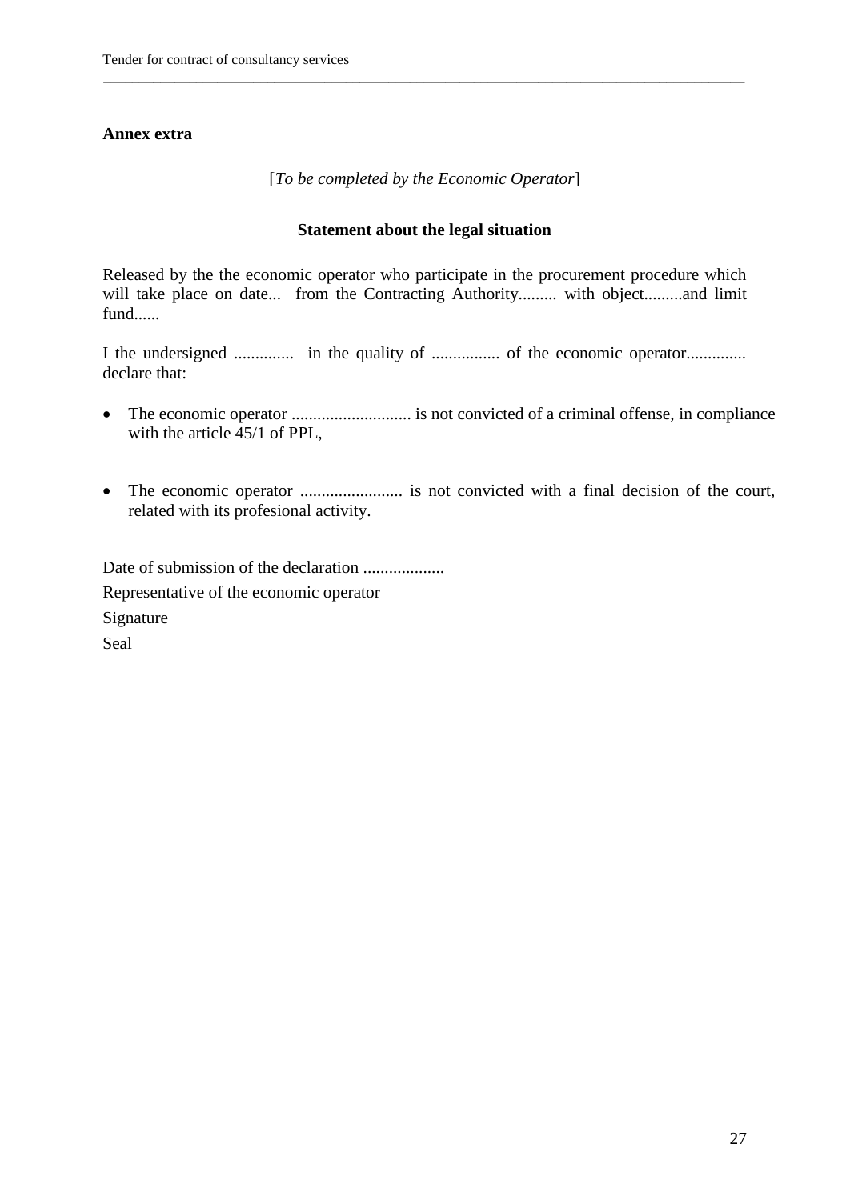**Annex extra**

[*To be completed by the Economic Operator*]

**Statement about the legal situation**

Released by the the economic operator who participate in the procurement procedure which will take place on date... from the Contracting Authority......... with object.........and limit fund......

I the undersigned .............. in the quality of ................ of the economic operator.............. declare that:

- The economic operator ............................ is not convicted of a criminal offense, in compliance with the article 45/1 of PPL,
- The economic operator ........................ is not convicted with a final decision of the court, related with its profesional activity.

Date of submission of the declaration ...................

Representative of the economic operator

Signature

Seal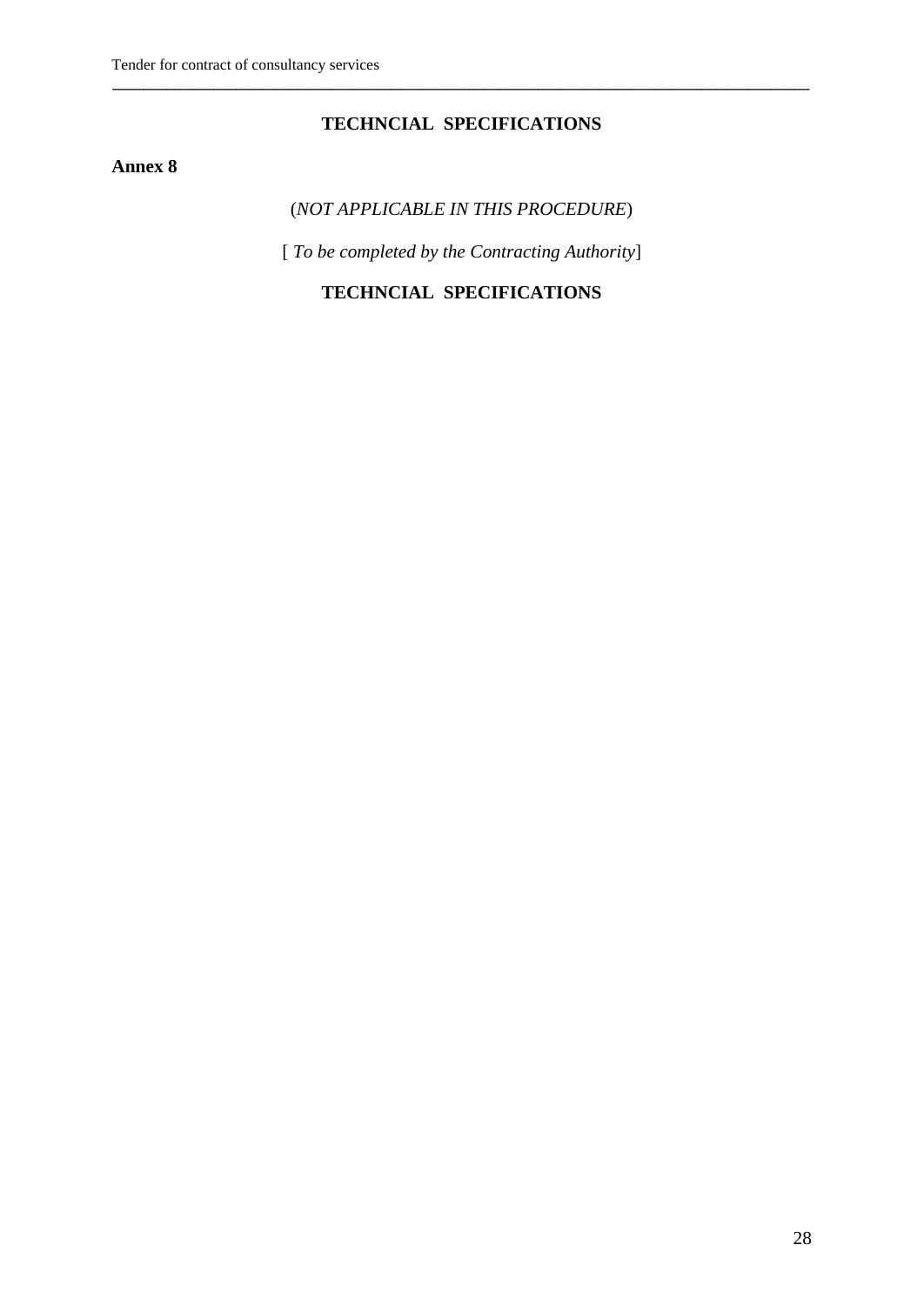## TECHNCIAL SPECIFICATIONS

**Annex 8**

(*NOT APPLICABLE IN THIS PROCEDURE*)

[ *To be completed by the Contracting Authority*]

## TECHNCIAL SPECIFICATIONS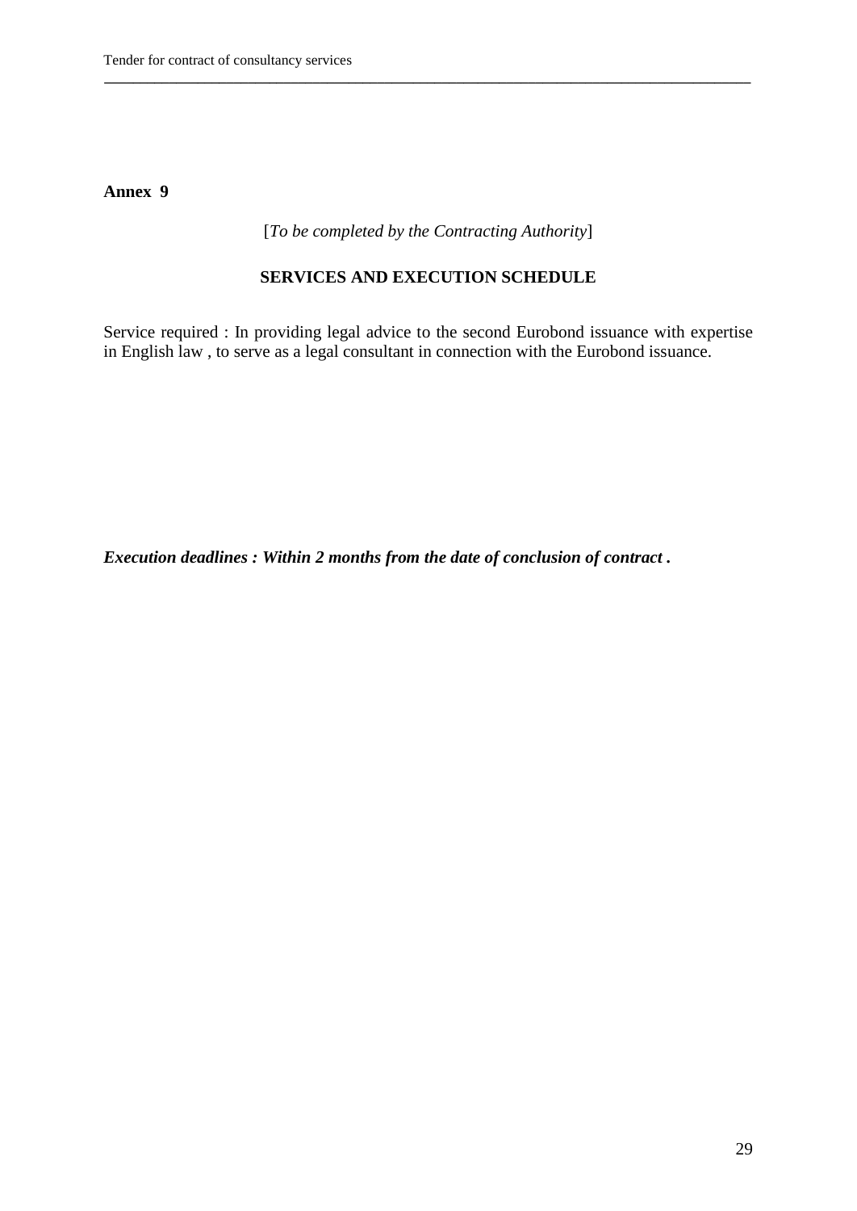**Annex 9**

[*To be completed by the Contracting Authority*]

**SERVICES AND EXECUTION SCHEDULE**

Service required : In providing legal advice to the second Eurobond issuance with expertise in English law , to serve as a legal consultant in connection with the Eurobond issuance.

***Execution deadlines : Within 2 months from the date of conclusion of contract .***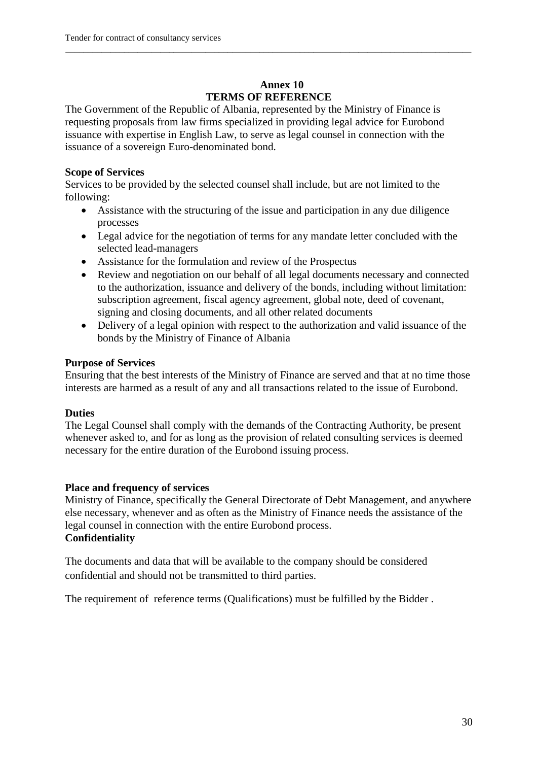**Annex 10**

**TERMS OF REFERENCE**

The Government of the Republic of Albania, represented by the Ministry of Finance is requesting proposals from law firms specialized in providing legal advice for Eurobond issuance with expertise in English Law, to serve as legal counsel in connection with the issuance of a sovereign Euro-denominated bond.

**Scope of Services**

Services to be provided by the selected counsel shall include, but are not limited to the following:

- Assistance with the structuring of the issue and participation in any due diligence processes
- Legal advice for the negotiation of terms for any mandate letter concluded with the selected lead-managers
- Assistance for the formulation and review of the Prospectus
- Review and negotiation on our behalf of all legal documents necessary and connected to the authorization, issuance and delivery of the bonds, including without limitation: subscription agreement, fiscal agency agreement, global note, deed of covenant, signing and closing documents, and all other related documents
- Delivery of a legal opinion with respect to the authorization and valid issuance of the bonds by the Ministry of Finance of Albania

**Purpose of Services**

Ensuring that the best interests of the Ministry of Finance are served and that at no time those interests are harmed as a result of any and all transactions related to the issue of Eurobond.

**Duties**

The Legal Counsel shall comply with the demands of the Contracting Authority, be present whenever asked to, and for as long as the provision of related consulting services is deemed necessary for the entire duration of the Eurobond issuing process.

**Place and frequency of services**

Ministry of Finance, specifically the General Directorate of Debt Management, and anywhere else necessary, whenever and as often as the Ministry of Finance needs the assistance of the legal counsel in connection with the entire Eurobond process.

**Confidentiality**

The documents and data that will be available to the company should be considered confidential and should not be transmitted to third parties.

The requirement of reference terms (Qualifications) must be fulfilled by the Bidder .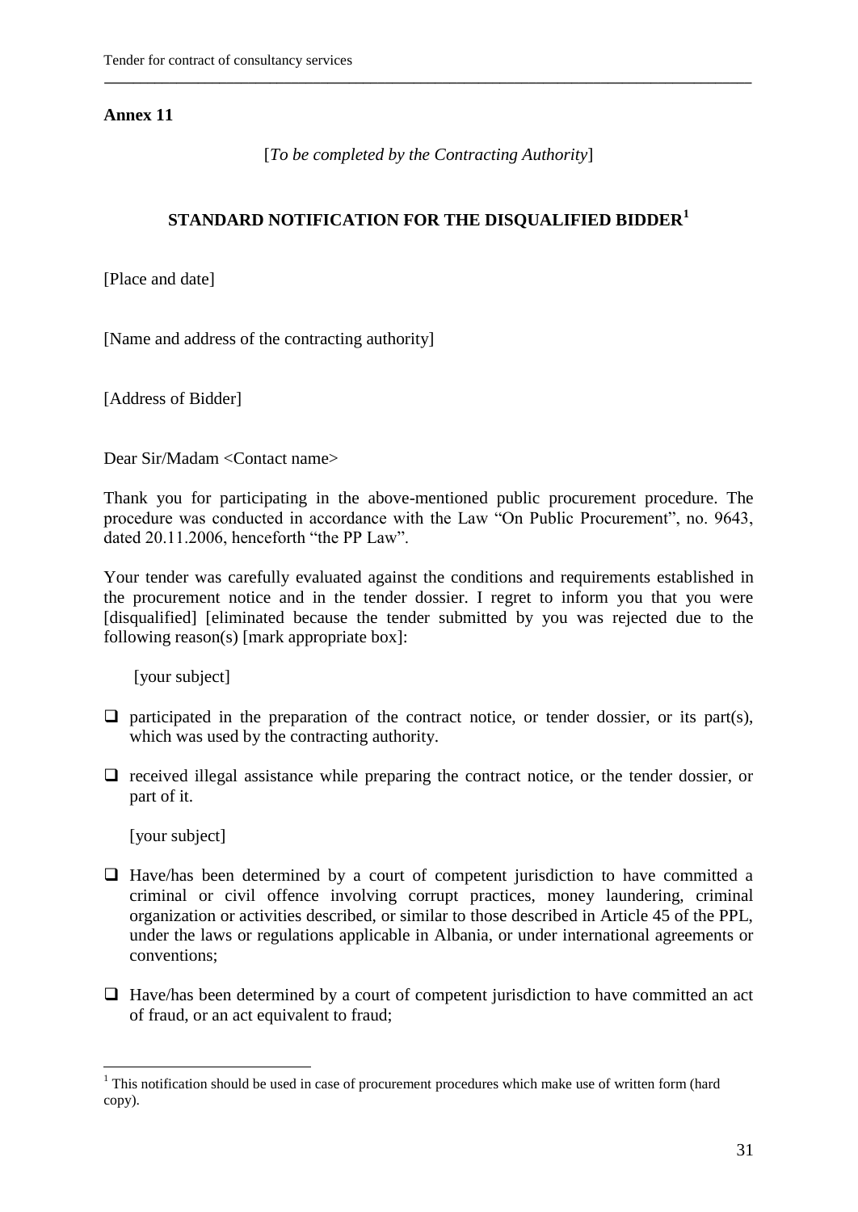**Annex 11**

[*To be completed by the Contracting Authority*]

## STANDARD NOTIFICATION FOR THE DISQUALIFIED BIDDER[1]

[Place and date]

[Name and address of the contracting authority]

[Address of Bidder]

Dear Sir/Madam <Contact name>

Thank you for participating in the above-mentioned public procurement procedure. The procedure was conducted in accordance with the Law "On Public Procurement", no. 9643, dated 20.11.2006, henceforth "the PP Law".

Your tender was carefully evaluated against the conditions and requirements established in the procurement notice and in the tender dossier. I regret to inform you that you were [disqualified] [eliminated because the tender submitted by you was rejected due to the following reason(s) [mark appropriate box]:

[your subject]

- ❑ participated in the preparation of the contract notice, or tender dossier, or its part(s), which was used by the contracting authority.
- ❑ received illegal assistance while preparing the contract notice, or the tender dossier, or part of it.

[your subject]

- ❑ Have/has been determined by a court of competent jurisdiction to have committed a criminal or civil offence involving corrupt practices, money laundering, criminal organization or activities described, or similar to those described in Article 45 of the PPL, under the laws or regulations applicable in Albania, or under international agreements or conventions;
- ❑ Have/has been determined by a court of competent jurisdiction to have committed an act of fraud, or an act equivalent to fraud;

[1] This notification should be used in case of procurement procedures which make use of written form (hard copy).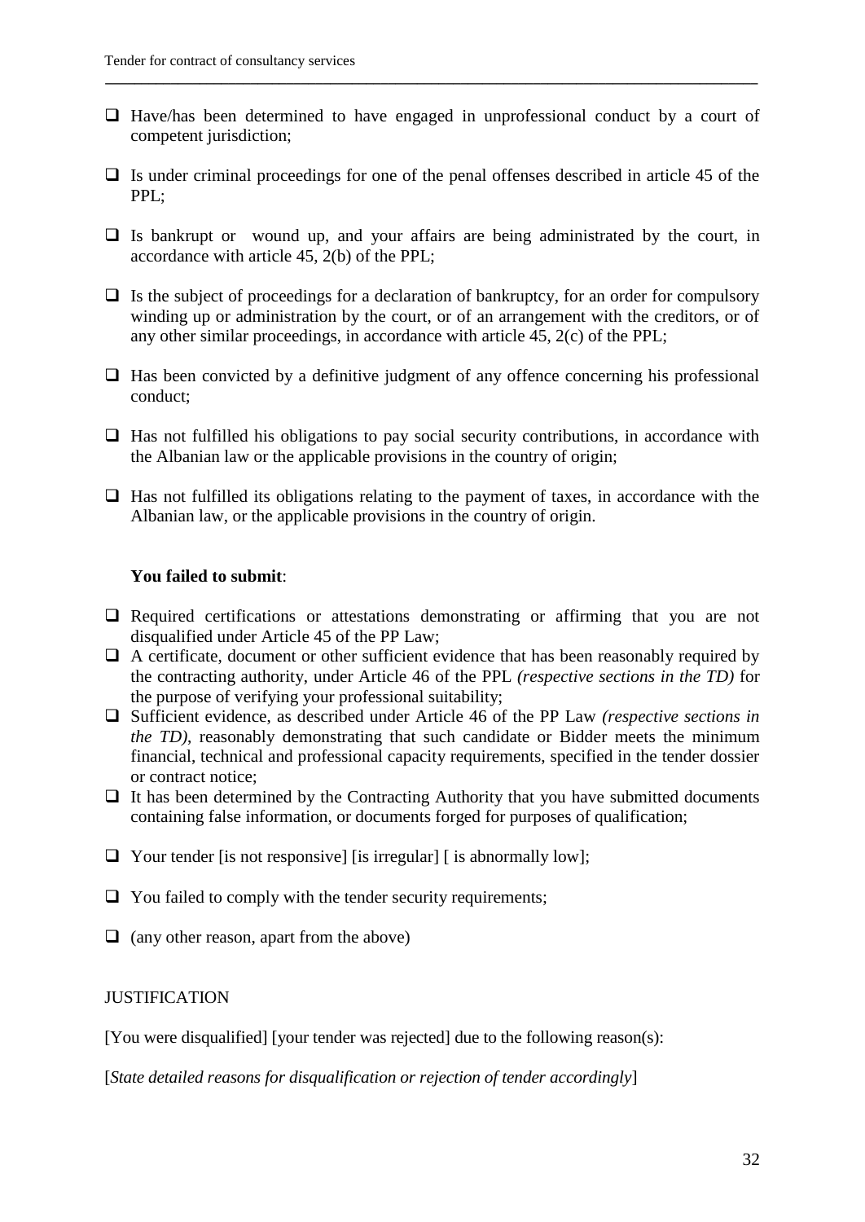- ❑ Have/has been determined to have engaged in unprofessional conduct by a court of competent jurisdiction;

- ❑ Is under criminal proceedings for one of the penal offenses described in article 45 of the PPL;

- ❑ Is bankrupt or wound up, and your affairs are being administrated by the court, in accordance with article 45, 2(b) of the PPL;

- ❑ Is the subject of proceedings for a declaration of bankruptcy, for an order for compulsory winding up or administration by the court, or of an arrangement with the creditors, or of any other similar proceedings, in accordance with article 45, 2(c) of the PPL;

- ❑ Has been convicted by a definitive judgment of any offence concerning his professional conduct;

- ❑ Has not fulfilled his obligations to pay social security contributions, in accordance with the Albanian law or the applicable provisions in the country of origin;

- ❑ Has not fulfilled its obligations relating to the payment of taxes, in accordance with the Albanian law, or the applicable provisions in the country of origin.

**You failed to submit**:

- ❑ Required certifications or attestations demonstrating or affirming that you are not disqualified under Article 45 of the PP Law;
- ❑ A certificate, document or other sufficient evidence that has been reasonably required by the contracting authority, under Article 46 of the PPL *(respective sections in the TD)* for the purpose of verifying your professional suitability;
- ❑ Sufficient evidence, as described under Article 46 of the PP Law *(respective sections in the TD)*, reasonably demonstrating that such candidate or Bidder meets the minimum financial, technical and professional capacity requirements, specified in the tender dossier or contract notice;
- ❑ It has been determined by the Contracting Authority that you have submitted documents containing false information, or documents forged for purposes of qualification;

- ❑ Your tender [is not responsive] [is irregular] [ is abnormally low];

- ❑ You failed to comply with the tender security requirements;

- ❑ (any other reason, apart from the above)

JUSTIFICATION

[You were disqualified] [your tender was rejected] due to the following reason(s):

[*State detailed reasons for disqualification or rejection of tender accordingly*]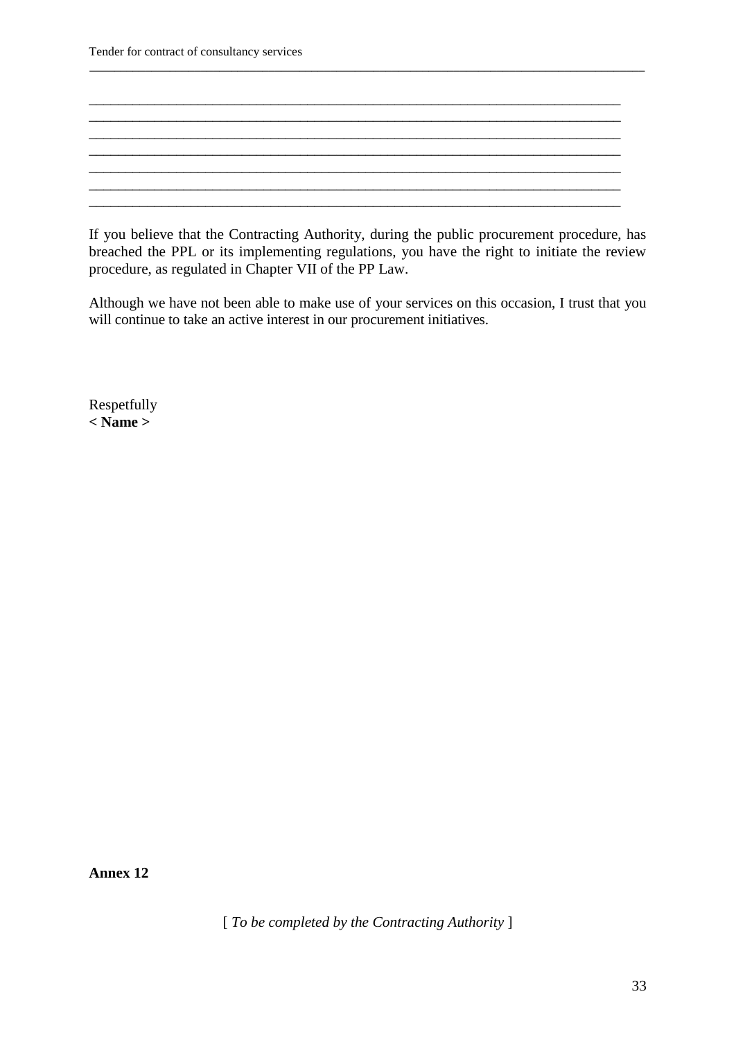\_\_\_\_\_\_\_\_\_\_\_\_\_\_\_\_\_\_\_\_\_\_\_\_\_\_\_\_\_\_\_\_\_\_\_\_\_\_\_\_\_\_\_\_\_\_\_\_\_\_\_\_\_\_\_\_\_\_\_\_\_\_\_\_\_\_\_\_\_\_\_\_\_\_\_\_
\_\_\_\_\_\_\_\_\_\_\_\_\_\_\_\_\_\_\_\_\_\_\_\_\_\_\_\_\_\_\_\_\_\_\_\_\_\_\_\_\_\_\_\_\_\_\_\_\_\_\_\_\_\_\_\_\_\_\_\_\_\_\_\_\_\_\_\_\_\_\_\_\_\_\_\_
\_\_\_\_\_\_\_\_\_\_\_\_\_\_\_\_\_\_\_\_\_\_\_\_\_\_\_\_\_\_\_\_\_\_\_\_\_\_\_\_\_\_\_\_\_\_\_\_\_\_\_\_\_\_\_\_\_\_\_\_\_\_\_\_\_\_\_\_\_\_\_\_\_\_\_\_
\_\_\_\_\_\_\_\_\_\_\_\_\_\_\_\_\_\_\_\_\_\_\_\_\_\_\_\_\_\_\_\_\_\_\_\_\_\_\_\_\_\_\_\_\_\_\_\_\_\_\_\_\_\_\_\_\_\_\_\_\_\_\_\_\_\_\_\_\_\_\_\_\_\_\_\_
\_\_\_\_\_\_\_\_\_\_\_\_\_\_\_\_\_\_\_\_\_\_\_\_\_\_\_\_\_\_\_\_\_\_\_\_\_\_\_\_\_\_\_\_\_\_\_\_\_\_\_\_\_\_\_\_\_\_\_\_\_\_\_\_\_\_\_\_\_\_\_\_\_\_\_\_
\_\_\_\_\_\_\_\_\_\_\_\_\_\_\_\_\_\_\_\_\_\_\_\_\_\_\_\_\_\_\_\_\_\_\_\_\_\_\_\_\_\_\_\_\_\_\_\_\_\_\_\_\_\_\_\_\_\_\_\_\_\_\_\_\_\_\_\_\_\_\_\_\_\_\_\_
\_\_\_\_\_\_\_\_\_\_\_\_\_\_\_\_\_\_\_\_\_\_\_\_\_\_\_\_\_\_\_\_\_\_\_\_\_\_\_\_\_\_\_\_\_\_\_\_\_\_\_\_\_\_\_\_\_\_\_\_\_\_\_\_\_\_\_\_\_\_\_\_\_\_\_\_

If you believe that the Contracting Authority, during the public procurement procedure, has breached the PPL or its implementing regulations, you have the right to initiate the review procedure, as regulated in Chapter VII of the PP Law.

Although we have not been able to make use of your services on this occasion, I trust that you will continue to take an active interest in our procurement initiatives.

Respetfully
**< Name >**

**Annex 12**

[ *To be completed by the Contracting Authority* ]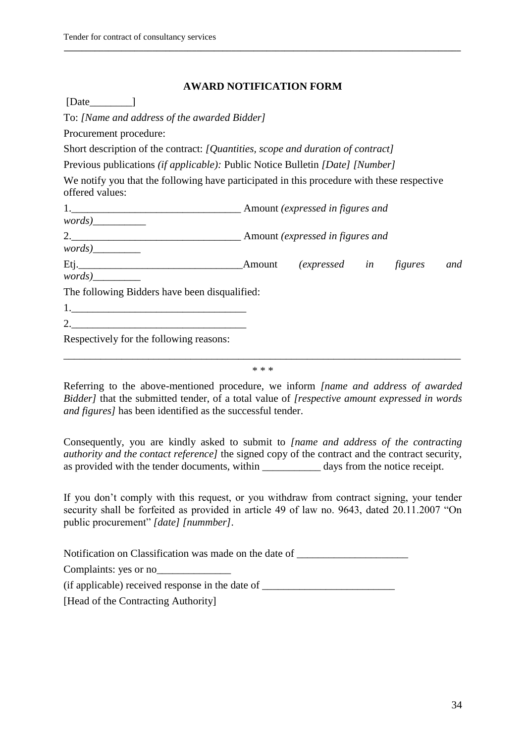## AWARD NOTIFICATION FORM

[Date________]

To: *[Name and address of the awarded Bidder]*

Procurement procedure:

Short description of the contract: *[Quantities, scope and duration of contract]*

Previous publications *(if applicable):* Public Notice Bulletin *[Date] [Number]*

We notify you that the following have participated in this procedure with these respective offered values:

1.________________________________ Amount *(expressed in figures and words)*__________

2.________________________________ Amount *(expressed in figures and words)*_________

Etj.________________________________Amount *(expressed in figures and words)*_________

The following Bidders have been disqualified:

1.________________________________

2.________________________________

Respectively for the following reasons:

_____________________________________________________________________________

\* \* \*

Referring to the above-mentioned procedure, we inform *[name and address of awarded Bidder]* that the submitted tender, of a total value of *[respective amount expressed in words and figures]* has been identified as the successful tender.

Consequently, you are kindly asked to submit to *[name and address of the contracting authority and the contact reference]* the signed copy of the contract and the contract security, as provided with the tender documents, within ___________ days from the notice receipt.

If you don't comply with this request, or you withdraw from contract signing, your tender security shall be forfeited as provided in article 49 of law no. 9643, dated 20.11.2007 "On public procurement" *[date] [nummber]*.

Notification on Classification was made on the date of ____________________

Complaints: yes or no______________

(if applicable) received response in the date of ________________________

[Head of the Contracting Authority]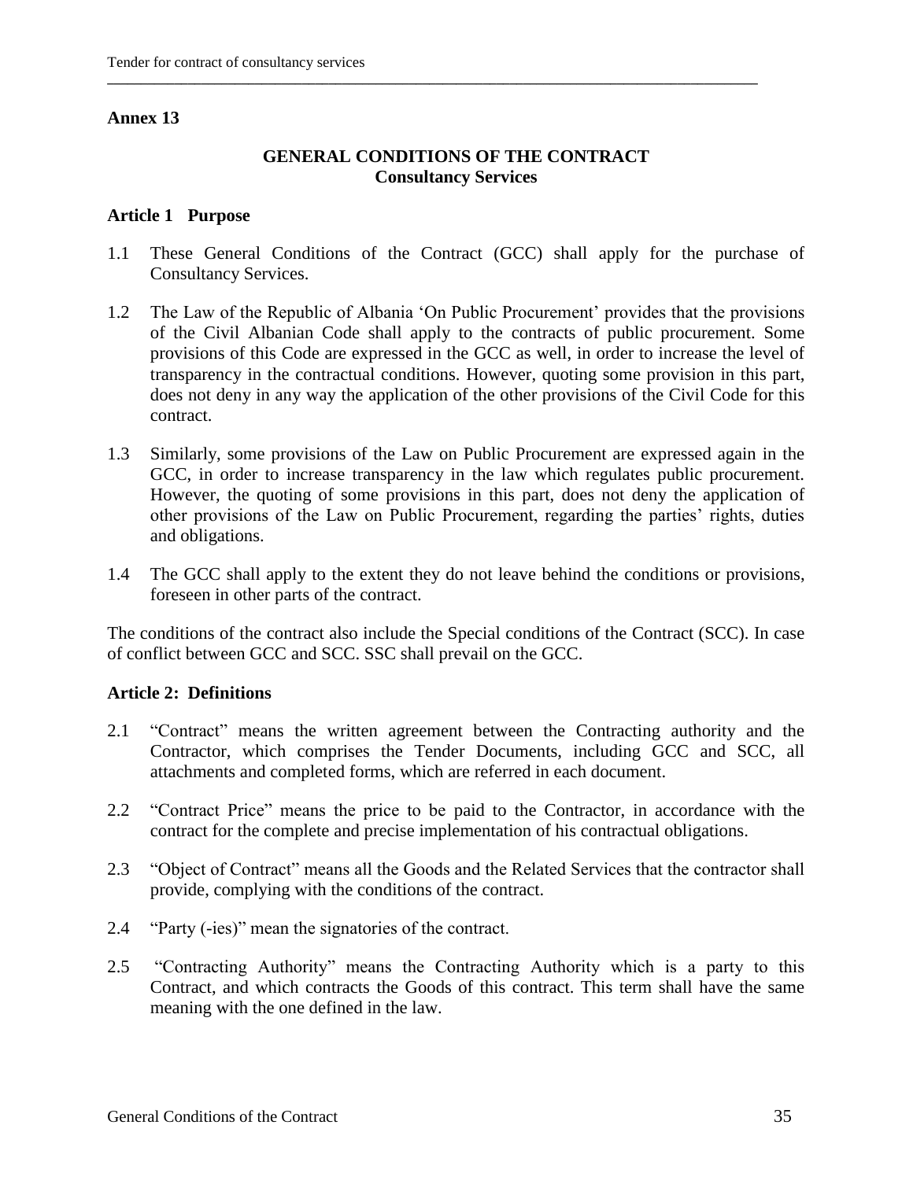**Annex 13**

## GENERAL CONDITIONS OF THE CONTRACT
## Consultancy Services

### Article 1 Purpose

1.1 These General Conditions of the Contract (GCC) shall apply for the purchase of Consultancy Services.

1.2 The Law of the Republic of Albania 'On Public Procurement' provides that the provisions of the Civil Albanian Code shall apply to the contracts of public procurement. Some provisions of this Code are expressed in the GCC as well, in order to increase the level of transparency in the contractual conditions. However, quoting some provision in this part, does not deny in any way the application of the other provisions of the Civil Code for this contract.

1.3 Similarly, some provisions of the Law on Public Procurement are expressed again in the GCC, in order to increase transparency in the law which regulates public procurement. However, the quoting of some provisions in this part, does not deny the application of other provisions of the Law on Public Procurement, regarding the parties' rights, duties and obligations.

1.4 The GCC shall apply to the extent they do not leave behind the conditions or provisions, foreseen in other parts of the contract.

The conditions of the contract also include the Special conditions of the Contract (SCC). In case of conflict between GCC and SCC. SSC shall prevail on the GCC.

### Article 2: Definitions

2.1 "Contract" means the written agreement between the Contracting authority and the Contractor, which comprises the Tender Documents, including GCC and SCC, all attachments and completed forms, which are referred in each document.

2.2 "Contract Price" means the price to be paid to the Contractor, in accordance with the contract for the complete and precise implementation of his contractual obligations.

2.3 "Object of Contract" means all the Goods and the Related Services that the contractor shall provide, complying with the conditions of the contract.

2.4 "Party (-ies)" mean the signatories of the contract.

2.5 "Contracting Authority" means the Contracting Authority which is a party to this Contract, and which contracts the Goods of this contract. This term shall have the same meaning with the one defined in the law.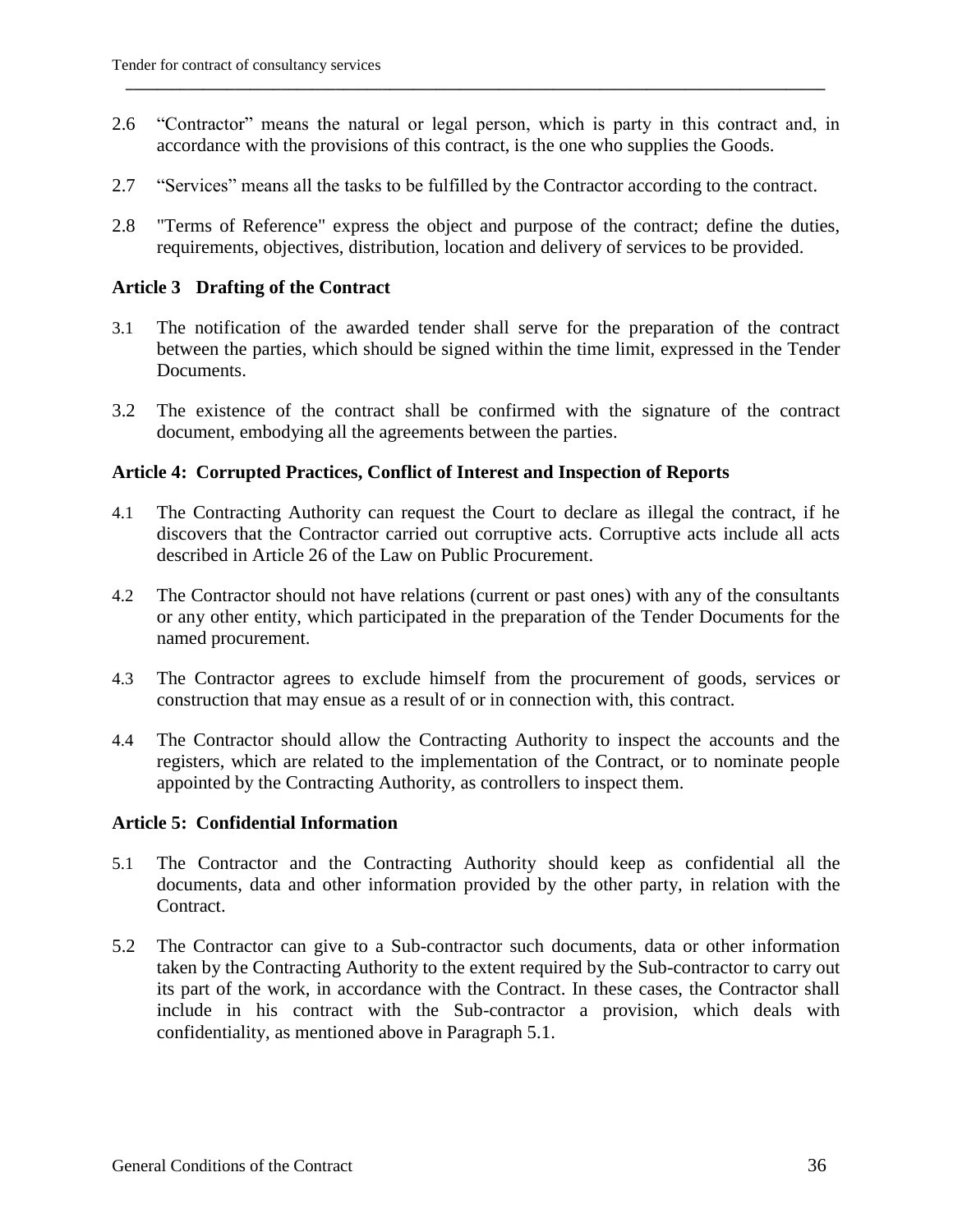2.6 “Contractor” means the natural or legal person, which is party in this contract and, in accordance with the provisions of this contract, is the one who supplies the Goods.

2.7 “Services” means all the tasks to be fulfilled by the Contractor according to the contract.

2.8 "Terms of Reference" express the object and purpose of the contract; define the duties, requirements, objectives, distribution, location and delivery of services to be provided.

### Article 3 Drafting of the Contract

3.1 The notification of the awarded tender shall serve for the preparation of the contract between the parties, which should be signed within the time limit, expressed in the Tender Documents.

3.2 The existence of the contract shall be confirmed with the signature of the contract document, embodying all the agreements between the parties.

### Article 4: Corrupted Practices, Conflict of Interest and Inspection of Reports

4.1 The Contracting Authority can request the Court to declare as illegal the contract, if he discovers that the Contractor carried out corruptive acts. Corruptive acts include all acts described in Article 26 of the Law on Public Procurement.

4.2 The Contractor should not have relations (current or past ones) with any of the consultants or any other entity, which participated in the preparation of the Tender Documents for the named procurement.

4.3 The Contractor agrees to exclude himself from the procurement of goods, services or construction that may ensue as a result of or in connection with, this contract.

4.4 The Contractor should allow the Contracting Authority to inspect the accounts and the registers, which are related to the implementation of the Contract, or to nominate people appointed by the Contracting Authority, as controllers to inspect them.

### Article 5: Confidential Information

5.1 The Contractor and the Contracting Authority should keep as confidential all the documents, data and other information provided by the other party, in relation with the Contract.

5.2 The Contractor can give to a Sub-contractor such documents, data or other information taken by the Contracting Authority to the extent required by the Sub-contractor to carry out its part of the work, in accordance with the Contract. In these cases, the Contractor shall include in his contract with the Sub-contractor a provision, which deals with confidentiality, as mentioned above in Paragraph 5.1.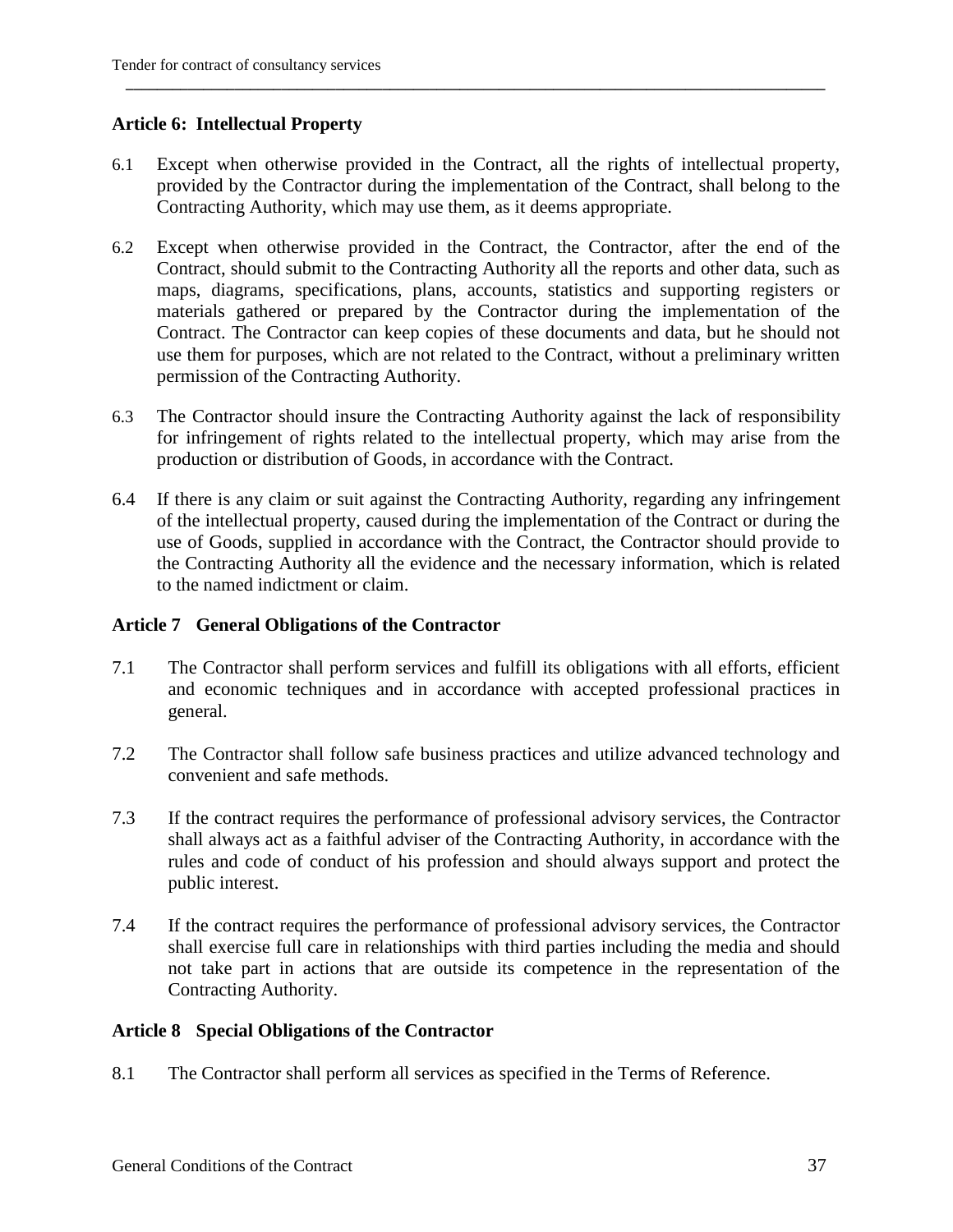### Article 6: Intellectual Property

6.1 Except when otherwise provided in the Contract, all the rights of intellectual property, provided by the Contractor during the implementation of the Contract, shall belong to the Contracting Authority, which may use them, as it deems appropriate.

6.2 Except when otherwise provided in the Contract, the Contractor, after the end of the Contract, should submit to the Contracting Authority all the reports and other data, such as maps, diagrams, specifications, plans, accounts, statistics and supporting registers or materials gathered or prepared by the Contractor during the implementation of the Contract. The Contractor can keep copies of these documents and data, but he should not use them for purposes, which are not related to the Contract, without a preliminary written permission of the Contracting Authority.

6.3 The Contractor should insure the Contracting Authority against the lack of responsibility for infringement of rights related to the intellectual property, which may arise from the production or distribution of Goods, in accordance with the Contract.

6.4 If there is any claim or suit against the Contracting Authority, regarding any infringement of the intellectual property, caused during the implementation of the Contract or during the use of Goods, supplied in accordance with the Contract, the Contractor should provide to the Contracting Authority all the evidence and the necessary information, which is related to the named indictment or claim.

### Article 7 General Obligations of the Contractor

7.1 The Contractor shall perform services and fulfill its obligations with all efforts, efficient and economic techniques and in accordance with accepted professional practices in general.

7.2 The Contractor shall follow safe business practices and utilize advanced technology and convenient and safe methods.

7.3 If the contract requires the performance of professional advisory services, the Contractor shall always act as a faithful adviser of the Contracting Authority, in accordance with the rules and code of conduct of his profession and should always support and protect the public interest.

7.4 If the contract requires the performance of professional advisory services, the Contractor shall exercise full care in relationships with third parties including the media and should not take part in actions that are outside its competence in the representation of the Contracting Authority.

### Article 8 Special Obligations of the Contractor

8.1 The Contractor shall perform all services as specified in the Terms of Reference.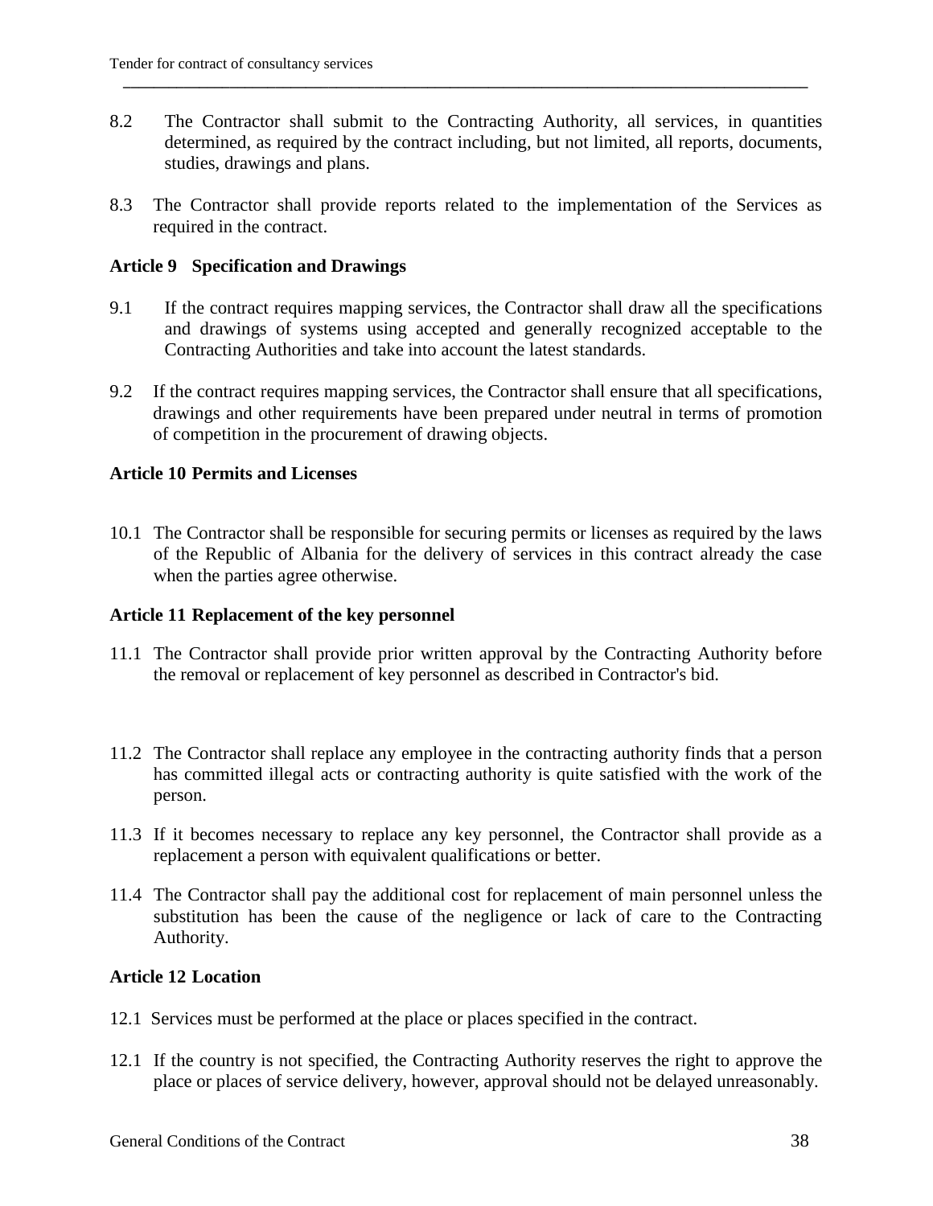8.2 The Contractor shall submit to the Contracting Authority, all services, in quantities determined, as required by the contract including, but not limited, all reports, documents, studies, drawings and plans.

8.3 The Contractor shall provide reports related to the implementation of the Services as required in the contract.

**Article 9 Specification and Drawings**

9.1 If the contract requires mapping services, the Contractor shall draw all the specifications and drawings of systems using accepted and generally recognized acceptable to the Contracting Authorities and take into account the latest standards.

9.2 If the contract requires mapping services, the Contractor shall ensure that all specifications, drawings and other requirements have been prepared under neutral in terms of promotion of competition in the procurement of drawing objects.

**Article 10 Permits and Licenses**

10.1 The Contractor shall be responsible for securing permits or licenses as required by the laws of the Republic of Albania for the delivery of services in this contract already the case when the parties agree otherwise.

**Article 11 Replacement of the key personnel**

11.1 The Contractor shall provide prior written approval by the Contracting Authority before the removal or replacement of key personnel as described in Contractor's bid.

11.2 The Contractor shall replace any employee in the contracting authority finds that a person has committed illegal acts or contracting authority is quite satisfied with the work of the person.

11.3 If it becomes necessary to replace any key personnel, the Contractor shall provide as a replacement a person with equivalent qualifications or better.

11.4 The Contractor shall pay the additional cost for replacement of main personnel unless the substitution has been the cause of the negligence or lack of care to the Contracting Authority.

**Article 12 Location**

12.1 Services must be performed at the place or places specified in the contract.

12.1 If the country is not specified, the Contracting Authority reserves the right to approve the place or places of service delivery, however, approval should not be delayed unreasonably.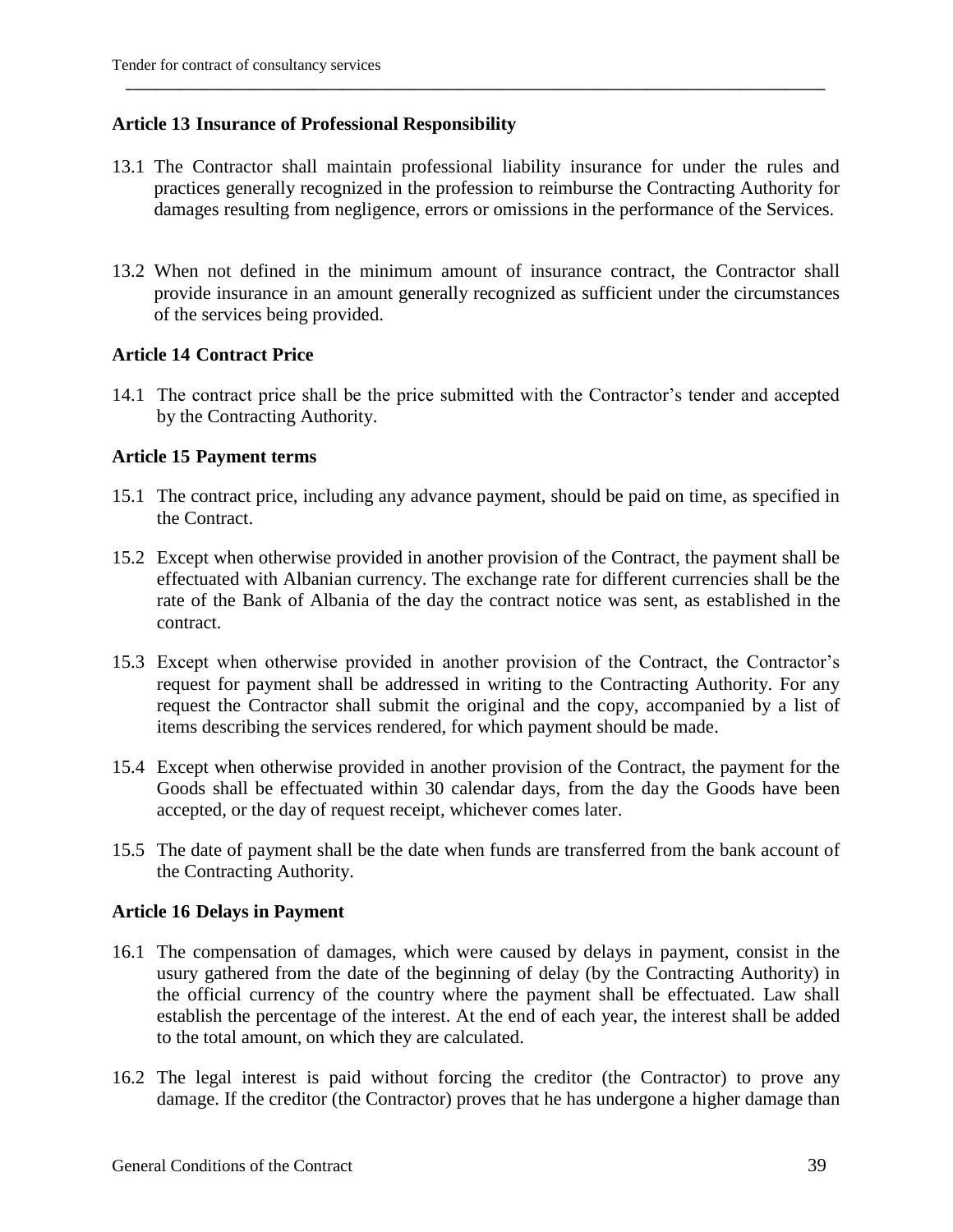### Article 13 Insurance of Professional Responsibility

13.1 The Contractor shall maintain professional liability insurance for under the rules and practices generally recognized in the profession to reimburse the Contracting Authority for damages resulting from negligence, errors or omissions in the performance of the Services.

13.2 When not defined in the minimum amount of insurance contract, the Contractor shall provide insurance in an amount generally recognized as sufficient under the circumstances of the services being provided.

### Article 14 Contract Price

14.1 The contract price shall be the price submitted with the Contractor's tender and accepted by the Contracting Authority.

### Article 15 Payment terms

15.1 The contract price, including any advance payment, should be paid on time, as specified in the Contract.

15.2 Except when otherwise provided in another provision of the Contract, the payment shall be effectuated with Albanian currency. The exchange rate for different currencies shall be the rate of the Bank of Albania of the day the contract notice was sent, as established in the contract.

15.3 Except when otherwise provided in another provision of the Contract, the Contractor's request for payment shall be addressed in writing to the Contracting Authority. For any request the Contractor shall submit the original and the copy, accompanied by a list of items describing the services rendered, for which payment should be made.

15.4 Except when otherwise provided in another provision of the Contract, the payment for the Goods shall be effectuated within 30 calendar days, from the day the Goods have been accepted, or the day of request receipt, whichever comes later.

15.5 The date of payment shall be the date when funds are transferred from the bank account of the Contracting Authority.

### Article 16 Delays in Payment

16.1 The compensation of damages, which were caused by delays in payment, consist in the usury gathered from the date of the beginning of delay (by the Contracting Authority) in the official currency of the country where the payment shall be effectuated. Law shall establish the percentage of the interest. At the end of each year, the interest shall be added to the total amount, on which they are calculated.

16.2 The legal interest is paid without forcing the creditor (the Contractor) to prove any damage. If the creditor (the Contractor) proves that he has undergone a higher damage than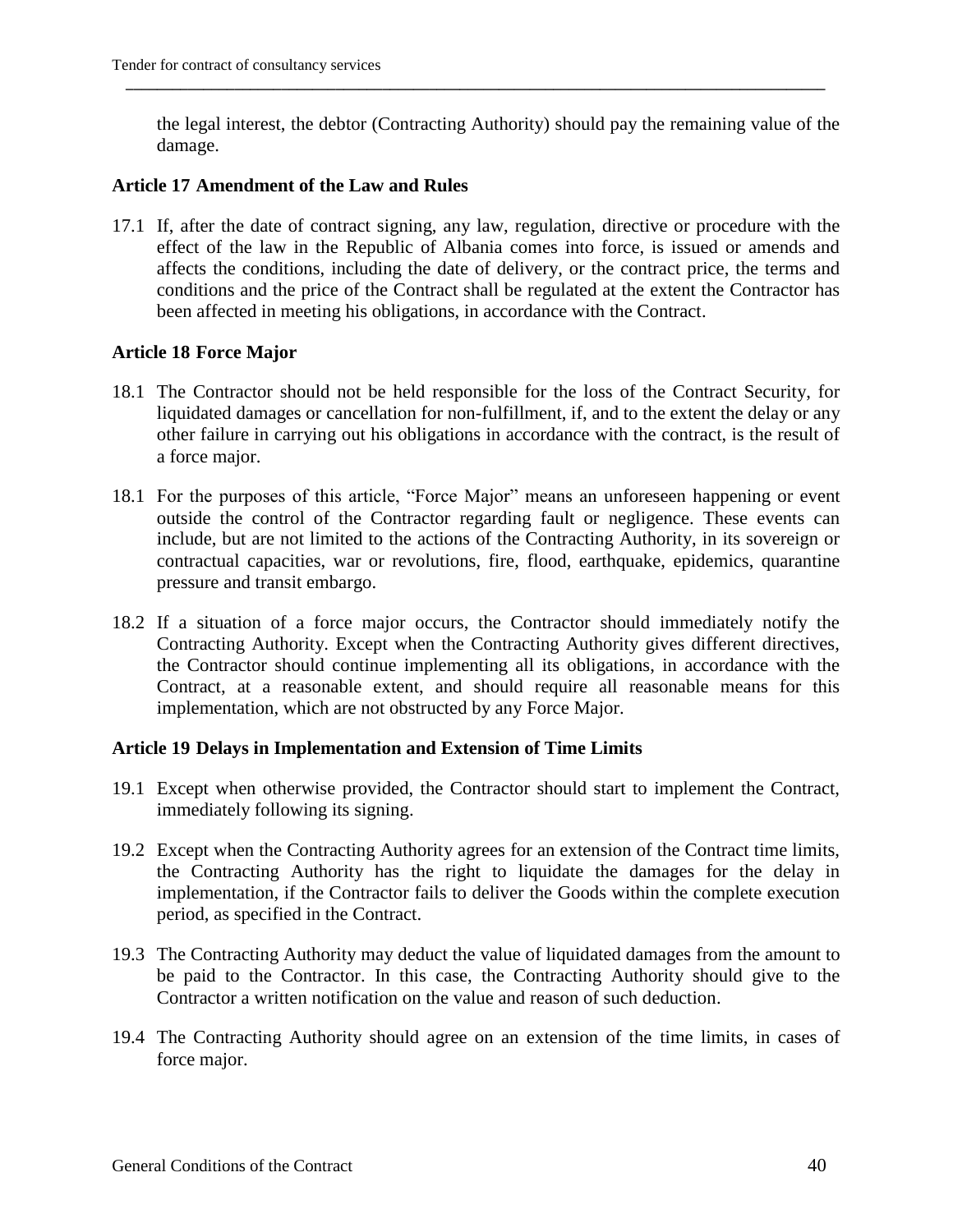the legal interest, the debtor (Contracting Authority) should pay the remaining value of the damage.

### Article 17 Amendment of the Law and Rules

17.1 If, after the date of contract signing, any law, regulation, directive or procedure with the effect of the law in the Republic of Albania comes into force, is issued or amends and affects the conditions, including the date of delivery, or the contract price, the terms and conditions and the price of the Contract shall be regulated at the extent the Contractor has been affected in meeting his obligations, in accordance with the Contract.

### Article 18 Force Major

18.1 The Contractor should not be held responsible for the loss of the Contract Security, for liquidated damages or cancellation for non-fulfillment, if, and to the extent the delay or any other failure in carrying out his obligations in accordance with the contract, is the result of a force major.

18.1 For the purposes of this article, "Force Major" means an unforeseen happening or event outside the control of the Contractor regarding fault or negligence. These events can include, but are not limited to the actions of the Contracting Authority, in its sovereign or contractual capacities, war or revolutions, fire, flood, earthquake, epidemics, quarantine pressure and transit embargo.

18.2 If a situation of a force major occurs, the Contractor should immediately notify the Contracting Authority. Except when the Contracting Authority gives different directives, the Contractor should continue implementing all its obligations, in accordance with the Contract, at a reasonable extent, and should require all reasonable means for this implementation, which are not obstructed by any Force Major.

### Article 19 Delays in Implementation and Extension of Time Limits

19.1 Except when otherwise provided, the Contractor should start to implement the Contract, immediately following its signing.

19.2 Except when the Contracting Authority agrees for an extension of the Contract time limits, the Contracting Authority has the right to liquidate the damages for the delay in implementation, if the Contractor fails to deliver the Goods within the complete execution period, as specified in the Contract.

19.3 The Contracting Authority may deduct the value of liquidated damages from the amount to be paid to the Contractor. In this case, the Contracting Authority should give to the Contractor a written notification on the value and reason of such deduction.

19.4 The Contracting Authority should agree on an extension of the time limits, in cases of force major.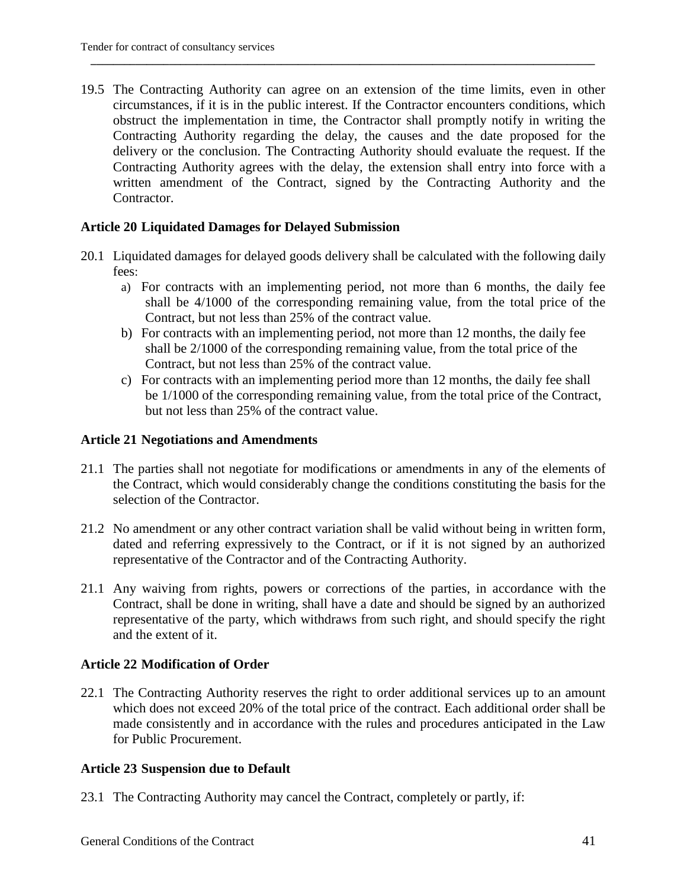19.5 The Contracting Authority can agree on an extension of the time limits, even in other circumstances, if it is in the public interest. If the Contractor encounters conditions, which obstruct the implementation in time, the Contractor shall promptly notify in writing the Contracting Authority regarding the delay, the causes and the date proposed for the delivery or the conclusion. The Contracting Authority should evaluate the request. If the Contracting Authority agrees with the delay, the extension shall entry into force with a written amendment of the Contract, signed by the Contracting Authority and the Contractor.

### Article 20 Liquidated Damages for Delayed Submission

20.1 Liquidated damages for delayed goods delivery shall be calculated with the following daily fees:

a) For contracts with an implementing period, not more than 6 months, the daily fee shall be 4/1000 of the corresponding remaining value, from the total price of the Contract, but not less than 25% of the contract value.

b) For contracts with an implementing period, not more than 12 months, the daily fee shall be 2/1000 of the corresponding remaining value, from the total price of the Contract, but not less than 25% of the contract value.

c) For contracts with an implementing period more than 12 months, the daily fee shall be 1/1000 of the corresponding remaining value, from the total price of the Contract, but not less than 25% of the contract value.

### Article 21 Negotiations and Amendments

21.1 The parties shall not negotiate for modifications or amendments in any of the elements of the Contract, which would considerably change the conditions constituting the basis for the selection of the Contractor.

21.2 No amendment or any other contract variation shall be valid without being in written form, dated and referring expressively to the Contract, or if it is not signed by an authorized representative of the Contractor and of the Contracting Authority.

21.1 Any waiving from rights, powers or corrections of the parties, in accordance with the Contract, shall be done in writing, shall have a date and should be signed by an authorized representative of the party, which withdraws from such right, and should specify the right and the extent of it.

### Article 22 Modification of Order

22.1 The Contracting Authority reserves the right to order additional services up to an amount which does not exceed 20% of the total price of the contract. Each additional order shall be made consistently and in accordance with the rules and procedures anticipated in the Law for Public Procurement.

### Article 23 Suspension due to Default

23.1 The Contracting Authority may cancel the Contract, completely or partly, if: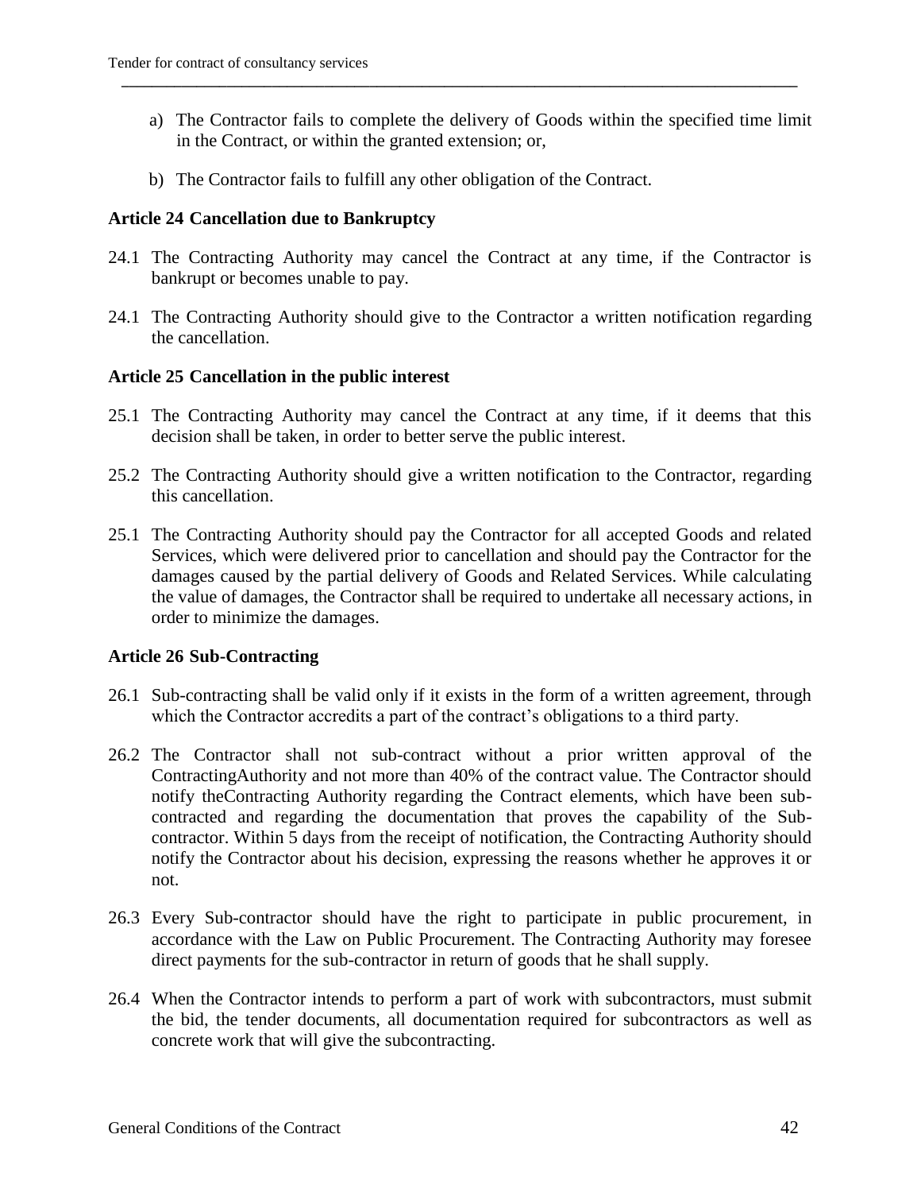a) The Contractor fails to complete the delivery of Goods within the specified time limit in the Contract, or within the granted extension; or,

b) The Contractor fails to fulfill any other obligation of the Contract.

**Article 24 Cancellation due to Bankruptcy**

24.1 The Contracting Authority may cancel the Contract at any time, if the Contractor is bankrupt or becomes unable to pay.

24.1 The Contracting Authority should give to the Contractor a written notification regarding the cancellation.

**Article 25 Cancellation in the public interest**

25.1 The Contracting Authority may cancel the Contract at any time, if it deems that this decision shall be taken, in order to better serve the public interest.

25.2 The Contracting Authority should give a written notification to the Contractor, regarding this cancellation.

25.1 The Contracting Authority should pay the Contractor for all accepted Goods and related Services, which were delivered prior to cancellation and should pay the Contractor for the damages caused by the partial delivery of Goods and Related Services. While calculating the value of damages, the Contractor shall be required to undertake all necessary actions, in order to minimize the damages.

**Article 26 Sub-Contracting**

26.1 Sub-contracting shall be valid only if it exists in the form of a written agreement, through which the Contractor accredits a part of the contract's obligations to a third party.

26.2 The Contractor shall not sub-contract without a prior written approval of the ContractingAuthority and not more than 40% of the contract value. The Contractor should notify theContracting Authority regarding the Contract elements, which have been sub-contracted and regarding the documentation that proves the capability of the Sub-contractor. Within 5 days from the receipt of notification, the Contracting Authority should notify the Contractor about his decision, expressing the reasons whether he approves it or not.

26.3 Every Sub-contractor should have the right to participate in public procurement, in accordance with the Law on Public Procurement. The Contracting Authority may foresee direct payments for the sub-contractor in return of goods that he shall supply.

26.4 When the Contractor intends to perform a part of work with subcontractors, must submit the bid, the tender documents, all documentation required for subcontractors as well as concrete work that will give the subcontracting.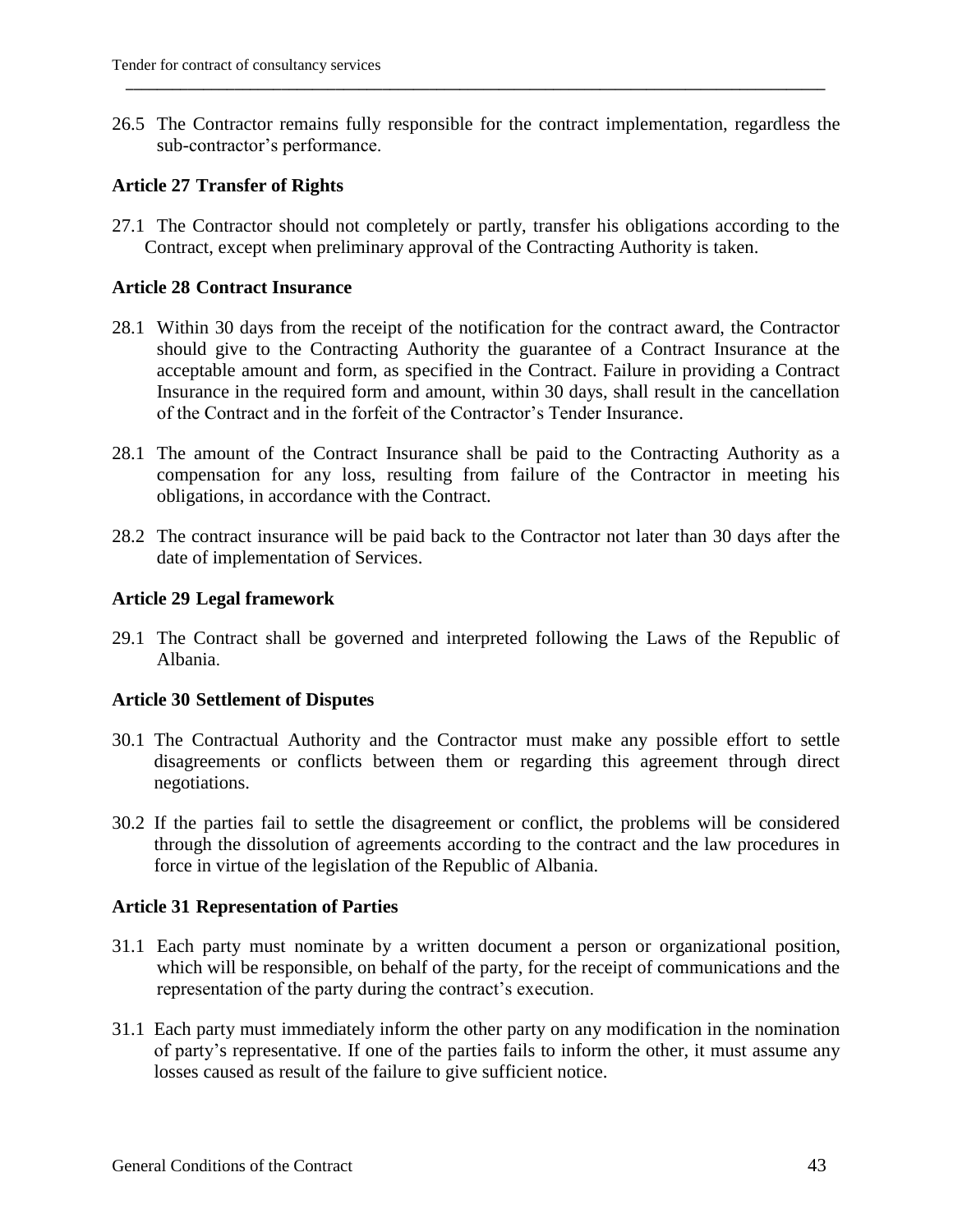26.5 The Contractor remains fully responsible for the contract implementation, regardless the sub-contractor's performance.

### Article 27 Transfer of Rights

27.1 The Contractor should not completely or partly, transfer his obligations according to the Contract, except when preliminary approval of the Contracting Authority is taken.

### Article 28 Contract Insurance

28.1 Within 30 days from the receipt of the notification for the contract award, the Contractor should give to the Contracting Authority the guarantee of a Contract Insurance at the acceptable amount and form, as specified in the Contract. Failure in providing a Contract Insurance in the required form and amount, within 30 days, shall result in the cancellation of the Contract and in the forfeit of the Contractor's Tender Insurance.

28.1 The amount of the Contract Insurance shall be paid to the Contracting Authority as a compensation for any loss, resulting from failure of the Contractor in meeting his obligations, in accordance with the Contract.

28.2 The contract insurance will be paid back to the Contractor not later than 30 days after the date of implementation of Services.

### Article 29 Legal framework

29.1 The Contract shall be governed and interpreted following the Laws of the Republic of Albania.

### Article 30 Settlement of Disputes

30.1 The Contractual Authority and the Contractor must make any possible effort to settle disagreements or conflicts between them or regarding this agreement through direct negotiations.

30.2 If the parties fail to settle the disagreement or conflict, the problems will be considered through the dissolution of agreements according to the contract and the law procedures in force in virtue of the legislation of the Republic of Albania.

### Article 31 Representation of Parties

31.1 Each party must nominate by a written document a person or organizational position, which will be responsible, on behalf of the party, for the receipt of communications and the representation of the party during the contract's execution.

31.1 Each party must immediately inform the other party on any modification in the nomination of party's representative. If one of the parties fails to inform the other, it must assume any losses caused as result of the failure to give sufficient notice.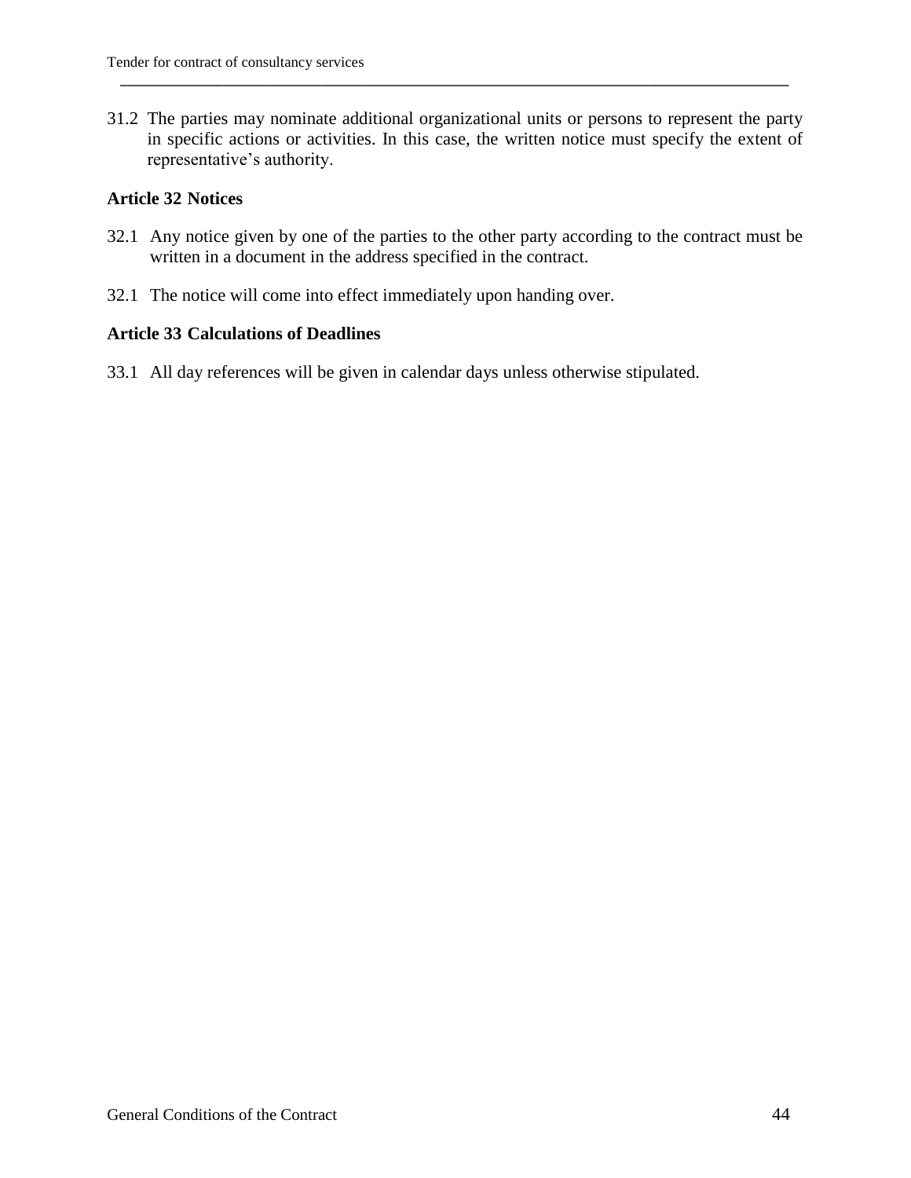31.2 The parties may nominate additional organizational units or persons to represent the party in specific actions or activities. In this case, the written notice must specify the extent of representative's authority.

### Article 32 Notices

32.1 Any notice given by one of the parties to the other party according to the contract must be written in a document in the address specified in the contract.

32.1 The notice will come into effect immediately upon handing over.

### Article 33 Calculations of Deadlines

33.1 All day references will be given in calendar days unless otherwise stipulated.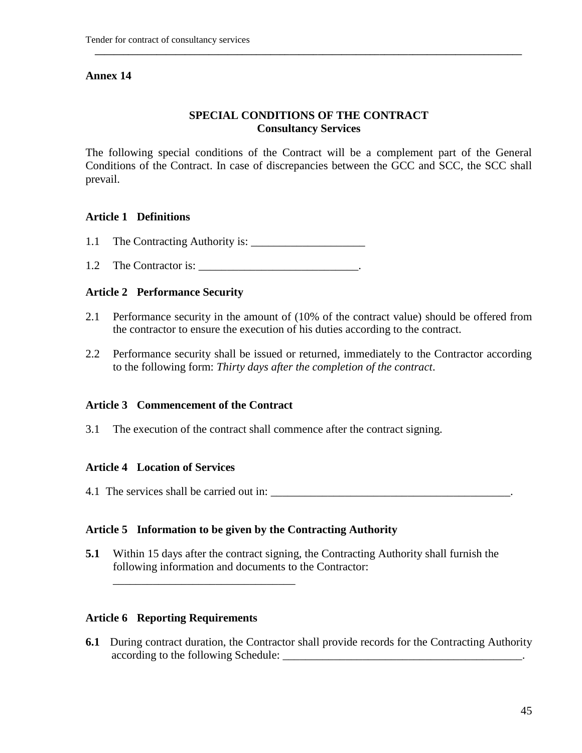**Annex 14**

**SPECIAL CONDITIONS OF THE CONTRACT**
**Consultancy Services**

The following special conditions of the Contract will be a complement part of the General Conditions of the Contract. In case of discrepancies between the GCC and SCC, the SCC shall prevail.

**Article 1 Definitions**

1.1 The Contracting Authority is: ____________________

1.2 The Contractor is: ____________________________.

**Article 2 Performance Security**

2.1 Performance security in the amount of (10% of the contract value) should be offered from the contractor to ensure the execution of his duties according to the contract.

2.2 Performance security shall be issued or returned, immediately to the Contractor according to the following form: *Thirty days after the completion of the contract*.

**Article 3 Commencement of the Contract**

3.1 The execution of the contract shall commence after the contract signing.

**Article 4 Location of Services**

4.1 The services shall be carried out in: __________________________________________.

**Article 5 Information to be given by the Contracting Authority**

**5.1** Within 15 days after the contract signing, the Contracting Authority shall furnish the following information and documents to the Contractor: ________________________________

**Article 6 Reporting Requirements**

**6.1** During contract duration, the Contractor shall provide records for the Contracting Authority according to the following Schedule: __________________________________________.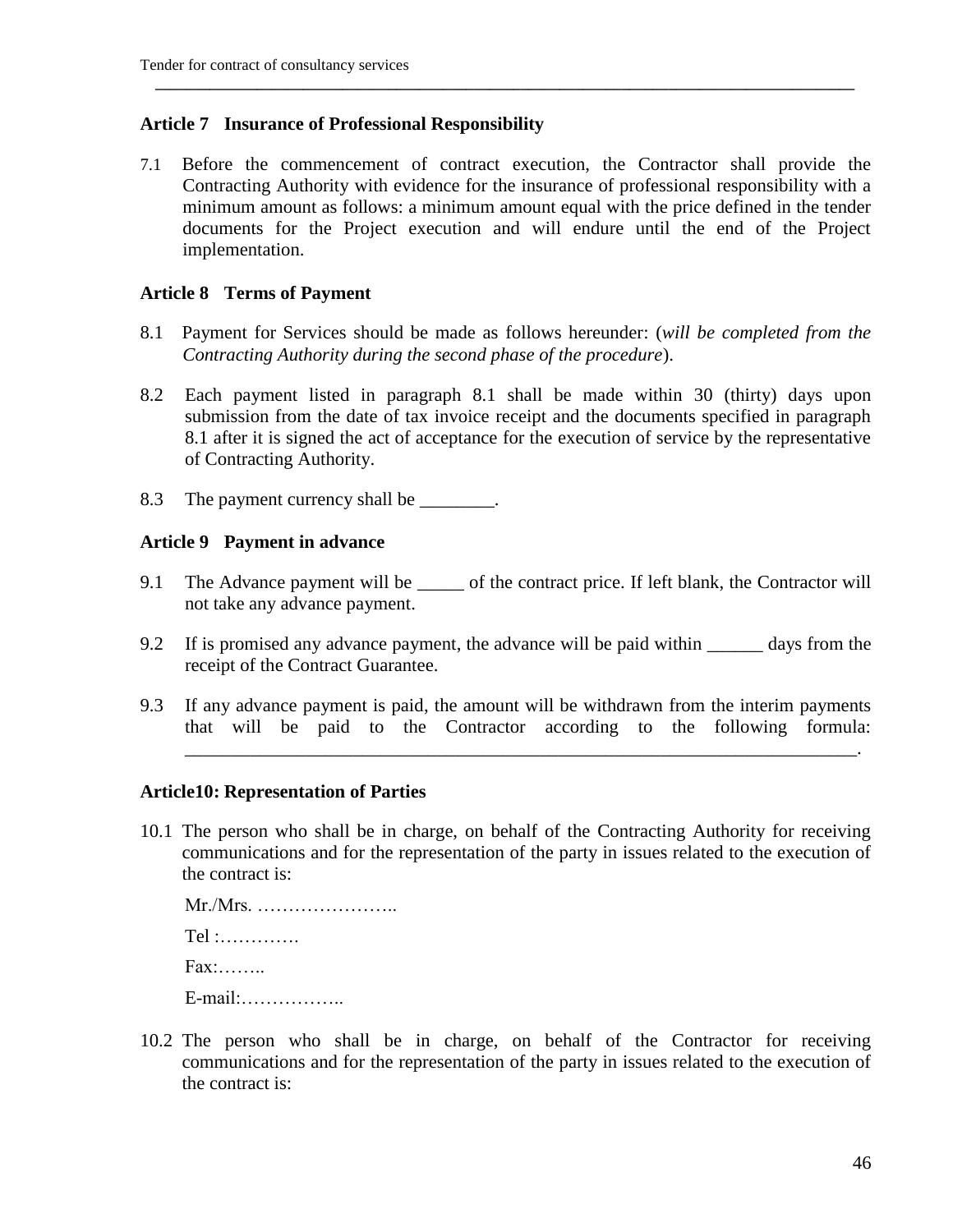### Article 7 Insurance of Professional Responsibility

7.1 Before the commencement of contract execution, the Contractor shall provide the Contracting Authority with evidence for the insurance of professional responsibility with a minimum amount as follows: a minimum amount equal with the price defined in the tender documents for the Project execution and will endure until the end of the Project implementation.

### Article 8 Terms of Payment

8.1 Payment for Services should be made as follows hereunder: (*will be completed from the Contracting Authority during the second phase of the procedure*).

8.2 Each payment listed in paragraph 8.1 shall be made within 30 (thirty) days upon submission from the date of tax invoice receipt and the documents specified in paragraph 8.1 after it is signed the act of acceptance for the execution of service by the representative of Contracting Authority.

8.3 The payment currency shall be ________.

### Article 9 Payment in advance

9.1 The Advance payment will be _____ of the contract price. If left blank, the Contractor will not take any advance payment.

9.2 If is promised any advance payment, the advance will be paid within ______ days from the receipt of the Contract Guarantee.

9.3 If any advance payment is paid, the amount will be withdrawn from the interim payments that will be paid to the Contractor according to the following formula: ___________________________________________________________________________.

### Article10: Representation of Parties

10.1 The person who shall be in charge, on behalf of the Contracting Authority for receiving communications and for the representation of the party in issues related to the execution of the contract is:

Mr./Mrs. …………………..

Tel :………….

Fax:……..

E-mail:……………..

10.2 The person who shall be in charge, on behalf of the Contractor for receiving communications and for the representation of the party in issues related to the execution of the contract is: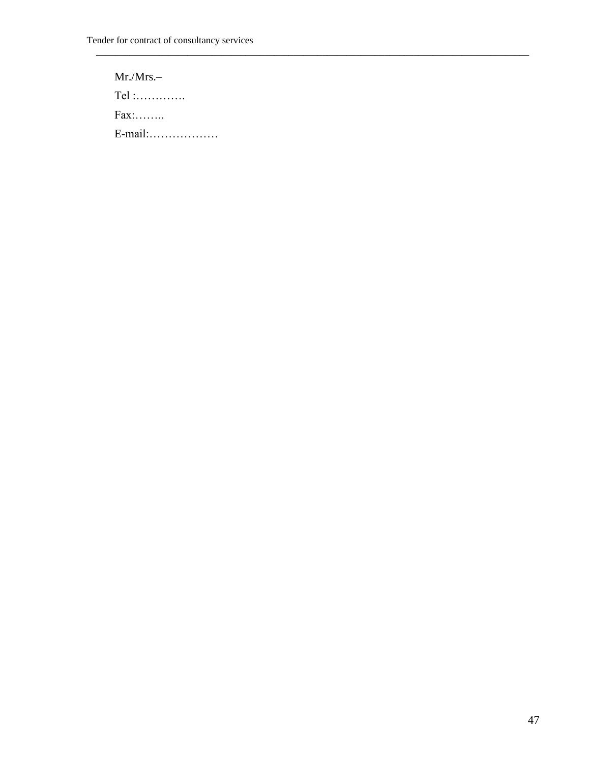Mr./Mrs.–

Tel :………….

Fax:……..

E-mail:………………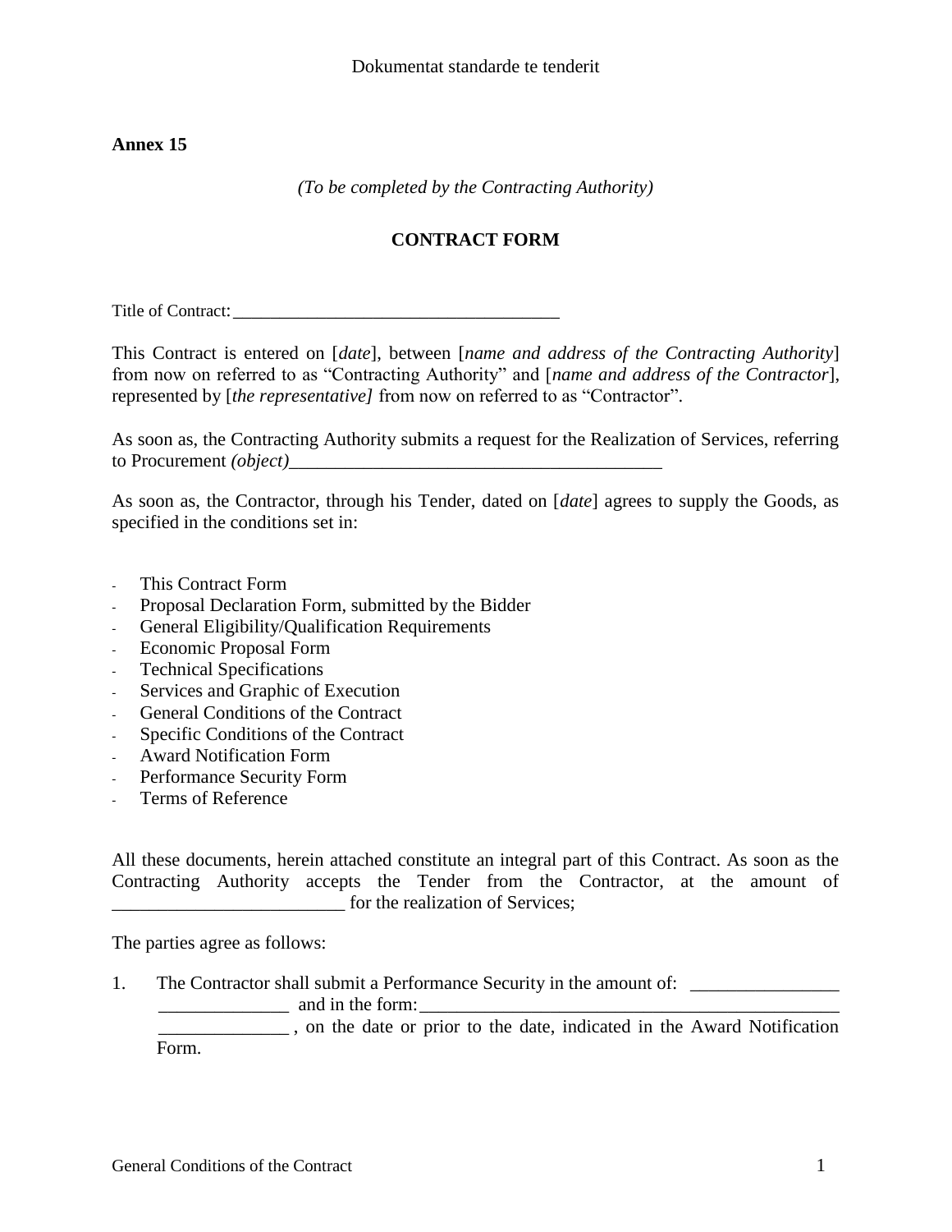**Annex 15**

*(To be completed by the Contracting Authority)*

**CONTRACT FORM**

Title of Contract:____________________________________

This Contract is entered on [*date*], between [*name and address of the Contracting Authority*] from now on referred to as "Contracting Authority" and [*name and address of the Contractor*], represented by [*the representative]* from now on referred to as "Contractor".

As soon as, the Contracting Authority submits a request for the Realization of Services, referring to Procurement *(object)*________________________________________

As soon as, the Contractor, through his Tender, dated on [*date*] agrees to supply the Goods, as specified in the conditions set in:

- This Contract Form
- Proposal Declaration Form, submitted by the Bidder
- General Eligibility/Qualification Requirements
- Economic Proposal Form
- Technical Specifications
- Services and Graphic of Execution
- General Conditions of the Contract
- Specific Conditions of the Contract
- Award Notification Form
- Performance Security Form
- Terms of Reference

All these documents, herein attached constitute an integral part of this Contract. As soon as the Contracting Authority accepts the Tender from the Contractor, at the amount of _________________________ for the realization of Services;

The parties agree as follows:

1. The Contractor shall submit a Performance Security in the amount of: ________________ ______________ and in the form:______________________________________________ ______________ , on the date or prior to the date, indicated in the Award Notification Form.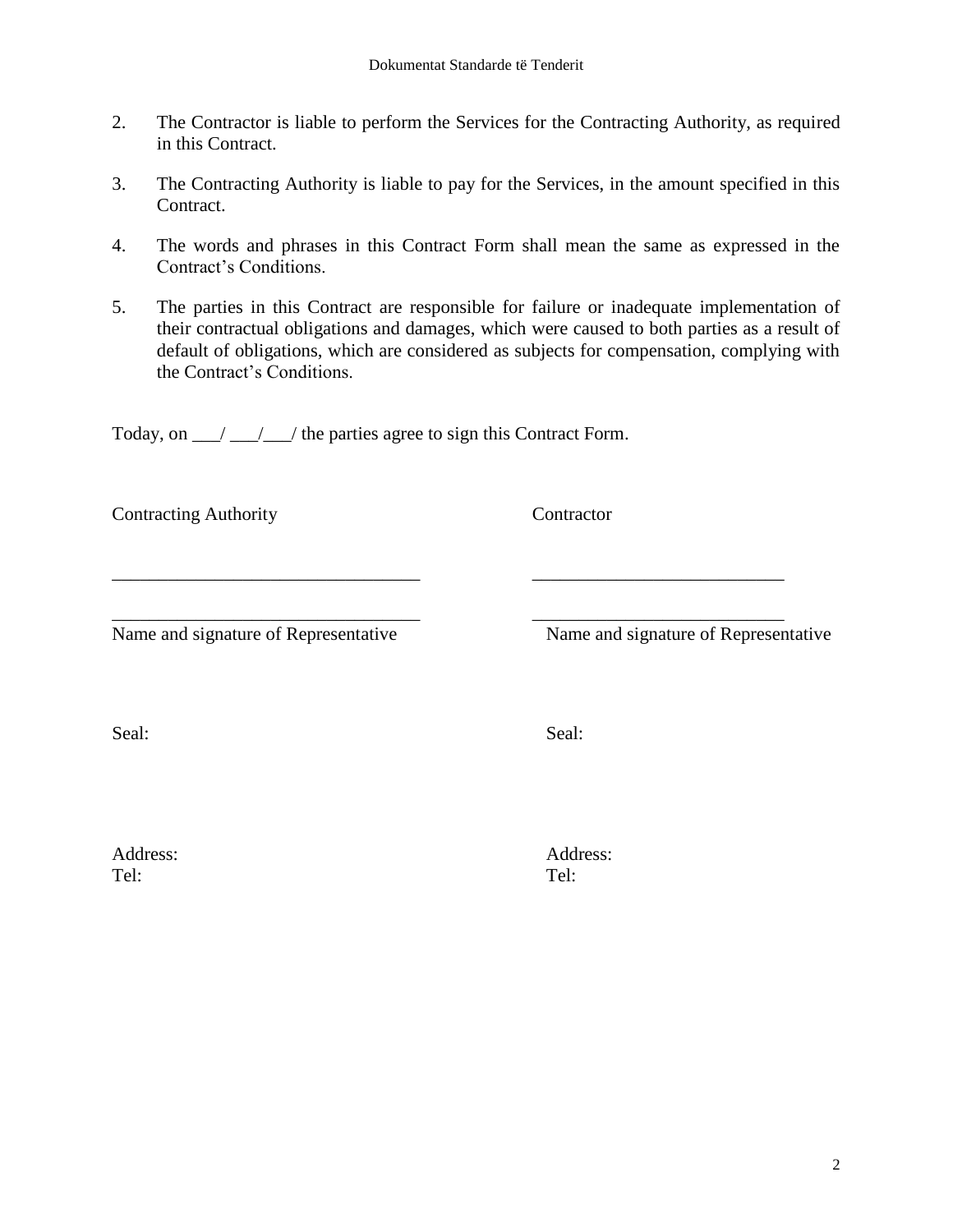2. The Contractor is liable to perform the Services for the Contracting Authority, as required in this Contract.

3. The Contracting Authority is liable to pay for the Services, in the amount specified in this Contract.

4. The words and phrases in this Contract Form shall mean the same as expressed in the Contract's Conditions.

5. The parties in this Contract are responsible for failure or inadequate implementation of their contractual obligations and damages, which were caused to both parties as a result of default of obligations, which are considered as subjects for compensation, complying with the Contract's Conditions.

Today, on ___/ ___/___/ the parties agree to sign this Contract Form.

| Contracting Authority | Contractor |
|---|---|
| _________________________________ | ___________________________ |
| _________________________________ | ___________________________ |
| Name and signature of Representative | Name and signature of Representative |
| Seal: | Seal: |
| Address: | Address: |
| Tel: | Tel: |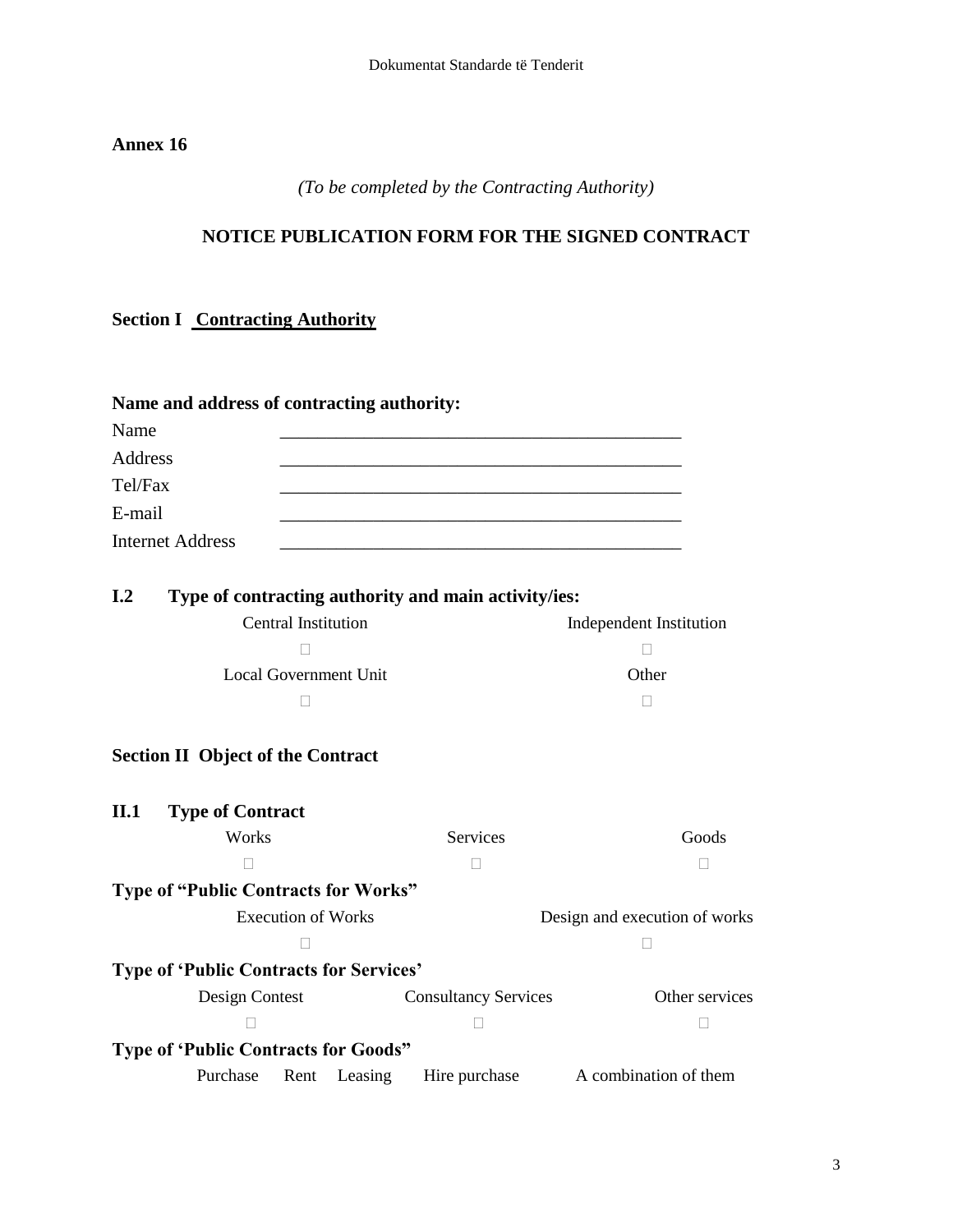**Annex 16**

*(To be completed by the Contracting Authority)*

## NOTICE PUBLICATION FORM FOR THE SIGNED CONTRACT

### Section I <u>Contracting Authority</u>

**Name and address of contracting authority:**

| | |
|---|---|
| Name | _____________________________________________ |
| Address | _____________________________________________ |
| Tel/Fax | _____________________________________________ |
| E-mail | _____________________________________________ |
| Internet Address | _____________________________________________ |

**I.2 Type of contracting authority and main activity/ies:**

| Central Institution | Independent Institution |
|---|---|
| □ | □ |
| Local Government Unit | Other |
| □ | □ |

### Section II Object of the Contract

**II.1 Type of Contract**

| Works | Services | Goods |
|---|---|---|
| □ | □ | □ |

**Type of "Public Contracts for Works"**

| Execution of Works | Design and execution of works |
|---|---|
| □ | □ |

**Type of 'Public Contracts for Services'**

| Design Contest | Consultancy Services | Other services |
|---|---|---|
| □ | □ | □ |

**Type of 'Public Contracts for Goods"**

| Purchase | Rent | Leasing | Hire purchase | A combination of them |
|---|---|---|---|---|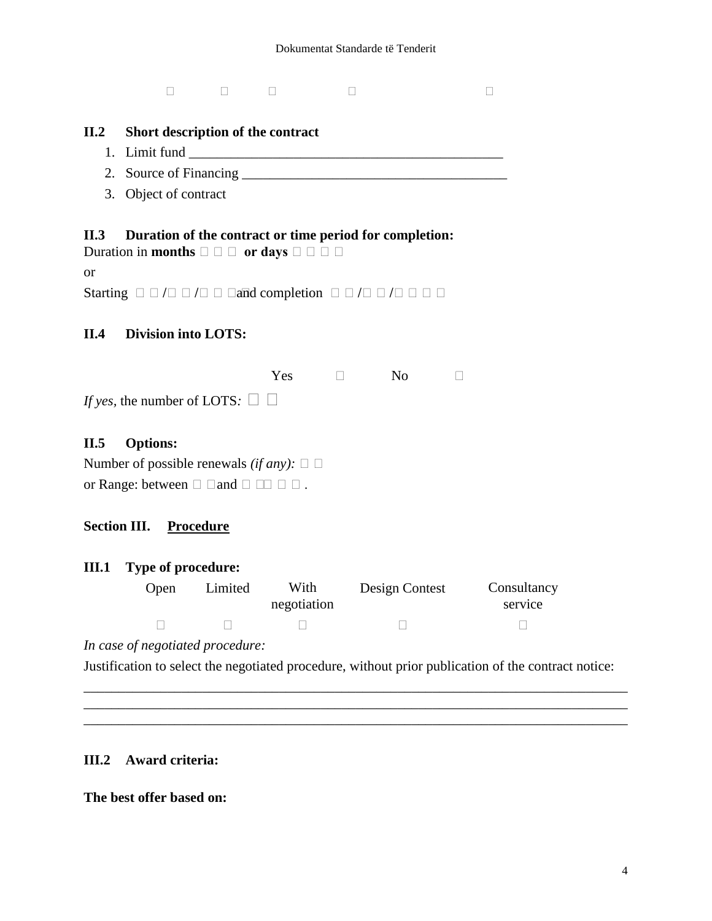□ □ □ □ □

**II.2 Short description of the contract**

1. Limit fund _____________________________________________
2. Source of Financing _____________________________________
3. Object of contract

**II.3 Duration of the contract or time period for completion:**

Duration in **months** □ □ □ **or days** □ □ □ □

or

Starting □ □ /□ □ /□ □ □ □ and completion □ □ /□ □ /□ □ □ □

**II.4 Division into LOTS:**

Yes □ No □

*If yes,* the number of LOTS*:* □ □

**II.5 Options:**

Number of possible renewals *(if any):* □ □

or Range: between □ □ and □ □□ □ □ .

**Section III. Procedure**

**III.1 Type of procedure:**

| Open | Limited | With negotiation | Design Contest | Consultancy service |
|---|---|---|---|---|
| □ | □ | □ | □ | □ |

*In case of negotiated procedure:*

Justification to select the negotiated procedure, without prior publication of the contract notice:

_______________________________________________________________________________
_______________________________________________________________________________
_______________________________________________________________________________

**III.2 Award criteria:**

**The best offer based on:**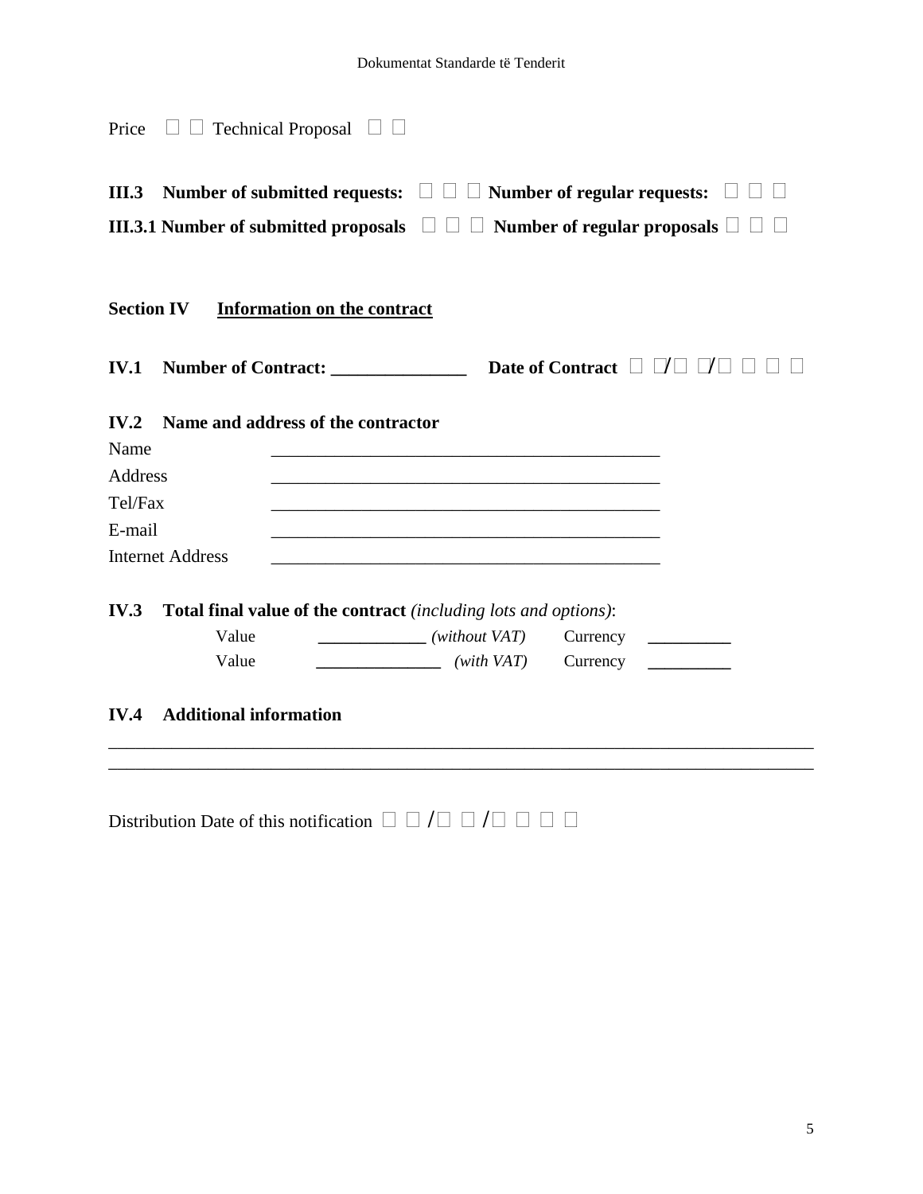Price □ □ Technical Proposal □ □

**III.3 Number of submitted requests:** □ □ □ **Number of regular requests:** □ □ □

**III.3.1 Number of submitted proposals** □ □ □ **Number of regular proposals** □ □ □

**Section IV** **<u>Information on the contract</u>**

**IV.1 Number of Contract: _______________** **Date of Contract** □ □/□ □/□ □ □ □

**IV.2 Name and address of the contractor**

Name ____________________________________________

Address ____________________________________________

Tel/Fax ____________________________________________

E-mail ____________________________________________

Internet Address ____________________________________________

**IV.3 Total final value of the contract** *(including lots and options)*:

Value _____________ *(without VAT)* Currency __________

Value _______________ *(with VAT)* Currency __________

**IV.4 Additional information**

________________________________________________________________________________

________________________________________________________________________________

Distribution Date of this notification □ □ /□ □ /□ □ □ □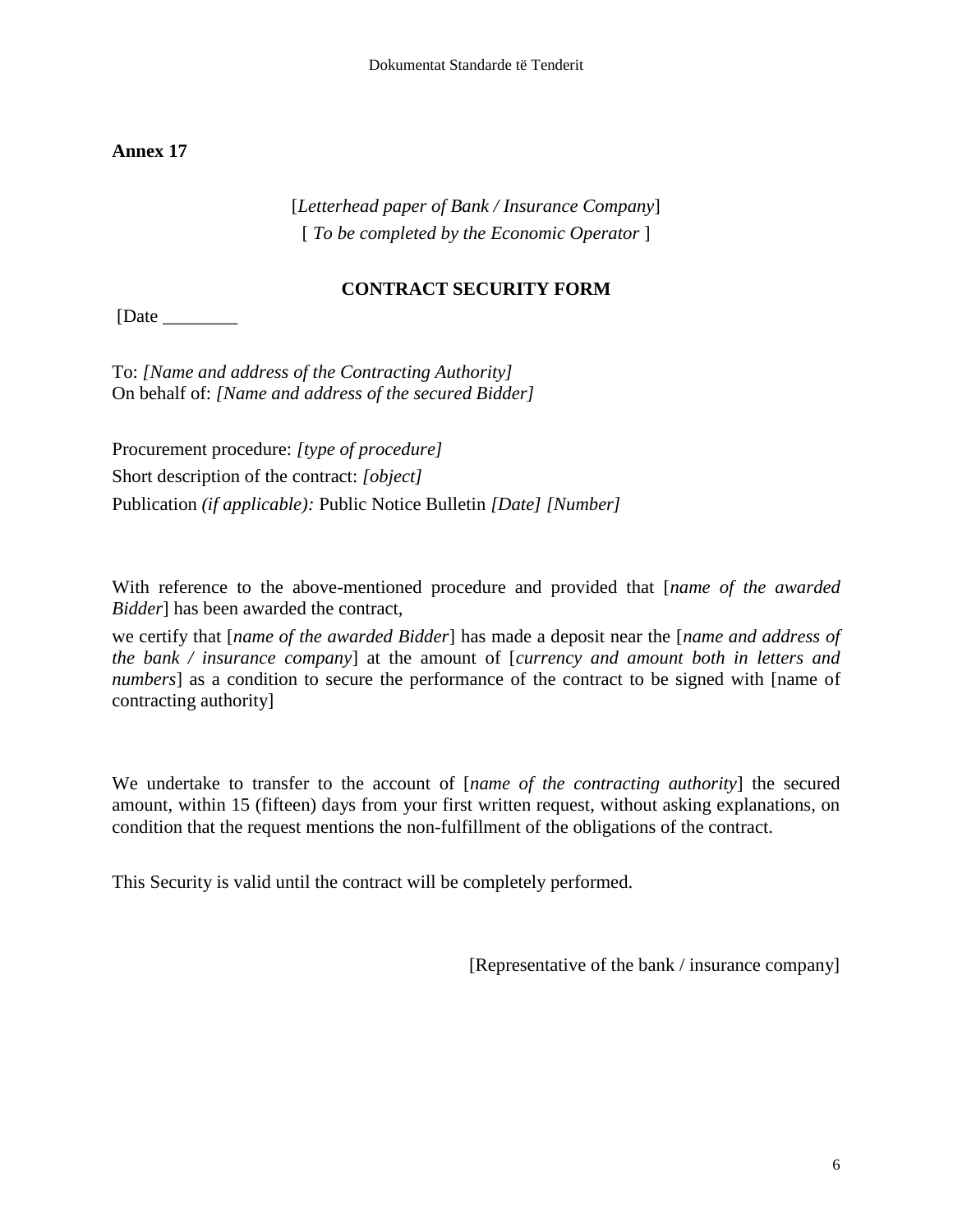**Annex 17**

[*Letterhead paper of Bank / Insurance Company*]
[ *To be completed by the Economic Operator* ]

**CONTRACT SECURITY FORM**

[Date ________

To: *[Name and address of the Contracting Authority]*
On behalf of: *[Name and address of the secured Bidder]*

Procurement procedure: *[type of procedure]*
Short description of the contract: *[object]*
Publication *(if applicable):* Public Notice Bulletin *[Date] [Number]*

With reference to the above-mentioned procedure and provided that [*name of the awarded Bidder*] has been awarded the contract,

we certify that [*name of the awarded Bidder*] has made a deposit near the [*name and address of the bank / insurance company*] at the amount of [*currency and amount both in letters and numbers*] as a condition to secure the performance of the contract to be signed with [name of contracting authority]

We undertake to transfer to the account of [*name of the contracting authority*] the secured amount, within 15 (fifteen) days from your first written request, without asking explanations, on condition that the request mentions the non-fulfillment of the obligations of the contract.

This Security is valid until the contract will be completely performed.

[Representative of the bank / insurance company]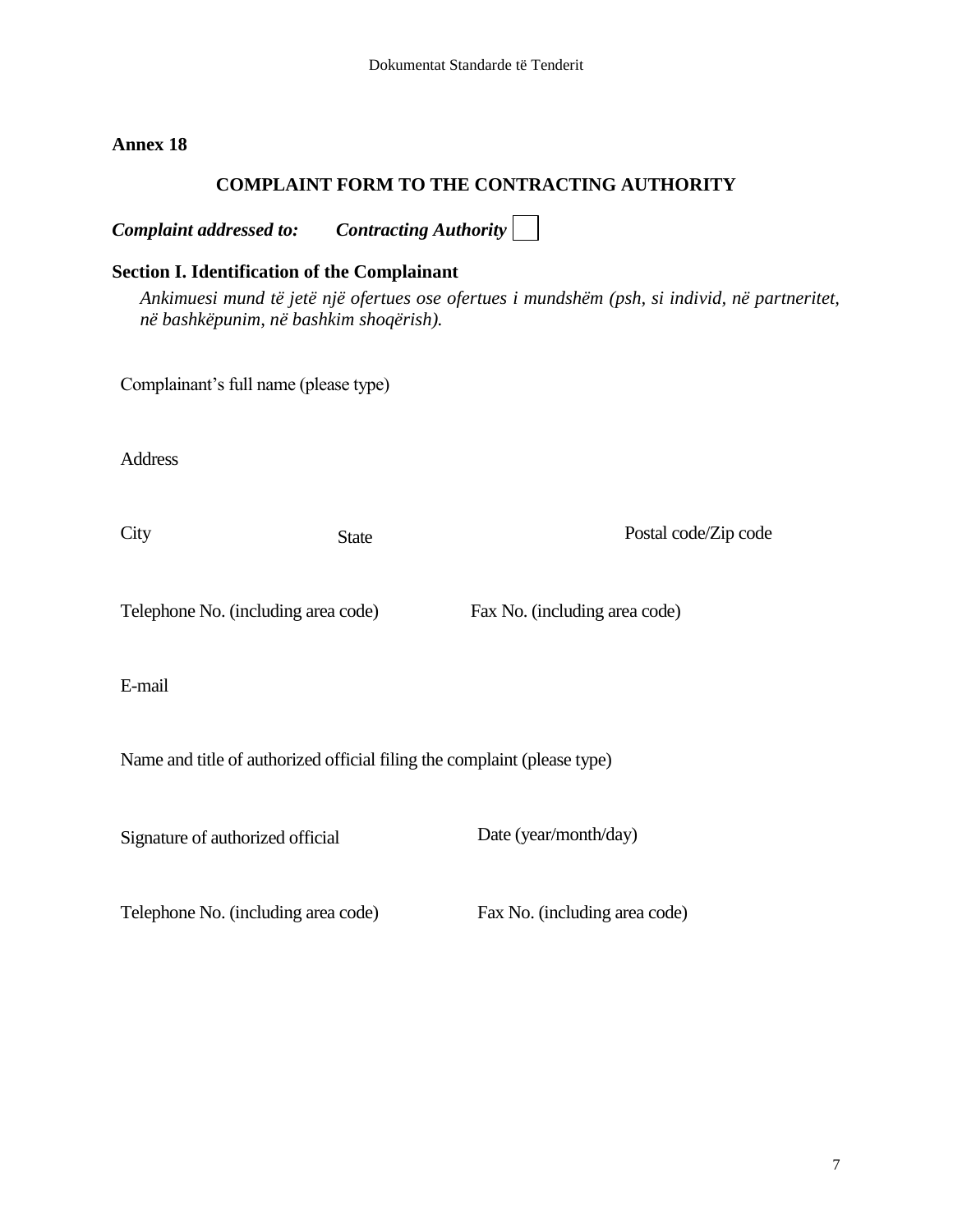**Annex 18**

## COMPLAINT FORM TO THE CONTRACTING AUTHORITY

***Complaint addressed to:*** ***Contracting Authority*** ☐

### Section I. Identification of the Complainant

*Ankimuesi mund të jetë një ofertues ose ofertues i mundshëm (psh, si individ, në partneritet, në bashkëpunim, në bashkim shoqërish).*

Complainant's full name (please type)

Address

City State Postal code/Zip code

Telephone No. (including area code) Fax No. (including area code)

E-mail

Name and title of authorized official filing the complaint (please type)

Signature of authorized official Date (year/month/day)

Telephone No. (including area code) Fax No. (including area code)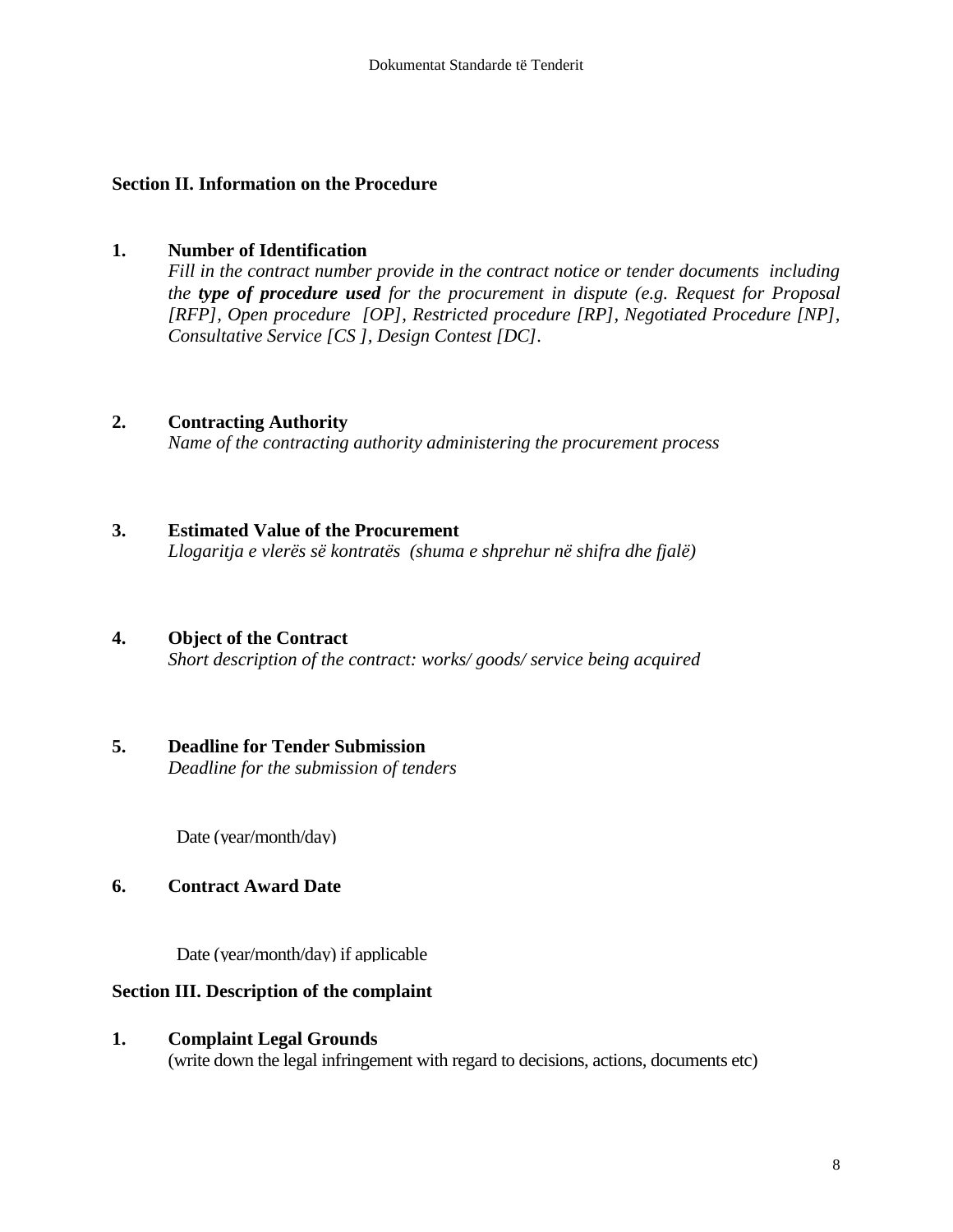**Section II. Information on the Procedure**

1. **Number of Identification**
   *Fill in the contract number provide in the contract notice or tender documents including the* ***type of procedure used*** *for the procurement in dispute (e.g. Request for Proposal [RFP], Open procedure [OP], Restricted procedure [RP], Negotiated Procedure [NP], Consultative Service [CS ], Design Contest [DC].*

2. **Contracting Authority**
   *Name of the contracting authority administering the procurement process*

3. **Estimated Value of the Procurement**
   *Llogaritja e vlerës së kontratës (shuma e shprehur në shifra dhe fjalë)*

4. **Object of the Contract**
   *Short description of the contract: works/ goods/ service being acquired*

5. **Deadline for Tender Submission**
   *Deadline for the submission of tenders*

   Date (year/month/day)

6. **Contract Award Date**

   Date (year/month/day) if applicable

**Section III. Description of the complaint**

1. **Complaint Legal Grounds**
   (write down the legal infringement with regard to decisions, actions, documents etc)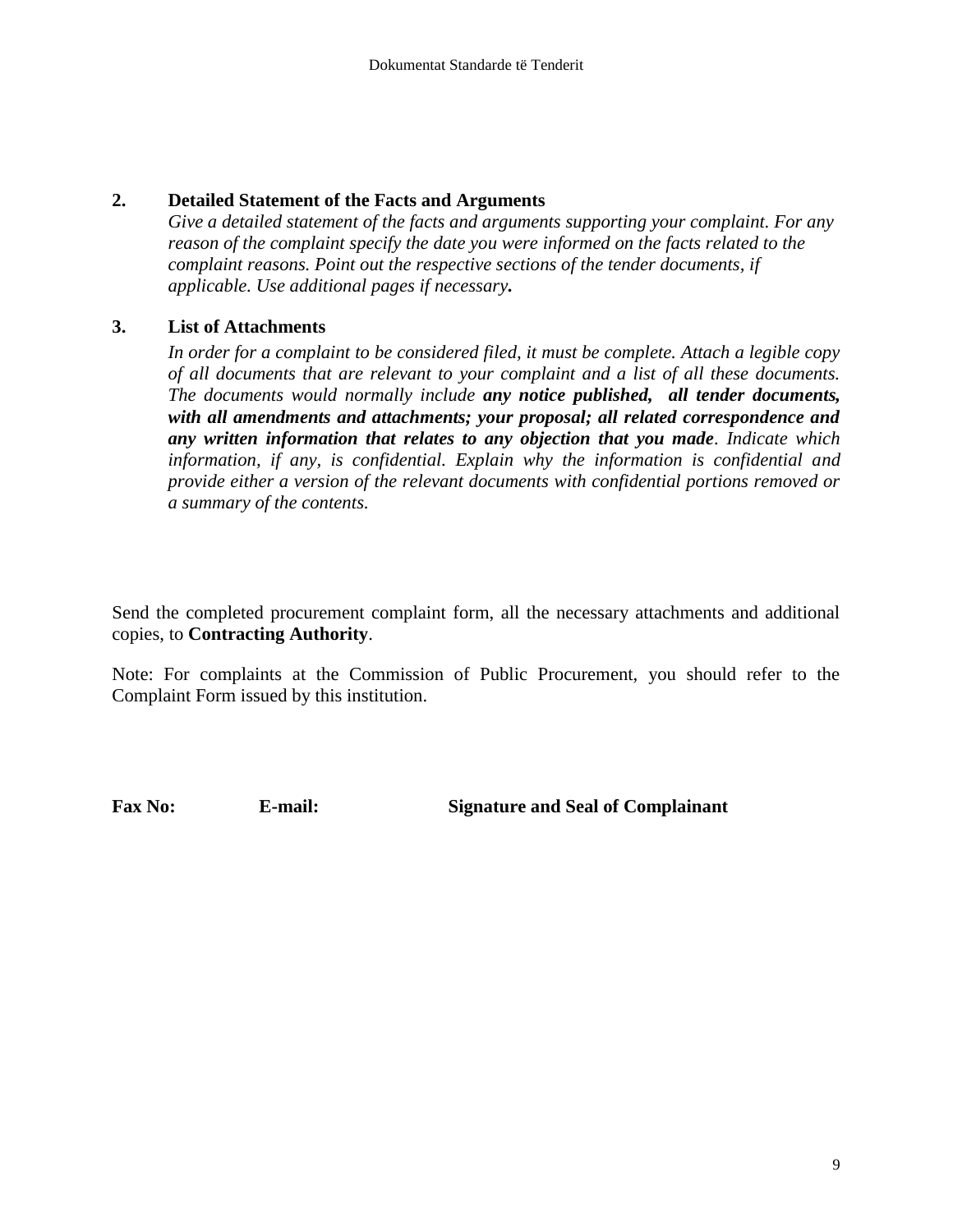**2. Detailed Statement of the Facts and Arguments**

*Give a detailed statement of the facts and arguments supporting your complaint. For any reason of the complaint specify the date you were informed on the facts related to the complaint reasons. Point out the respective sections of the tender documents, if applicable. Use additional pages if necessary.*

**3. List of Attachments**

*In order for a complaint to be considered filed, it must be complete. Attach a legible copy of all documents that are relevant to your complaint and a list of all these documents. The documents would normally include* ***any notice published, all tender documents, with all amendments and attachments; your proposal; all related correspondence and any written information that relates to any objection that you made****. Indicate which information, if any, is confidential. Explain why the information is confidential and provide either a version of the relevant documents with confidential portions removed or a summary of the contents.*

Send the completed procurement complaint form, all the necessary attachments and additional copies, to **Contracting Authority**.

Note: For complaints at the Commission of Public Procurement, you should refer to the Complaint Form issued by this institution.

**Fax No:** **E-mail:** **Signature and Seal of Complainant**